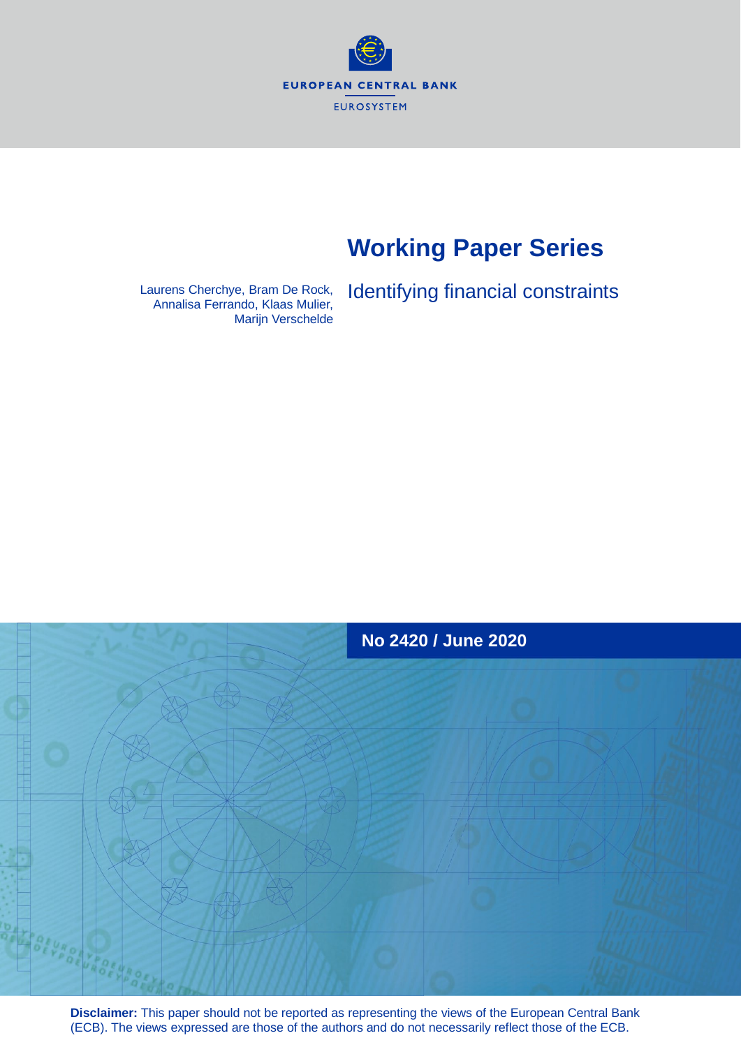EUROPEAN CENTRAL BANK

EUROSYSTEM

# Working Paper Series

Laurens Cherchye, Bram De Rock, Annalisa Ferrando, Klaas Mulier, Marijn Verschelde

## Identifying financial constraints

No 2420 / June 2020

**Disclaimer:** This paper should not be reported as representing the views of the European Central Bank (ECB). The views expressed are those of the authors and do not necessarily reflect those of the ECB.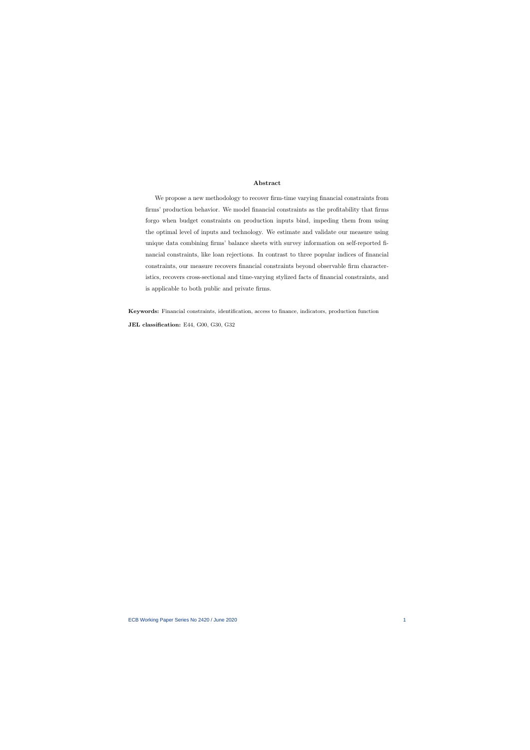## Abstract

We propose a new methodology to recover firm-time varying financial constraints from firms' production behavior. We model financial constraints as the profitability that firms forgo when budget constraints on production inputs bind, impeding them from using the optimal level of inputs and technology. We estimate and validate our measure using unique data combining firms' balance sheets with survey information on self-reported financial constraints, like loan rejections. In contrast to three popular indices of financial constraints, our measure recovers financial constraints beyond observable firm characteristics, recovers cross-sectional and time-varying stylized facts of financial constraints, and is applicable to both public and private firms.

**Keywords:** Financial constraints, identification, access to finance, indicators, production function

**JEL classification:** E44, G00, G30, G32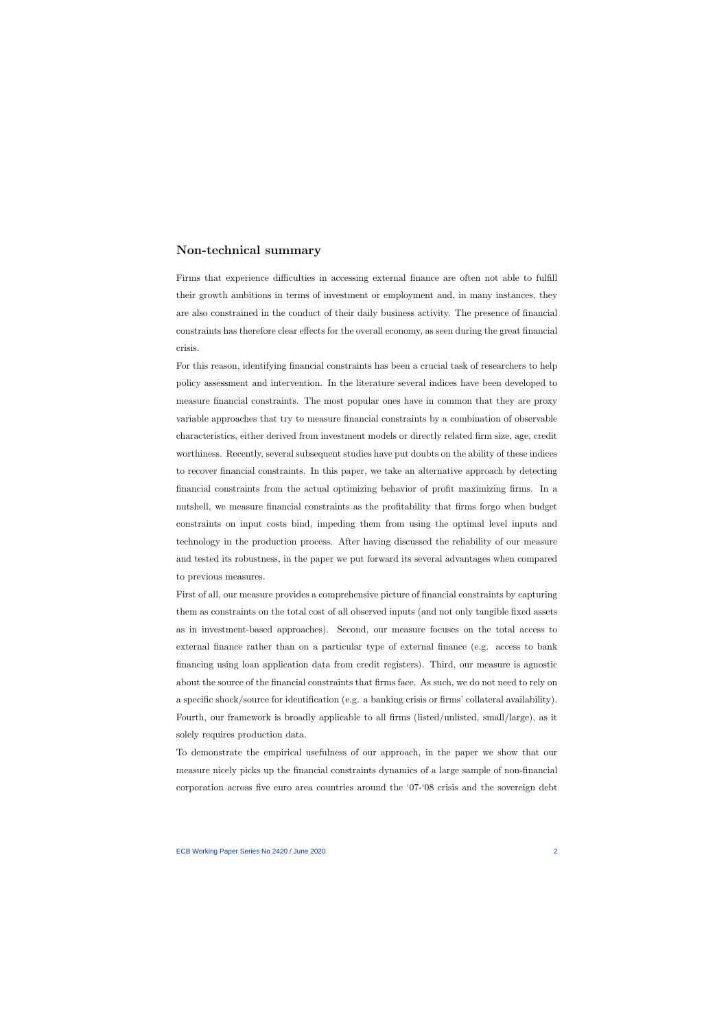## Non-technical summary

Firms that experience difficulties in accessing external finance are often not able to fulfill their growth ambitions in terms of investment or employment and, in many instances, they are also constrained in the conduct of their daily business activity. The presence of financial constraints has therefore clear effects for the overall economy, as seen during the great financial crisis.

For this reason, identifying financial constraints has been a crucial task of researchers to help policy assessment and intervention. In the literature several indices have been developed to measure financial constraints. The most popular ones have in common that they are proxy variable approaches that try to measure financial constraints by a combination of observable characteristics, either derived from investment models or directly related firm size, age, credit worthiness. Recently, several subsequent studies have put doubts on the ability of these indices to recover financial constraints. In this paper, we take an alternative approach by detecting financial constraints from the actual optimizing behavior of profit maximizing firms. In a nutshell, we measure financial constraints as the profitability that firms forgo when budget constraints on input costs bind, impeding them from using the optimal level inputs and technology in the production process. After having discussed the reliability of our measure and tested its robustness, in the paper we put forward its several advantages when compared to previous measures.

First of all, our measure provides a comprehensive picture of financial constraints by capturing them as constraints on the total cost of all observed inputs (and not only tangible fixed assets as in investment-based approaches). Second, our measure focuses on the total access to external finance rather than on a particular type of external finance (e.g. access to bank financing using loan application data from credit registers). Third, our measure is agnostic about the source of the financial constraints that firms face. As such, we do not need to rely on a specific shock/source for identification (e.g. a banking crisis or firms' collateral availability). Fourth, our framework is broadly applicable to all firms (listed/unlisted, small/large), as it solely requires production data.

To demonstrate the empirical usefulness of our approach, in the paper we show that our measure nicely picks up the financial constraints dynamics of a large sample of non-financial corporation across five euro area countries around the '07-'08 crisis and the sovereign debt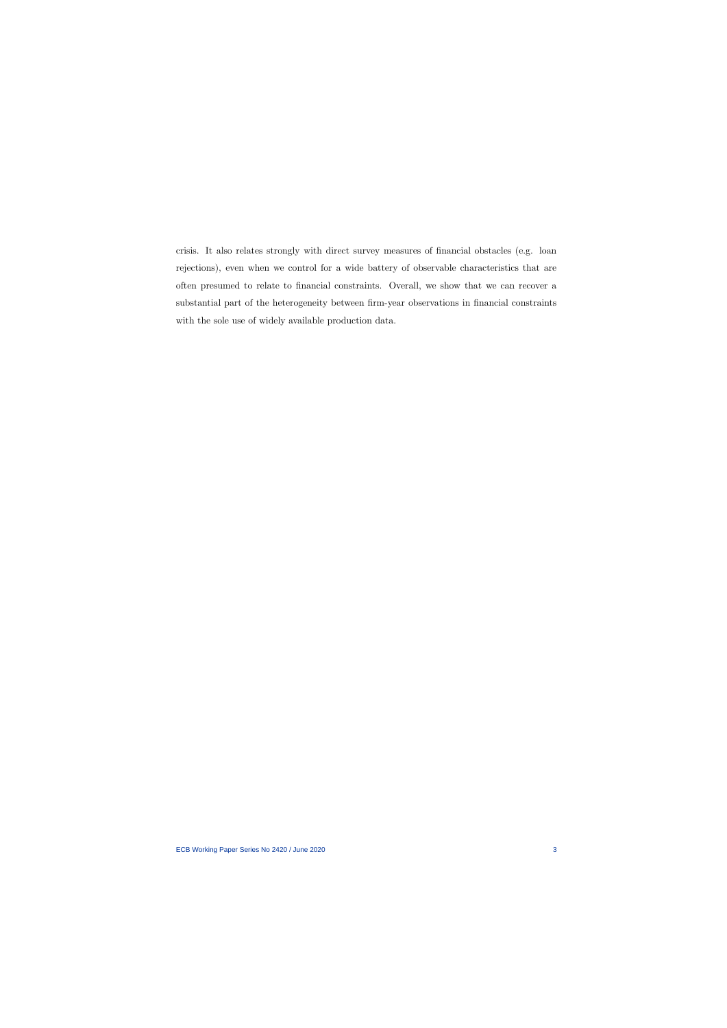crisis. It also relates strongly with direct survey measures of financial obstacles (e.g. loan rejections), even when we control for a wide battery of observable characteristics that are often presumed to relate to financial constraints. Overall, we show that we can recover a substantial part of the heterogeneity between firm-year observations in financial constraints with the sole use of widely available production data.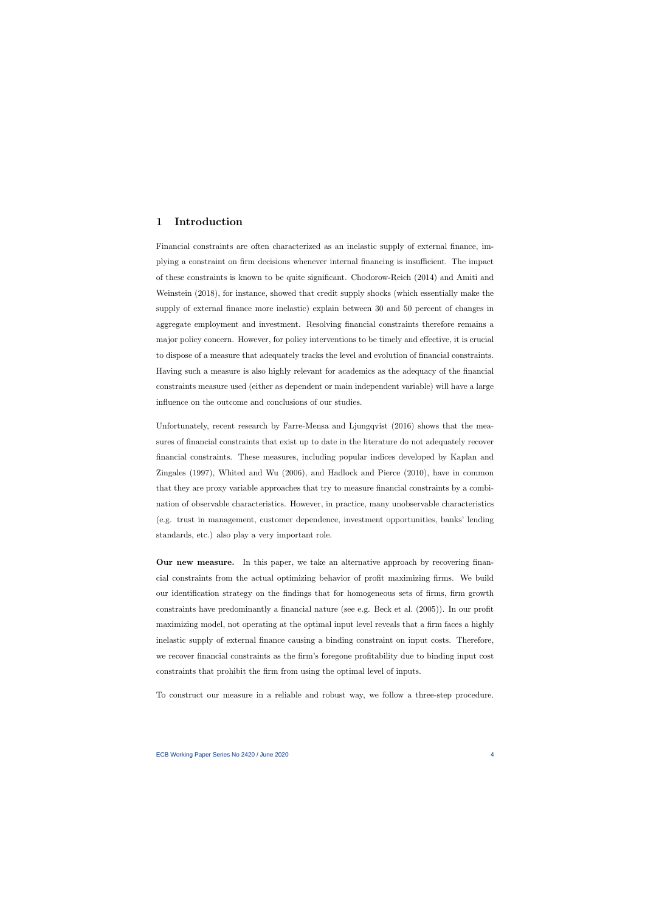# 1 Introduction

Financial constraints are often characterized as an inelastic supply of external finance, implying a constraint on firm decisions whenever internal financing is insufficient. The impact of these constraints is known to be quite significant. Chodorow-Reich (2014) and Amiti and Weinstein (2018), for instance, showed that credit supply shocks (which essentially make the supply of external finance more inelastic) explain between 30 and 50 percent of changes in aggregate employment and investment. Resolving financial constraints therefore remains a major policy concern. However, for policy interventions to be timely and effective, it is crucial to dispose of a measure that adequately tracks the level and evolution of financial constraints. Having such a measure is also highly relevant for academics as the adequacy of the financial constraints measure used (either as dependent or main independent variable) will have a large influence on the outcome and conclusions of our studies.

Unfortunately, recent research by Farre-Mensa and Ljungqvist (2016) shows that the measures of financial constraints that exist up to date in the literature do not adequately recover financial constraints. These measures, including popular indices developed by Kaplan and Zingales (1997), Whited and Wu (2006), and Hadlock and Pierce (2010), have in common that they are proxy variable approaches that try to measure financial constraints by a combination of observable characteristics. However, in practice, many unobservable characteristics (e.g. trust in management, customer dependence, investment opportunities, banks' lending standards, etc.) also play a very important role.

**Our new measure.** In this paper, we take an alternative approach by recovering financial constraints from the actual optimizing behavior of profit maximizing firms. We build our identification strategy on the findings that for homogeneous sets of firms, firm growth constraints have predominantly a financial nature (see e.g. Beck et al. (2005)). In our profit maximizing model, not operating at the optimal input level reveals that a firm faces a highly inelastic supply of external finance causing a binding constraint on input costs. Therefore, we recover financial constraints as the firm's foregone profitability due to binding input cost constraints that prohibit the firm from using the optimal level of inputs.

To construct our measure in a reliable and robust way, we follow a three-step procedure.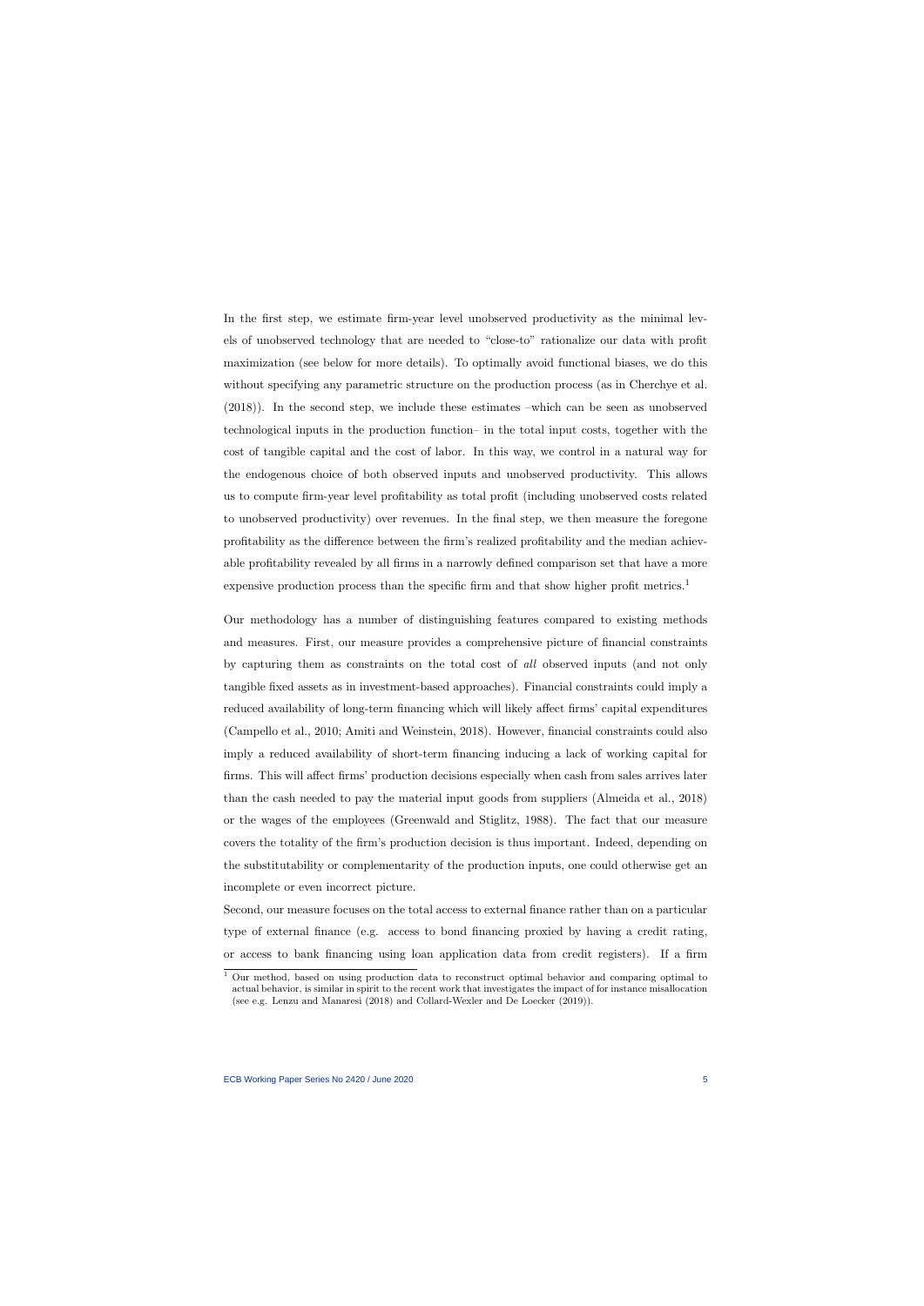In the first step, we estimate firm-year level unobserved productivity as the minimal levels of unobserved technology that are needed to "close-to" rationalize our data with profit maximization (see below for more details). To optimally avoid functional biases, we do this without specifying any parametric structure on the production process (as in Cherchye et al. (2018)). In the second step, we include these estimates –which can be seen as unobserved technological inputs in the production function– in the total input costs, together with the cost of tangible capital and the cost of labor. In this way, we control in a natural way for the endogenous choice of both observed inputs and unobserved productivity. This allows us to compute firm-year level profitability as total profit (including unobserved costs related to unobserved productivity) over revenues. In the final step, we then measure the foregone profitability as the difference between the firm's realized profitability and the median achievable profitability revealed by all firms in a narrowly defined comparison set that have a more expensive production process than the specific firm and that show higher profit metrics.[1]

Our methodology has a number of distinguishing features compared to existing methods and measures. First, our measure provides a comprehensive picture of financial constraints by capturing them as constraints on the total cost of *all* observed inputs (and not only tangible fixed assets as in investment-based approaches). Financial constraints could imply a reduced availability of long-term financing which will likely affect firms' capital expenditures (Campello et al., 2010; Amiti and Weinstein, 2018). However, financial constraints could also imply a reduced availability of short-term financing inducing a lack of working capital for firms. This will affect firms' production decisions especially when cash from sales arrives later than the cash needed to pay the material input goods from suppliers (Almeida et al., 2018) or the wages of the employees (Greenwald and Stiglitz, 1988). The fact that our measure covers the totality of the firm's production decision is thus important. Indeed, depending on the substitutability or complementarity of the production inputs, one could otherwise get an incomplete or even incorrect picture.

Second, our measure focuses on the total access to external finance rather than on a particular type of external finance (e.g. access to bond financing proxied by having a credit rating, or access to bank financing using loan application data from credit registers). If a firm

[1] Our method, based on using production data to reconstruct optimal behavior and comparing optimal to actual behavior, is similar in spirit to the recent work that investigates the impact of for instance misallocation (see e.g. Lenzu and Manaresi (2018) and Collard-Wexler and De Loecker (2019)).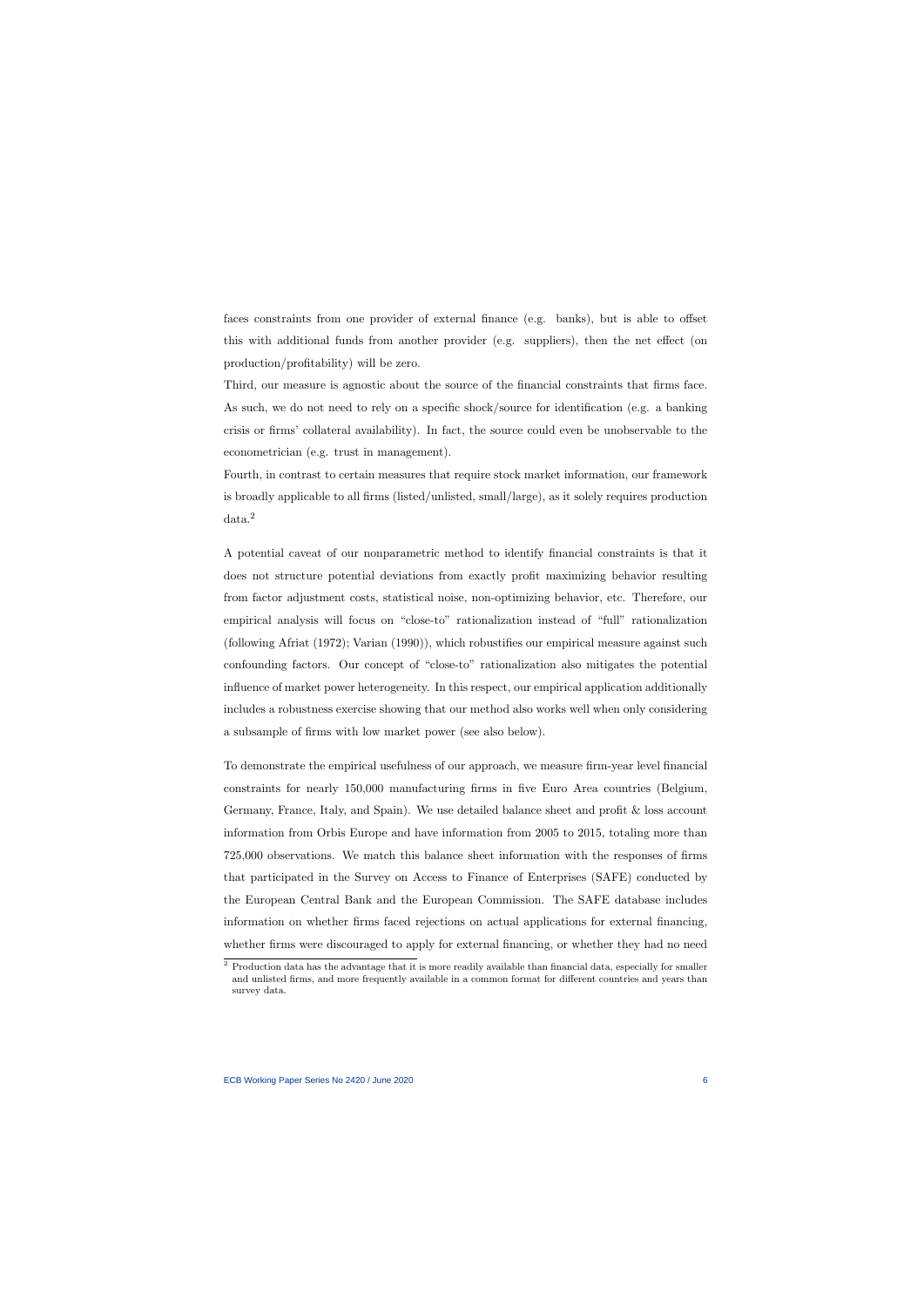faces constraints from one provider of external finance (e.g. banks), but is able to offset this with additional funds from another provider (e.g. suppliers), then the net effect (on production/profitability) will be zero.

Third, our measure is agnostic about the source of the financial constraints that firms face. As such, we do not need to rely on a specific shock/source for identification (e.g. a banking crisis or firms' collateral availability). In fact, the source could even be unobservable to the econometrician (e.g. trust in management).

Fourth, in contrast to certain measures that require stock market information, our framework is broadly applicable to all firms (listed/unlisted, small/large), as it solely requires production data.[2]

A potential caveat of our nonparametric method to identify financial constraints is that it does not structure potential deviations from exactly profit maximizing behavior resulting from factor adjustment costs, statistical noise, non-optimizing behavior, etc. Therefore, our empirical analysis will focus on "close-to" rationalization instead of "full" rationalization (following Afriat (1972); Varian (1990)), which robustifies our empirical measure against such confounding factors. Our concept of "close-to" rationalization also mitigates the potential influence of market power heterogeneity. In this respect, our empirical application additionally includes a robustness exercise showing that our method also works well when only considering a subsample of firms with low market power (see also below).

To demonstrate the empirical usefulness of our approach, we measure firm-year level financial constraints for nearly 150,000 manufacturing firms in five Euro Area countries (Belgium, Germany, France, Italy, and Spain). We use detailed balance sheet and profit & loss account information from Orbis Europe and have information from 2005 to 2015, totaling more than 725,000 observations. We match this balance sheet information with the responses of firms that participated in the Survey on Access to Finance of Enterprises (SAFE) conducted by the European Central Bank and the European Commission. The SAFE database includes information on whether firms faced rejections on actual applications for external financing, whether firms were discouraged to apply for external financing, or whether they had no need

[2] Production data has the advantage that it is more readily available than financial data, especially for smaller and unlisted firms, and more frequently available in a common format for different countries and years than survey data.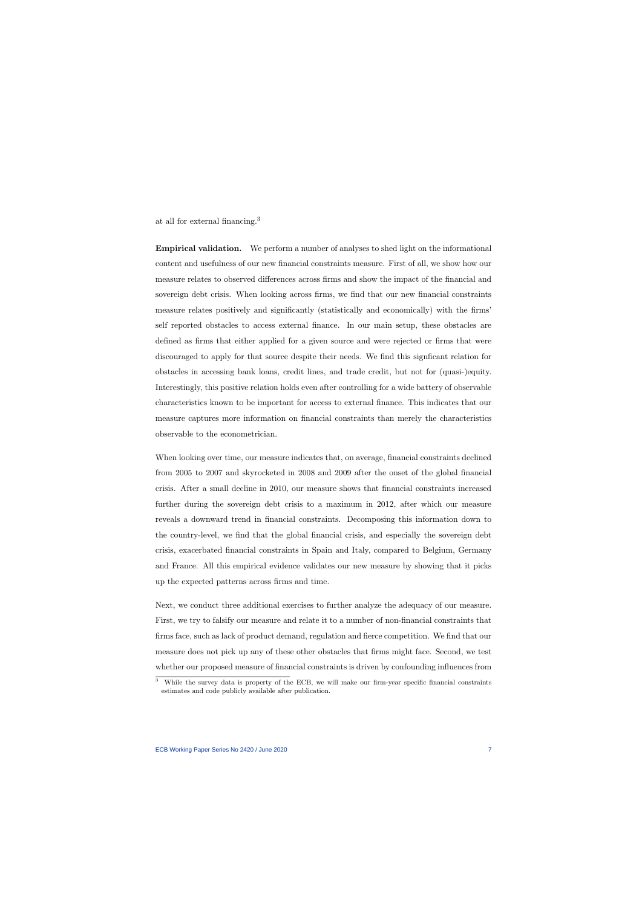at all for external financing.[3]

**Empirical validation.** We perform a number of analyses to shed light on the informational content and usefulness of our new financial constraints measure. First of all, we show how our measure relates to observed differences across firms and show the impact of the financial and sovereign debt crisis. When looking across firms, we find that our new financial constraints measure relates positively and significantly (statistically and economically) with the firms' self reported obstacles to access external finance. In our main setup, these obstacles are defined as firms that either applied for a given source and were rejected or firms that were discouraged to apply for that source despite their needs. We find this signficant relation for obstacles in accessing bank loans, credit lines, and trade credit, but not for (quasi-)equity. Interestingly, this positive relation holds even after controlling for a wide battery of observable characteristics known to be important for access to external finance. This indicates that our measure captures more information on financial constraints than merely the characteristics observable to the econometrician.

When looking over time, our measure indicates that, on average, financial constraints declined from 2005 to 2007 and skyrocketed in 2008 and 2009 after the onset of the global financial crisis. After a small decline in 2010, our measure shows that financial constraints increased further during the sovereign debt crisis to a maximum in 2012, after which our measure reveals a downward trend in financial constraints. Decomposing this information down to the country-level, we find that the global financial crisis, and especially the sovereign debt crisis, exacerbated financial constraints in Spain and Italy, compared to Belgium, Germany and France. All this empirical evidence validates our new measure by showing that it picks up the expected patterns across firms and time.

Next, we conduct three additional exercises to further analyze the adequacy of our measure. First, we try to falsify our measure and relate it to a number of non-financial constraints that firms face, such as lack of product demand, regulation and fierce competition. We find that our measure does not pick up any of these other obstacles that firms might face. Second, we test whether our proposed measure of financial constraints is driven by confounding influences from

[3] While the survey data is property of the ECB, we will make our firm-year specific financial constraints estimates and code publicly available after publication.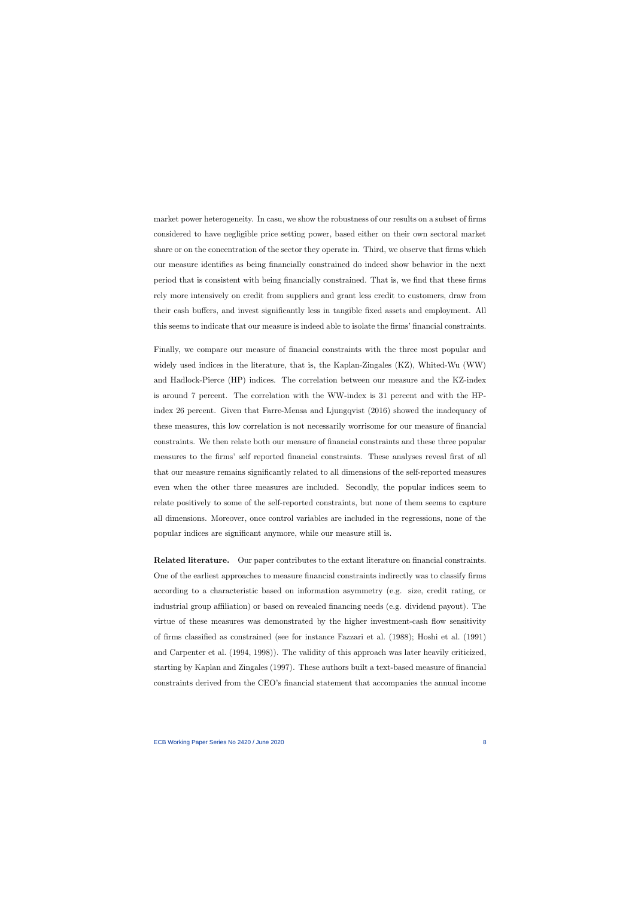market power heterogeneity. In casu, we show the robustness of our results on a subset of firms considered to have negligible price setting power, based either on their own sectoral market share or on the concentration of the sector they operate in. Third, we observe that firms which our measure identifies as being financially constrained do indeed show behavior in the next period that is consistent with being financially constrained. That is, we find that these firms rely more intensively on credit from suppliers and grant less credit to customers, draw from their cash buffers, and invest significantly less in tangible fixed assets and employment. All this seems to indicate that our measure is indeed able to isolate the firms' financial constraints.

Finally, we compare our measure of financial constraints with the three most popular and widely used indices in the literature, that is, the Kaplan-Zingales (KZ), Whited-Wu (WW) and Hadlock-Pierce (HP) indices. The correlation between our measure and the KZ-index is around 7 percent. The correlation with the WW-index is 31 percent and with the HP-index 26 percent. Given that Farre-Mensa and Ljungqvist (2016) showed the inadequacy of these measures, this low correlation is not necessarily worrisome for our measure of financial constraints. We then relate both our measure of financial constraints and these three popular measures to the firms' self reported financial constraints. These analyses reveal first of all that our measure remains significantly related to all dimensions of the self-reported measures even when the other three measures are included. Secondly, the popular indices seem to relate positively to some of the self-reported constraints, but none of them seems to capture all dimensions. Moreover, once control variables are included in the regressions, none of the popular indices are significant anymore, while our measure still is.

**Related literature.** Our paper contributes to the extant literature on financial constraints. One of the earliest approaches to measure financial constraints indirectly was to classify firms according to a characteristic based on information asymmetry (e.g. size, credit rating, or industrial group affiliation) or based on revealed financing needs (e.g. dividend payout). The virtue of these measures was demonstrated by the higher investment-cash flow sensitivity of firms classified as constrained (see for instance Fazzari et al. (1988); Hoshi et al. (1991) and Carpenter et al. (1994, 1998)). The validity of this approach was later heavily criticized, starting by Kaplan and Zingales (1997). These authors built a text-based measure of financial constraints derived from the CEO's financial statement that accompanies the annual income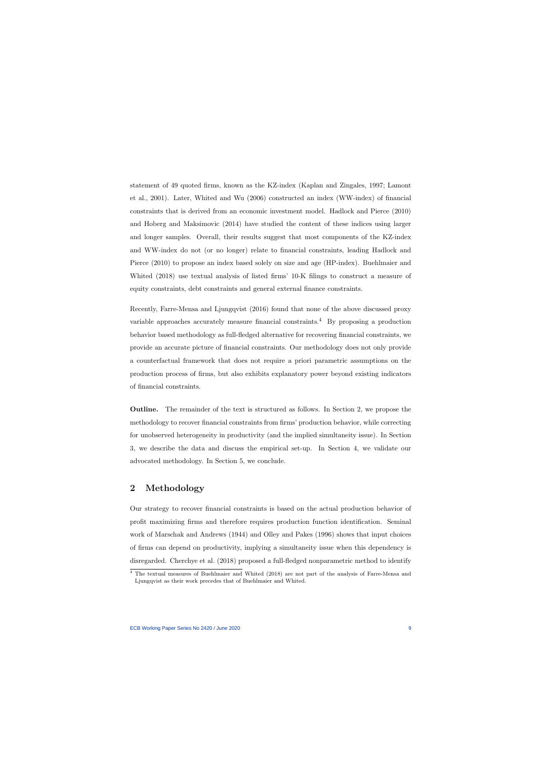statement of 49 quoted firms, known as the KZ-index (Kaplan and Zingales, 1997; Lamont et al., 2001). Later, Whited and Wu (2006) constructed an index (WW-index) of financial constraints that is derived from an economic investment model. Hadlock and Pierce (2010) and Hoberg and Maksimovic (2014) have studied the content of these indices using larger and longer samples. Overall, their results suggest that most components of the KZ-index and WW-index do not (or no longer) relate to financial constraints, leading Hadlock and Pierce (2010) to propose an index based solely on size and age (HP-index). Buehlmaier and Whited (2018) use textual analysis of listed firms' 10-K filings to construct a measure of equity constraints, debt constraints and general external finance constraints.

Recently, Farre-Mensa and Ljungqvist (2016) found that none of the above discussed proxy variable approaches accurately measure financial constraints.[4] By proposing a production behavior based methodology as full-fledged alternative for recovering financial constraints, we provide an accurate picture of financial constraints. Our methodology does not only provide a counterfactual framework that does not require a priori parametric assumptions on the production process of firms, but also exhibits explanatory power beyond existing indicators of financial constraints.

**Outline.** The remainder of the text is structured as follows. In Section 2, we propose the methodology to recover financial constraints from firms' production behavior, while correcting for unobserved heterogeneity in productivity (and the implied simultaneity issue). In Section 3, we describe the data and discuss the empirical set-up. In Section 4, we validate our advocated methodology. In Section 5, we conclude.

## 2 Methodology

Our strategy to recover financial constraints is based on the actual production behavior of profit maximizing firms and therefore requires production function identification. Seminal work of Marschak and Andrews (1944) and Olley and Pakes (1996) shows that input choices of firms can depend on productivity, implying a simultaneity issue when this dependency is disregarded. Cherchye et al. (2018) proposed a full-fledged nonparametric method to identify

[4] The textual measures of Buehlmaier and Whited (2018) are not part of the analysis of Farre-Mensa and Ljungqvist as their work precedes that of Buehlmaier and Whited.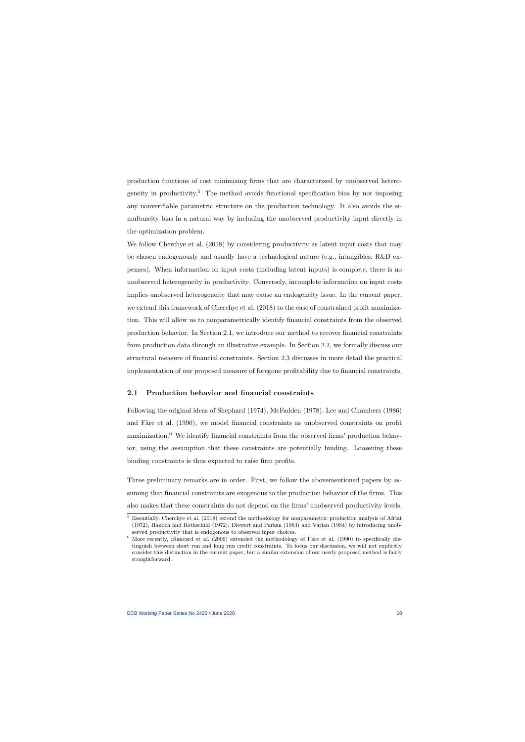production functions of cost minimizing firms that are characterized by unobserved heterogeneity in productivity.[5] The method avoids functional specification bias by not imposing any nonverifiable parametric structure on the production technology. It also avoids the simultaneity bias in a natural way by including the unobserved productivity input directly in the optimization problem.

We follow Cherchye et al. (2018) by considering productivity as latent input costs that may be chosen endogenously and usually have a technological nature (e.g., intangibles, R&D expenses). When information on input costs (including latent inputs) is complete, there is no unobserved heterogeneity in productivity. Conversely, incomplete information on input costs implies unobserved heterogeneity that may cause an endogeneity issue. In the current paper, we extend this framework of Cherchye et al. (2018) to the case of constrained profit maximization. This will allow us to nonparametrically identify financial constraints from the observed production behavior. In Section 2.1, we introduce our method to recover financial constraints from production data through an illustrative example. In Section 2.2, we formally discuss our structural measure of financial constraints. Section 2.3 discusses in more detail the practical implementation of our proposed measure of foregone profitability due to financial constraints.

## 2.1 Production behavior and financial constraints

Following the original ideas of Shephard (1974), McFadden (1978), Lee and Chambers (1986) and Färe et al. (1990), we model financial constraints as unobserved constraints on profit maximization.[6] We identify financial constraints from the observed firms' production behavior, using the assumption that these constraints are potentially binding. Loosening these binding constraints is thus expected to raise firm profits.

Three preliminary remarks are in order. First, we follow the abovementioned papers by assuming that financial constraints are exogenous to the production behavior of the firms. This also makes that these constraints do not depend on the firms' unobserved productivity levels.

[5] Essentially, Cherchye et al. (2018) extend the methodology for nonparametric production analysis of Afriat (1972), Hanoch and Rothschild (1972), Diewert and Parkan (1983) and Varian (1984) by introducing unobserved productivity that is endogenous to observed input choices.

[6] More recently, Blancard et al. (2006) extended the methodology of Färe et al. (1990) to specifically distinguish between short run and long run credit constraints. To focus our discussion, we will not explicitly consider this distinction in the current paper, but a similar extension of our newly proposed method is fairly straightforward.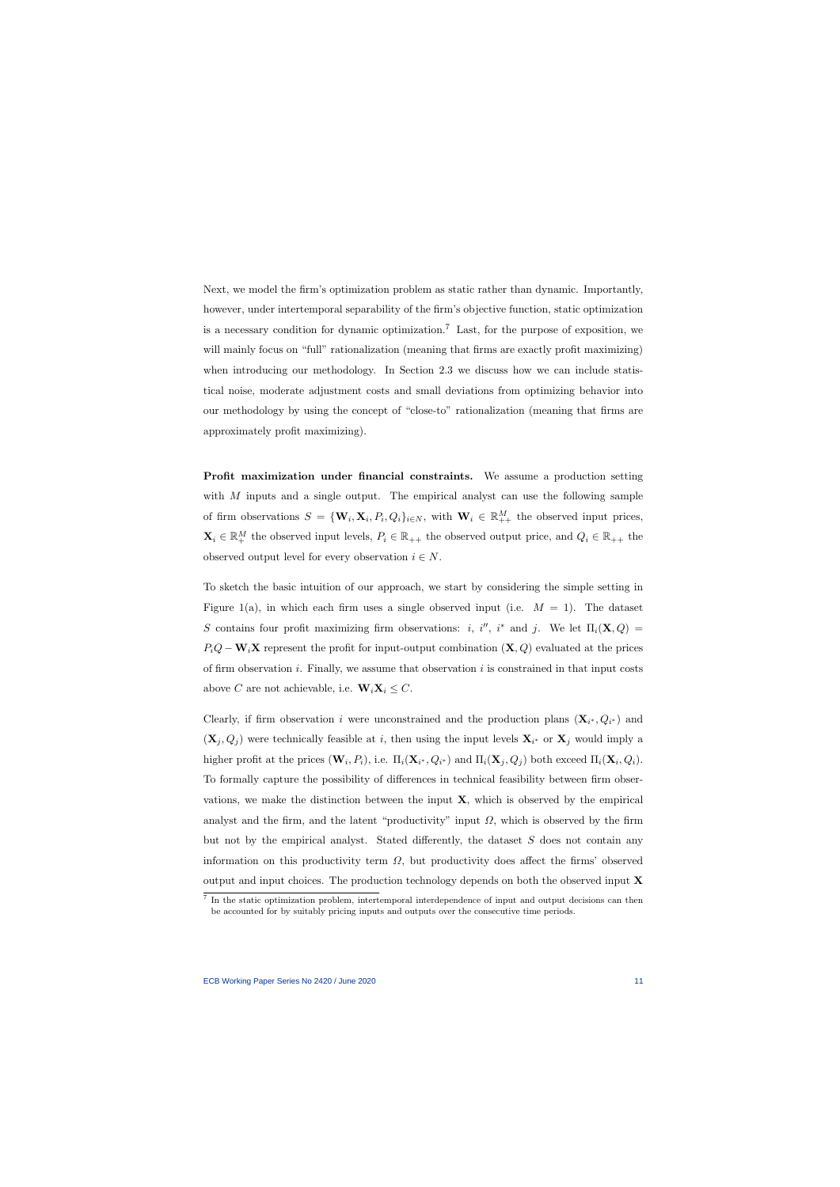Next, we model the firm's optimization problem as static rather than dynamic. Importantly, however, under intertemporal separability of the firm's objective function, static optimization is a necessary condition for dynamic optimization.[7] Last, for the purpose of exposition, we will mainly focus on "full" rationalization (meaning that firms are exactly profit maximizing) when introducing our methodology. In Section 2.3 we discuss how we can include statistical noise, moderate adjustment costs and small deviations from optimizing behavior into our methodology by using the concept of "close-to" rationalization (meaning that firms are approximately profit maximizing).

**Profit maximization under financial constraints.** We assume a production setting with $M$ inputs and a single output. The empirical analyst can use the following sample of firm observations $S = \{\mathbf{W}_i, \mathbf{X}_i, P_i, Q_i\}_{i \in N}$, with $\mathbf{W}_i \in \mathbb{R}^M_{++}$ the observed input prices, $\mathbf{X}_i \in \mathbb{R}^M_+$ the observed input levels, $P_i \in \mathbb{R}_{++}$ the observed output price, and $Q_i \in \mathbb{R}_{++}$ the observed output level for every observation $i \in N$.

To sketch the basic intuition of our approach, we start by considering the simple setting in Figure 1(a), in which each firm uses a single observed input (i.e. $M = 1$). The dataset $S$ contains four profit maximizing firm observations: $i$, $i''$, $i^*$ and $j$. We let $\Pi_i(\mathbf{X}, Q) = P_i Q - \mathbf{W}_i \mathbf{X}$ represent the profit for input-output combination $(\mathbf{X}, Q)$ evaluated at the prices of firm observation $i$. Finally, we assume that observation $i$ is constrained in that input costs above $C$ are not achievable, i.e. $\mathbf{W}_i \mathbf{X}_i \leq C$.

Clearly, if firm observation $i$ were unconstrained and the production plans $(\mathbf{X}_{i^*}, Q_{i^*})$ and $(\mathbf{X}_j, Q_j)$ were technically feasible at $i$, then using the input levels $\mathbf{X}_{i^*}$ or $\mathbf{X}_j$ would imply a higher profit at the prices $(\mathbf{W}_i, P_i)$, i.e. $\Pi_i(\mathbf{X}_{i^*}, Q_{i^*})$ and $\Pi_i(\mathbf{X}_j, Q_j)$ both exceed $\Pi_i(\mathbf{X}_i, Q_i)$. To formally capture the possibility of differences in technical feasibility between firm observations, we make the distinction between the input $\mathbf{X}$, which is observed by the empirical analyst and the firm, and the latent "productivity" input $\Omega$, which is observed by the firm but not by the empirical analyst. Stated differently, the dataset $S$ does not contain any information on this productivity term $\Omega$, but productivity does affect the firms' observed output and input choices. The production technology depends on both the observed input $\mathbf{X}$

[7] In the static optimization problem, intertemporal interdependence of input and output decisions can then be accounted for by suitably pricing inputs and outputs over the consecutive time periods.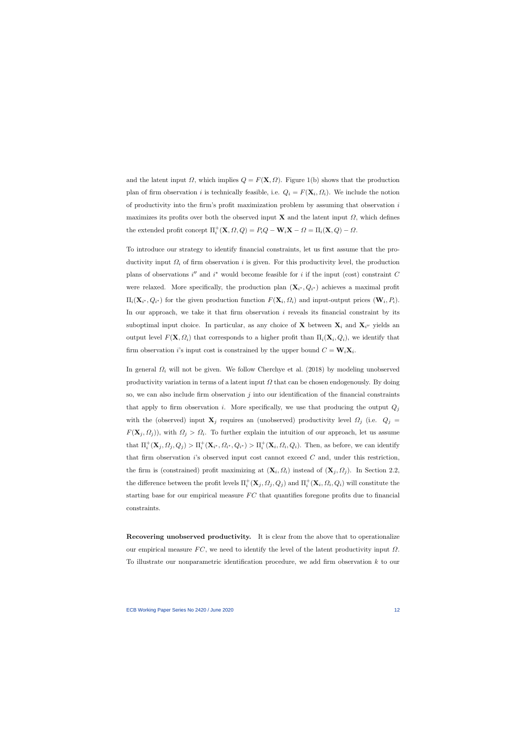and the latent input $\Omega$, which implies $Q = F(\mathbf{X}, \Omega)$. Figure 1(b) shows that the production plan of firm observation $i$ is technically feasible, i.e. $Q_i = F(\mathbf{X}_i, \Omega_i)$. We include the notion of productivity into the firm's profit maximization problem by assuming that observation $i$ maximizes its profits over both the observed input $\mathbf{X}$ and the latent input $\Omega$, which defines the extended profit concept $\Pi_i^+(\mathbf{X}, \Omega, Q) = P_i Q - \mathbf{W}_i \mathbf{X} - \Omega = \Pi_i(\mathbf{X}, Q) - \Omega$.

To introduce our strategy to identify financial constraints, let us first assume that the productivity input $\Omega_i$ of firm observation $i$ is given. For this productivity level, the production plans of observations $i''$ and $i^*$ would become feasible for $i$ if the input (cost) constraint $C$ were relaxed. More specifically, the production plan $(\mathbf{X}_{i^*}, Q_{i^*})$ achieves a maximal profit $\Pi_i(\mathbf{X}_{i^*}, Q_{i^*})$ for the given production function $F(\mathbf{X}_i, \Omega_i)$ and input-output prices $(\mathbf{W}_i, P_i)$. In our approach, we take it that firm observation $i$ reveals its financial constraint by its suboptimal input choice. In particular, as any choice of $\mathbf{X}$ between $\mathbf{X}_i$ and $\mathbf{X}_{i''}$ yields an output level $F(\mathbf{X}, \Omega_i)$ that corresponds to a higher profit than $\Pi_i(\mathbf{X}_i, Q_i)$, we identify that firm observation $i$'s input cost is constrained by the upper bound $C = \mathbf{W}_i \mathbf{X}_i$.

In general $\Omega_i$ will not be given. We follow Cherchye et al. (2018) by modeling unobserved productivity variation in terms of a latent input $\Omega$ that can be chosen endogenously. By doing so, we can also include firm observation $j$ into our identification of the financial constraints that apply to firm observation $i$. More specifically, we use that producing the output $Q_j$ with the (observed) input $\mathbf{X}_j$ requires an (unobserved) productivity level $\Omega_j$ (i.e. $Q_j = F(\mathbf{X}_j, \Omega_j)$), with $\Omega_j > \Omega_i$. To further explain the intuition of our approach, let us assume that $\Pi_i^+(\mathbf{X}_j, \Omega_j, Q_j) > \Pi_i^+(\mathbf{X}_{i^*}, \Omega_{i^*}, Q_{i^*}) > \Pi_i^+(\mathbf{X}_i, \Omega_i, Q_i)$. Then, as before, we can identify that firm observation $i$'s observed input cost cannot exceed $C$ and, under this restriction, the firm is (constrained) profit maximizing at $(\mathbf{X}_i, \Omega_i)$ instead of $(\mathbf{X}_j, \Omega_j)$. In Section 2.2, the difference between the profit levels $\Pi_i^+(\mathbf{X}_j, \Omega_j, Q_j)$ and $\Pi_i^+(\mathbf{X}_i, \Omega_i, Q_i)$ will constitute the starting base for our empirical measure $FC$ that quantifies foregone profits due to financial constraints.

**Recovering unobserved productivity.** It is clear from the above that to operationalize our empirical measure $FC$, we need to identify the level of the latent productivity input $\Omega$. To illustrate our nonparametric identification procedure, we add firm observation $k$ to our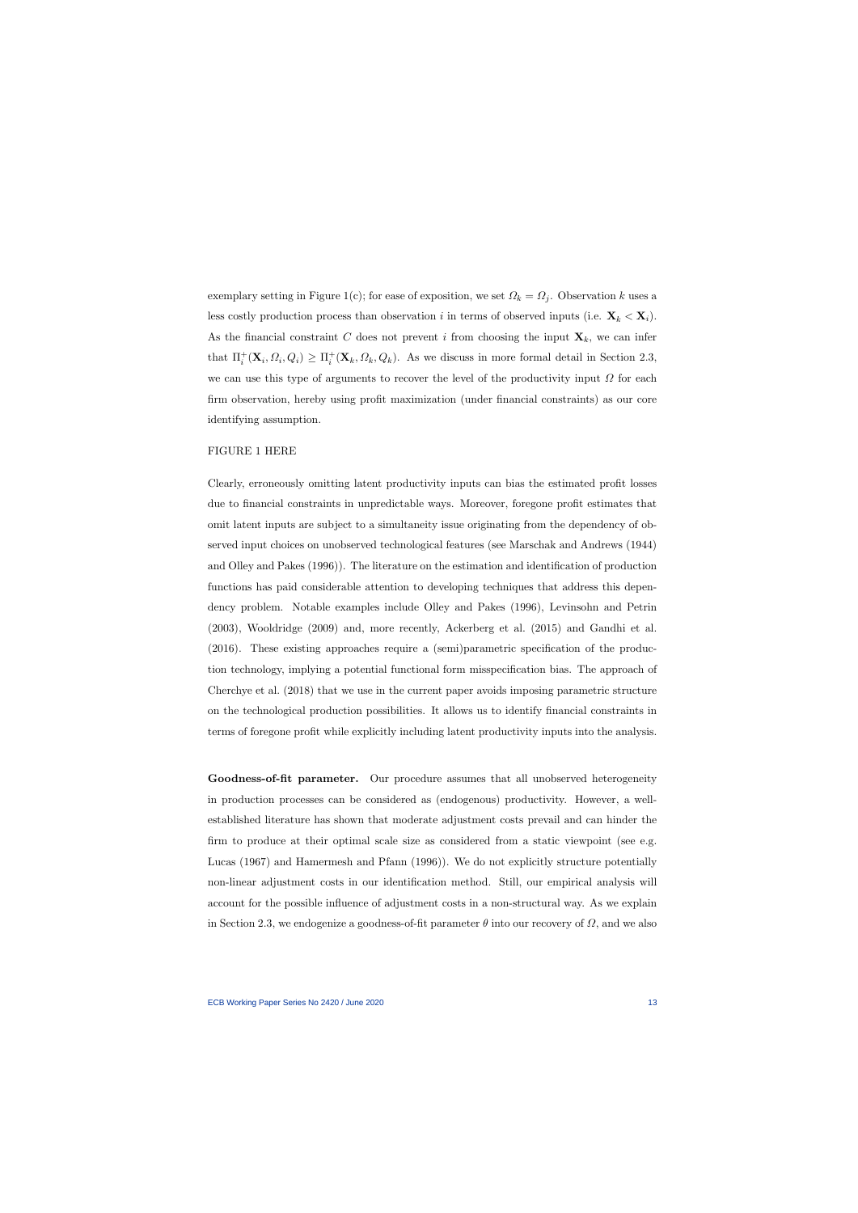exemplary setting in Figure 1(c); for ease of exposition, we set $\Omega_k = \Omega_j$. Observation $k$ uses a less costly production process than observation $i$ in terms of observed inputs (i.e. $\mathbf{X}_k < \mathbf{X}_i$). As the financial constraint $C$ does not prevent $i$ from choosing the input $\mathbf{X}_k$, we can infer that $\Pi_i^+(\mathbf{X}_i, \Omega_i, Q_i) \geq \Pi_i^+(\mathbf{X}_k, \Omega_k, Q_k)$. As we discuss in more formal detail in Section 2.3, we can use this type of arguments to recover the level of the productivity input $\Omega$ for each firm observation, hereby using profit maximization (under financial constraints) as our core identifying assumption.

FIGURE 1 HERE

Clearly, erroneously omitting latent productivity inputs can bias the estimated profit losses due to financial constraints in unpredictable ways. Moreover, foregone profit estimates that omit latent inputs are subject to a simultaneity issue originating from the dependency of observed input choices on unobserved technological features (see Marschak and Andrews (1944) and Olley and Pakes (1996)). The literature on the estimation and identification of production functions has paid considerable attention to developing techniques that address this dependency problem. Notable examples include Olley and Pakes (1996), Levinsohn and Petrin (2003), Wooldridge (2009) and, more recently, Ackerberg et al. (2015) and Gandhi et al. (2016). These existing approaches require a (semi)parametric specification of the production technology, implying a potential functional form misspecification bias. The approach of Cherchye et al. (2018) that we use in the current paper avoids imposing parametric structure on the technological production possibilities. It allows us to identify financial constraints in terms of foregone profit while explicitly including latent productivity inputs into the analysis.

**Goodness-of-fit parameter.** Our procedure assumes that all unobserved heterogeneity in production processes can be considered as (endogenous) productivity. However, a well-established literature has shown that moderate adjustment costs prevail and can hinder the firm to produce at their optimal scale size as considered from a static viewpoint (see e.g. Lucas (1967) and Hamermesh and Pfann (1996)). We do not explicitly structure potentially non-linear adjustment costs in our identification method. Still, our empirical analysis will account for the possible influence of adjustment costs in a non-structural way. As we explain in Section 2.3, we endogenize a goodness-of-fit parameter $\theta$ into our recovery of $\Omega$, and we also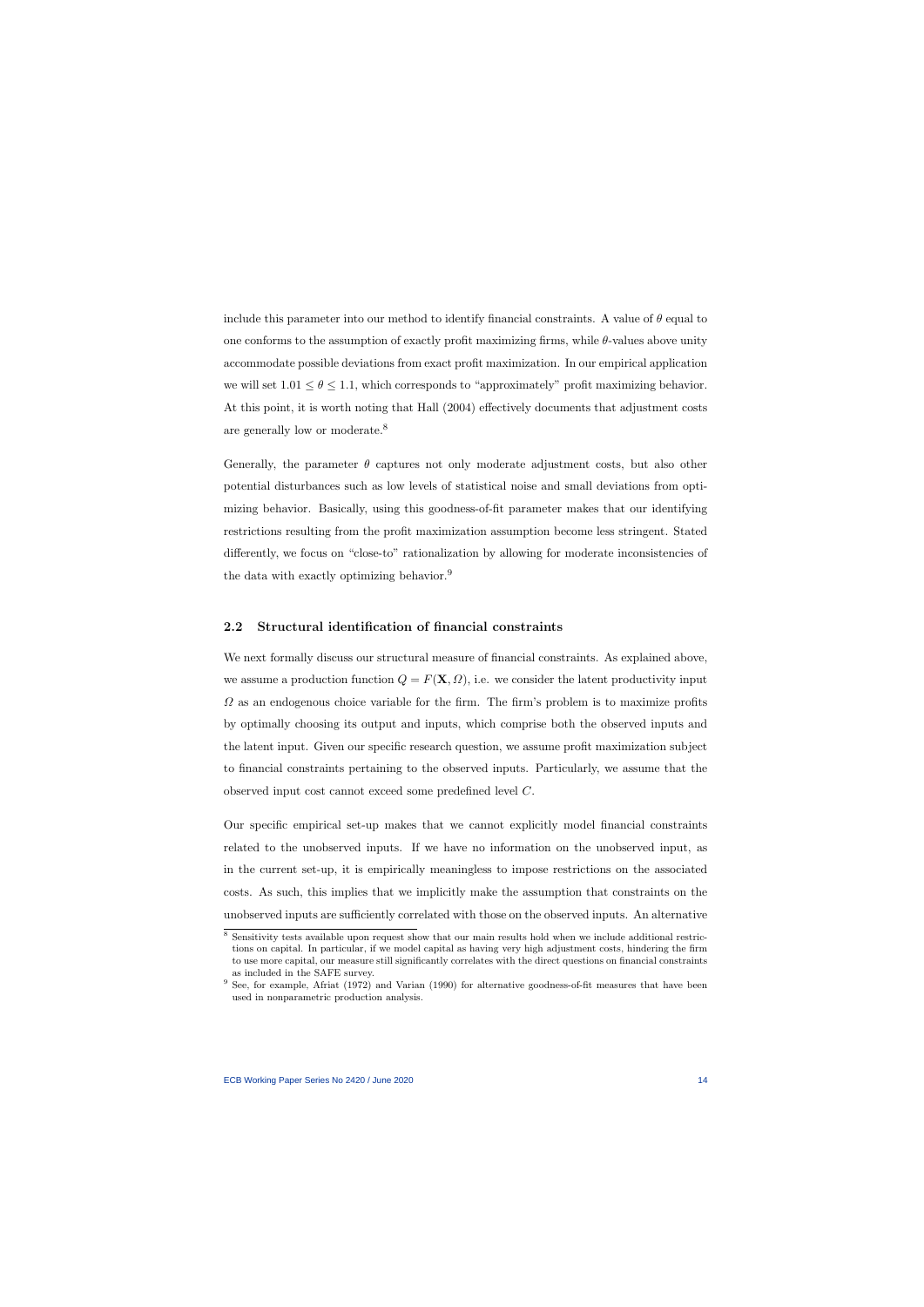include this parameter into our method to identify financial constraints. A value of $\theta$ equal to one conforms to the assumption of exactly profit maximizing firms, while $\theta$-values above unity accommodate possible deviations from exact profit maximization. In our empirical application we will set $1.01 \leq \theta \leq 1.1$, which corresponds to "approximately" profit maximizing behavior. At this point, it is worth noting that Hall (2004) effectively documents that adjustment costs are generally low or moderate.[8]

Generally, the parameter $\theta$ captures not only moderate adjustment costs, but also other potential disturbances such as low levels of statistical noise and small deviations from optimizing behavior. Basically, using this goodness-of-fit parameter makes that our identifying restrictions resulting from the profit maximization assumption become less stringent. Stated differently, we focus on "close-to" rationalization by allowing for moderate inconsistencies of the data with exactly optimizing behavior.[9]

## 2.2 Structural identification of financial constraints

We next formally discuss our structural measure of financial constraints. As explained above, we assume a production function $Q = F(\mathbf{X}, \Omega)$, i.e. we consider the latent productivity input $\Omega$ as an endogenous choice variable for the firm. The firm's problem is to maximize profits by optimally choosing its output and inputs, which comprise both the observed inputs and the latent input. Given our specific research question, we assume profit maximization subject to financial constraints pertaining to the observed inputs. Particularly, we assume that the observed input cost cannot exceed some predefined level $C$.

Our specific empirical set-up makes that we cannot explicitly model financial constraints related to the unobserved inputs. If we have no information on the unobserved input, as in the current set-up, it is empirically meaningless to impose restrictions on the associated costs. As such, this implies that we implicitly make the assumption that constraints on the unobserved inputs are sufficiently correlated with those on the observed inputs. An alternative

[8] Sensitivity tests available upon request show that our main results hold when we include additional restrictions on capital. In particular, if we model capital as having very high adjustment costs, hindering the firm to use more capital, our measure still significantly correlates with the direct questions on financial constraints as included in the SAFE survey.

[9] See, for example, Afriat (1972) and Varian (1990) for alternative goodness-of-fit measures that have been used in nonparametric production analysis.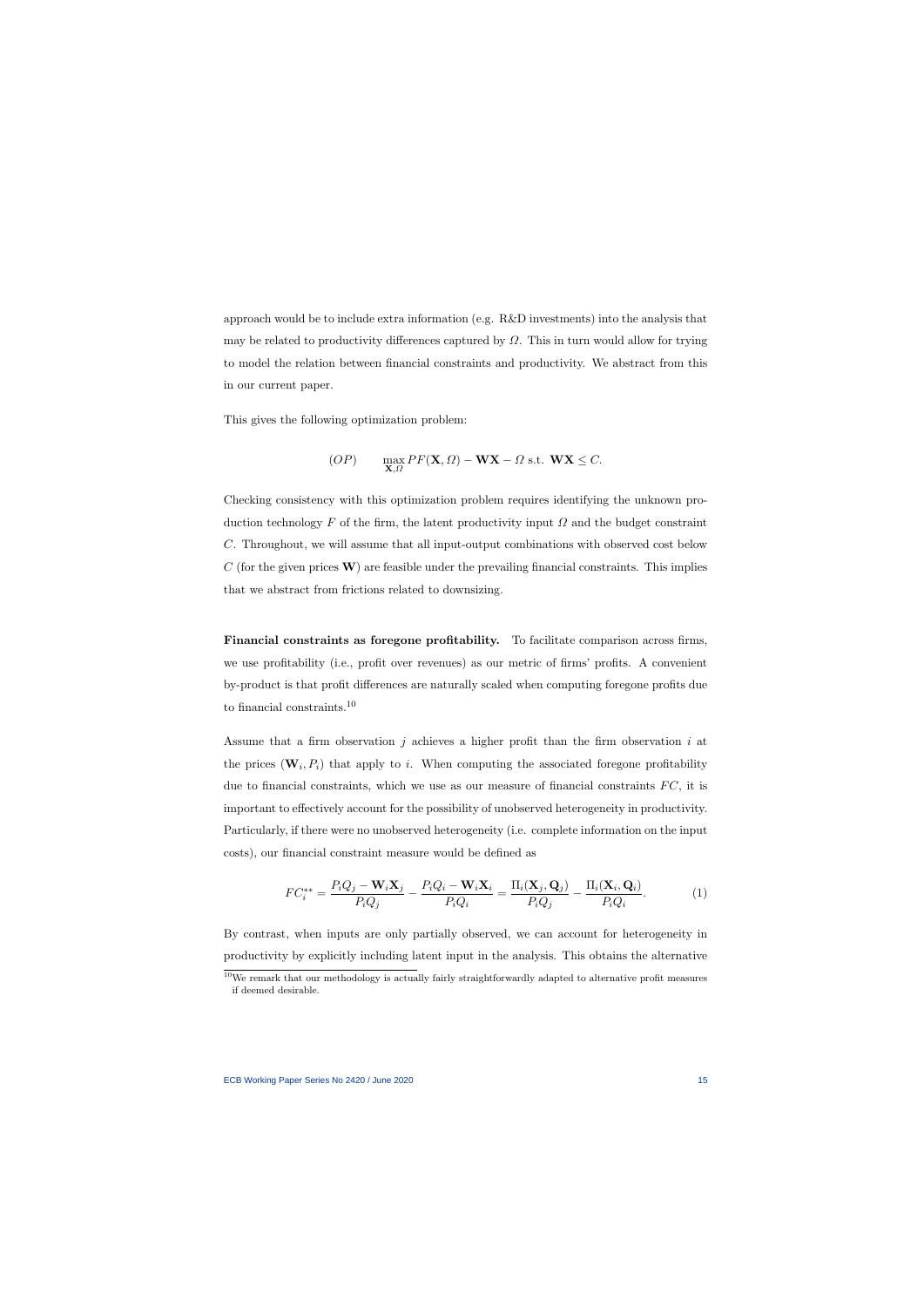approach would be to include extra information (e.g. R&D investments) into the analysis that may be related to productivity differences captured by $\Omega$. This in turn would allow for trying to model the relation between financial constraints and productivity. We abstract from this in our current paper.

This gives the following optimization problem:

$$(OP) \qquad \max_{\mathbf{X},\Omega} PF(\mathbf{X}, \Omega) - \mathbf{W}\mathbf{X} - \Omega \text{ s.t. } \mathbf{W}\mathbf{X} \leq C.$$

Checking consistency with this optimization problem requires identifying the unknown production technology $F$ of the firm, the latent productivity input $\Omega$ and the budget constraint $C$. Throughout, we will assume that all input-output combinations with observed cost below $C$ (for the given prices $\mathbf{W}$) are feasible under the prevailing financial constraints. This implies that we abstract from frictions related to downsizing.

**Financial constraints as foregone profitability.** To facilitate comparison across firms, we use profitability (i.e., profit over revenues) as our metric of firms' profits. A convenient by-product is that profit differences are naturally scaled when computing foregone profits due to financial constraints.[10]

Assume that a firm observation $j$ achieves a higher profit than the firm observation $i$ at the prices $(\mathbf{W}_i, P_i)$ that apply to $i$. When computing the associated foregone profitability due to financial constraints, which we use as our measure of financial constraints $FC$, it is important to effectively account for the possibility of unobserved heterogeneity in productivity. Particularly, if there were no unobserved heterogeneity (i.e. complete information on the input costs), our financial constraint measure would be defined as

$$FC_i^{**} = \frac{P_i Q_j - \mathbf{W}_i \mathbf{X}_j}{P_i Q_j} - \frac{P_i Q_i - \mathbf{W}_i \mathbf{X}_i}{P_i Q_i} = \frac{\Pi_i(\mathbf{X}_j, \mathbf{Q}_j)}{P_i Q_j} - \frac{\Pi_i(\mathbf{X}_i, \mathbf{Q}_i)}{P_i Q_i}. \tag{1}$$

By contrast, when inputs are only partially observed, we can account for heterogeneity in productivity by explicitly including latent input in the analysis. This obtains the alternative

[10] We remark that our methodology is actually fairly straightforwardly adapted to alternative profit measures if deemed desirable.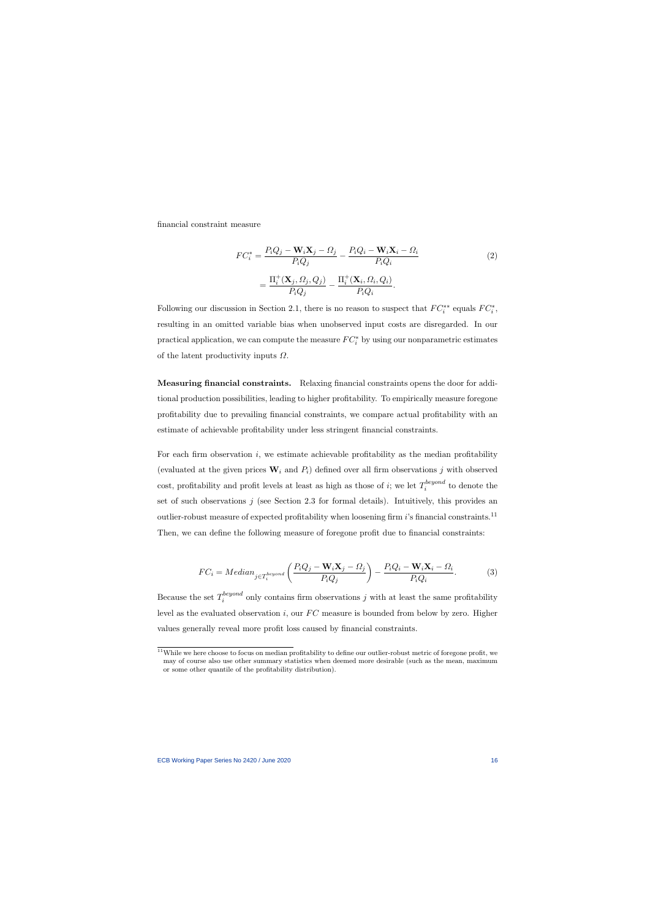financial constraint measure

$$
\begin{aligned}
FC_i^* &= \frac{P_i Q_j - \mathbf{W}_i \mathbf{X}_j - \Omega_j}{P_i Q_j} - \frac{P_i Q_i - \mathbf{W}_i \mathbf{X}_i - \Omega_i}{P_i Q_i} \\
&= \frac{\Pi_i^+(\mathbf{X}_j, \Omega_j, Q_j)}{P_i Q_j} - \frac{\Pi_i^+(\mathbf{X}_i, \Omega_i, Q_i)}{P_i Q_i}.
\end{aligned} \tag{2}
$$

Following our discussion in Section 2.1, there is no reason to suspect that $FC_i^{**}$ equals $FC_i^*$, resulting in an omitted variable bias when unobserved input costs are disregarded. In our practical application, we can compute the measure $FC_i^*$ by using our nonparametric estimates of the latent productivity inputs $\Omega$.

**Measuring financial constraints.** Relaxing financial constraints opens the door for additional production possibilities, leading to higher profitability. To empirically measure foregone profitability due to prevailing financial constraints, we compare actual profitability with an estimate of achievable profitability under less stringent financial constraints.

For each firm observation $i$, we estimate achievable profitability as the median profitability (evaluated at the given prices $\mathbf{W}_i$ and $P_i$) defined over all firm observations $j$ with observed cost, profitability and profit levels at least as high as those of $i$; we let $T_i^{beyond}$ to denote the set of such observations $j$ (see Section 2.3 for formal details). Intuitively, this provides an outlier-robust measure of expected profitability when loosening firm $i$'s financial constraints.[11] Then, we can define the following measure of foregone profit due to financial constraints:

$$
FC_i = Median_{j \in T_i^{beyond}} \left( \frac{P_i Q_j - \mathbf{W}_i \mathbf{X}_j - \Omega_j}{P_i Q_j} \right) - \frac{P_i Q_i - \mathbf{W}_i \mathbf{X}_i - \Omega_i}{P_i Q_i}. \tag{3}
$$

Because the set $T_i^{beyond}$ only contains firm observations $j$ with at least the same profitability level as the evaluated observation $i$, our $FC$ measure is bounded from below by zero. Higher values generally reveal more profit loss caused by financial constraints.

[11] While we here choose to focus on median profitability to define our outlier-robust metric of foregone profit, we may of course also use other summary statistics when deemed more desirable (such as the mean, maximum or some other quantile of the profitability distribution).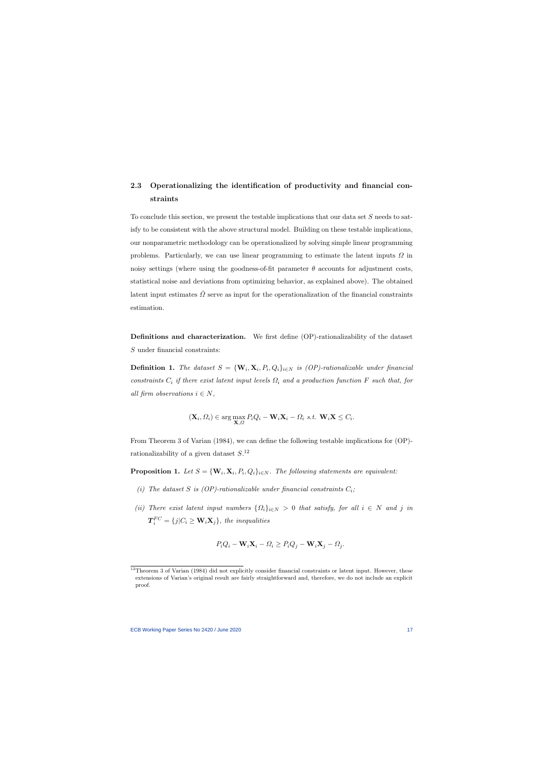## 2.3 Operationalizing the identification of productivity and financial constraints

To conclude this section, we present the testable implications that our data set $S$ needs to satisfy to be consistent with the above structural model. Building on these testable implications, our nonparametric methodology can be operationalized by solving simple linear programming problems. Particularly, we can use linear programming to estimate the latent inputs $\Omega$ in noisy settings (where using the goodness-of-fit parameter $\theta$ accounts for adjustment costs, statistical noise and deviations from optimizing behavior, as explained above). The obtained latent input estimates $\hat{\Omega}$ serve as input for the operationalization of the financial constraints estimation.

**Definitions and characterization.** We first define (OP)-rationalizability of the dataset $S$ under financial constraints:

**Definition 1.** *The dataset $S = \{\mathbf{W}_i, \mathbf{X}_i, P_i, Q_i\}_{i \in N}$ is (OP)-rationalizable under financial constraints $C_i$ if there exist latent input levels $\Omega_i$ and a production function $F$ such that, for all firm observations $i \in N$,*

$$(\mathbf{X}_i, \Omega_i) \in \arg\max_{\mathbf{X}, \Omega} P_i Q_i - \mathbf{W}_i \mathbf{X}_i - \Omega_i \text{ s.t. } \mathbf{W}_i \mathbf{X} \leq C_i.$$

From Theorem 3 of Varian (1984), we can define the following testable implications for (OP)-rationalizability of a given dataset $S$.[12]

**Proposition 1.** *Let $S = \{\mathbf{W}_i, \mathbf{X}_i, P_i, Q_i\}_{i \in N}$. The following statements are equivalent:*

*(i) The dataset $S$ is (OP)-rationalizable under financial constraints $C_i$;*

*(ii) There exist latent input numbers $\{\Omega_i\}_{i \in N} > 0$ that satisfy, for all $i \in N$ and $j$ in $\mathbf{T}_i^{FC} = \{j | C_i \geq \mathbf{W}_i \mathbf{X}_j\}$, the inequalities*

$$P_i Q_i - \mathbf{W}_i \mathbf{X}_i - \Omega_i \geq P_i Q_j - \mathbf{W}_i \mathbf{X}_j - \Omega_j.$$

[12] Theorem 3 of Varian (1984) did not explicitly consider financial constraints or latent input. However, these extensions of Varian's original result are fairly straightforward and, therefore, we do not include an explicit proof.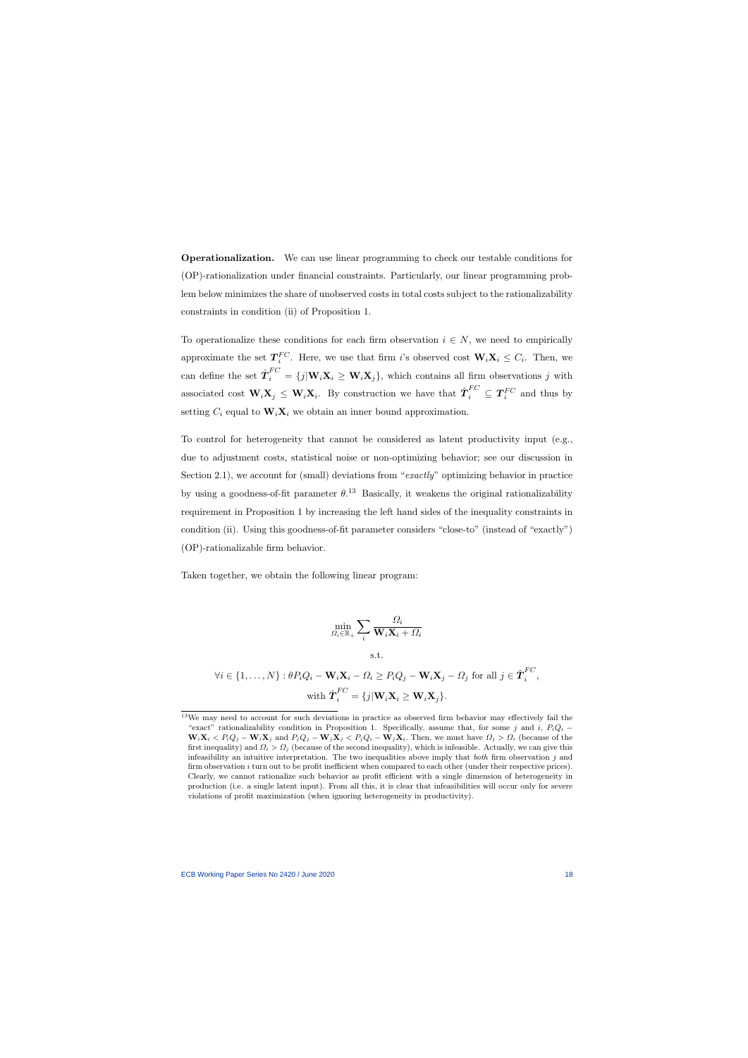**Operationalization.** We can use linear programming to check our testable conditions for (OP)-rationalization under financial constraints. Particularly, our linear programming problem below minimizes the share of unobserved costs in total costs subject to the rationalizability constraints in condition (ii) of Proposition 1.

To operationalize these conditions for each firm observation $i \in N$, we need to empirically approximate the set $\boldsymbol{T}_i^{FC}$. Here, we use that firm $i$'s observed cost $\mathbf{W}_i\mathbf{X}_i \leq C_i$. Then, we can define the set $\hat{\boldsymbol{T}}_i^{FC} = \{j | \mathbf{W}_i\mathbf{X}_i \geq \mathbf{W}_i\mathbf{X}_j\}$, which contains all firm observations $j$ with associated cost $\mathbf{W}_i\mathbf{X}_j \leq \mathbf{W}_i\mathbf{X}_i$. By construction we have that $\hat{\boldsymbol{T}}_i^{FC} \subseteq \boldsymbol{T}_i^{FC}$ and thus by setting $C_i$ equal to $\mathbf{W}_i\mathbf{X}_i$ we obtain an inner bound approximation.

To control for heterogeneity that cannot be considered as latent productivity input (e.g., due to adjustment costs, statistical noise or non-optimizing behavior; see our discussion in Section 2.1), we account for (small) deviations from "*exactly*" optimizing behavior in practice by using a goodness-of-fit parameter $\theta$.[13] Basically, it weakens the original rationalizability requirement in Proposition 1 by increasing the left hand sides of the inequality constraints in condition (ii). Using this goodness-of-fit parameter considers "close-to" (instead of "exactly") (OP)-rationalizable firm behavior.

Taken together, we obtain the following linear program:

$$\min_{\Omega_i \in \mathbb{R}_+} \sum_i \frac{\Omega_i}{\mathbf{W}_i\mathbf{X}_i + \Omega_i}$$

$$\text{s.t.}$$

$$\forall i \in \{1, \ldots, N\} : \theta P_i Q_i - \mathbf{W}_i\mathbf{X}_i - \Omega_i \geq P_i Q_j - \mathbf{W}_i\mathbf{X}_j - \Omega_j \text{ for all } j \in \hat{\boldsymbol{T}}_i^{FC},$$

$$\text{with } \hat{\boldsymbol{T}}_i^{FC} = \{j | \mathbf{W}_i\mathbf{X}_i \geq \mathbf{W}_i\mathbf{X}_j\}.$$

[13] We may need to account for such deviations in practice as observed firm behavior may effectively fail the "exact" rationalizability condition in Proposition 1. Specifically, assume that, for some $j$ and $i$, $P_iQ_i - \mathbf{W}_i\mathbf{X}_i < P_iQ_j - \mathbf{W}_i\mathbf{X}_j$ and $P_jQ_j - \mathbf{W}_j\mathbf{X}_j < P_jQ_i - \mathbf{W}_j\mathbf{X}_i$. Then, we must have $\Omega_j > \Omega_i$ (because of the first inequality) and $\Omega_i > \Omega_j$ (because of the second inequality), which is infeasible. Actually, we can give this infeasibility an intuitive interpretation. The two inequalities above imply that *both* firm observation $j$ and firm observation $i$ turn out to be profit inefficient when compared to each other (under their respective prices). Clearly, we cannot rationalize such behavior as profit efficient with a single dimension of heterogeneity in production (i.e. a single latent input). From all this, it is clear that infeasibilities will occur only for severe violations of profit maximization (when ignoring heterogeneity in productivity).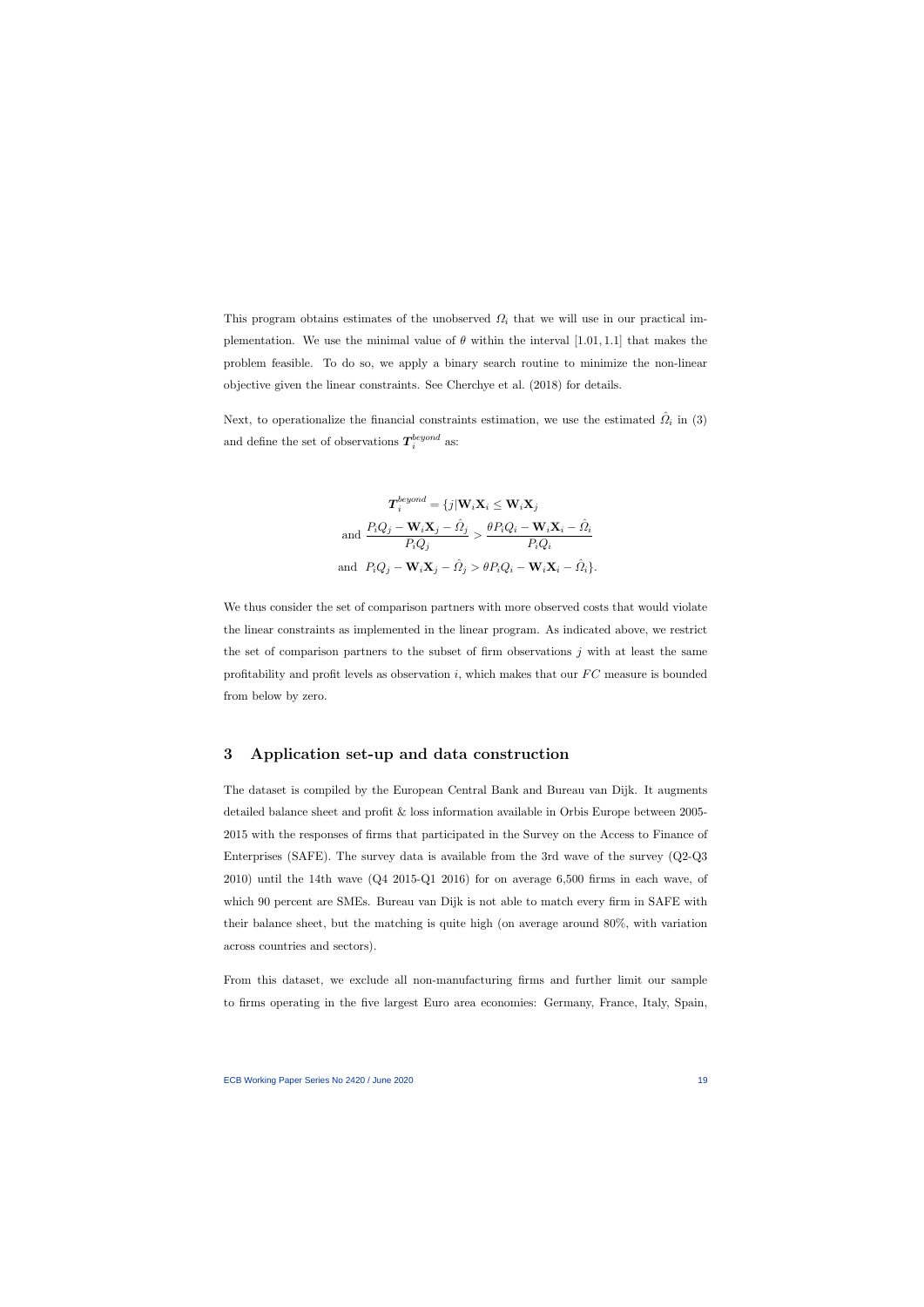This program obtains estimates of the unobserved $\Omega_i$ that we will use in our practical implementation. We use the minimal value of $\theta$ within the interval $[1.01, 1.1]$ that makes the problem feasible. To do so, we apply a binary search routine to minimize the non-linear objective given the linear constraints. See Cherchye et al. (2018) for details.

Next, to operationalize the financial constraints estimation, we use the estimated $\hat{\Omega}_i$ in (3) and define the set of observations $\boldsymbol{T}_i^{beyond}$ as:

$$
\begin{aligned}
\boldsymbol{T}_i^{beyond} &= \{j | \mathbf{W}_i\mathbf{X}_i \leq \mathbf{W}_i\mathbf{X}_j \\
\text{and } & \frac{P_iQ_j - \mathbf{W}_i\mathbf{X}_j - \hat{\Omega}_j}{P_iQ_j} > \frac{\theta P_iQ_i - \mathbf{W}_i\mathbf{X}_i - \hat{\Omega}_i}{P_iQ_i} \\
\text{and } & P_iQ_j - \mathbf{W}_i\mathbf{X}_j - \hat{\Omega}_j > \theta P_iQ_i - \mathbf{W}_i\mathbf{X}_i - \hat{\Omega}_i\}.
\end{aligned}
$$

We thus consider the set of comparison partners with more observed costs that would violate the linear constraints as implemented in the linear program. As indicated above, we restrict the set of comparison partners to the subset of firm observations $j$ with at least the same profitability and profit levels as observation $i$, which makes that our $FC$ measure is bounded from below by zero.

## 3 Application set-up and data construction

The dataset is compiled by the European Central Bank and Bureau van Dijk. It augments detailed balance sheet and profit & loss information available in Orbis Europe between 2005-2015 with the responses of firms that participated in the Survey on the Access to Finance of Enterprises (SAFE). The survey data is available from the 3rd wave of the survey (Q2-Q3 2010) until the 14th wave (Q4 2015-Q1 2016) for on average 6,500 firms in each wave, of which 90 percent are SMEs. Bureau van Dijk is not able to match every firm in SAFE with their balance sheet, but the matching is quite high (on average around 80%, with variation across countries and sectors).

From this dataset, we exclude all non-manufacturing firms and further limit our sample to firms operating in the five largest Euro area economies: Germany, France, Italy, Spain,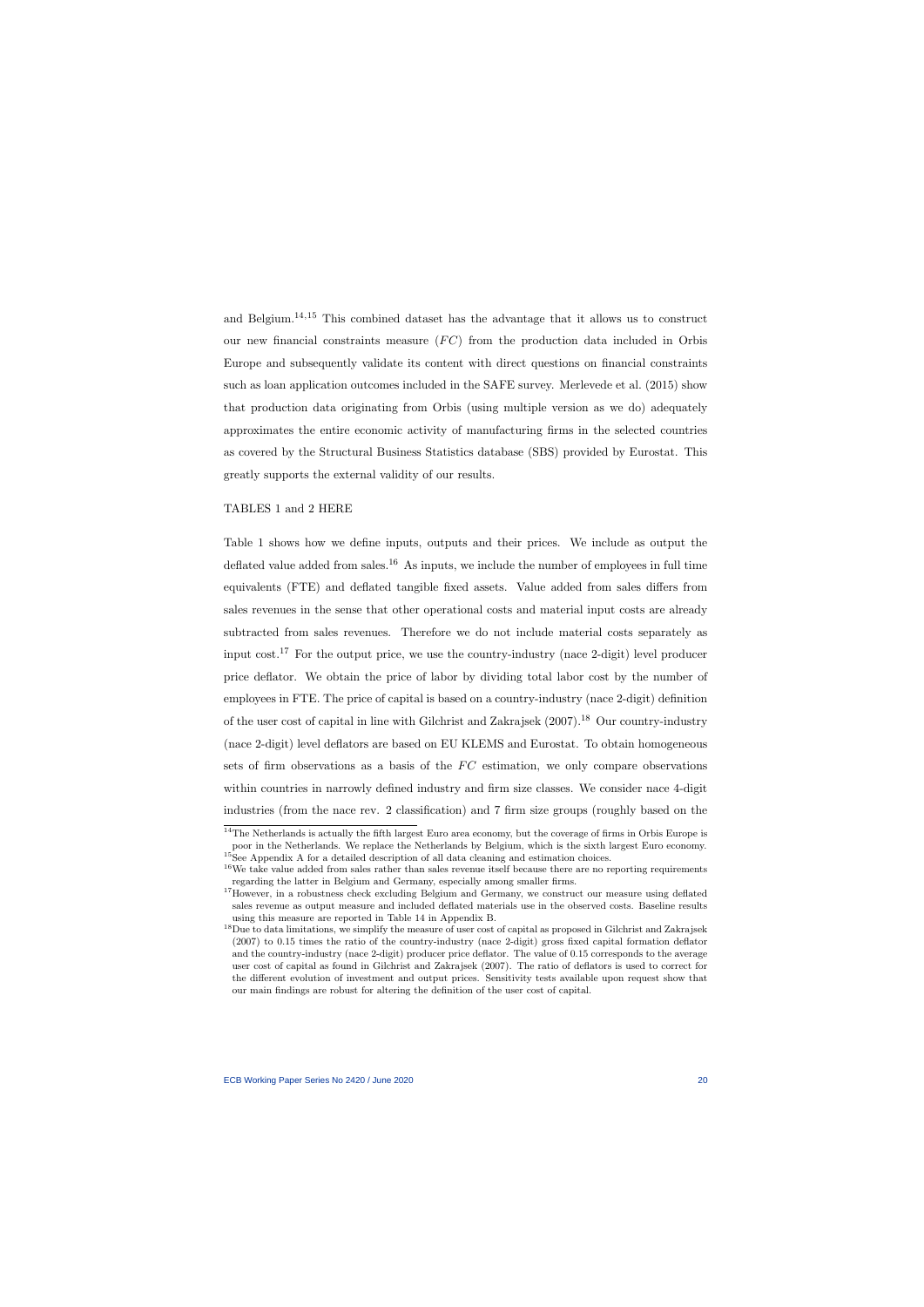and Belgium.[14,15] This combined dataset has the advantage that it allows us to construct our new financial constraints measure ($FC$) from the production data included in Orbis Europe and subsequently validate its content with direct questions on financial constraints such as loan application outcomes included in the SAFE survey. Merlevede et al. (2015) show that production data originating from Orbis (using multiple version as we do) adequately approximates the entire economic activity of manufacturing firms in the selected countries as covered by the Structural Business Statistics database (SBS) provided by Eurostat. This greatly supports the external validity of our results.

TABLES 1 and 2 HERE

Table 1 shows how we define inputs, outputs and their prices. We include as output the deflated value added from sales.[16] As inputs, we include the number of employees in full time equivalents (FTE) and deflated tangible fixed assets. Value added from sales differs from sales revenues in the sense that other operational costs and material input costs are already subtracted from sales revenues. Therefore we do not include material costs separately as input cost.[17] For the output price, we use the country-industry (nace 2-digit) level producer price deflator. We obtain the price of labor by dividing total labor cost by the number of employees in FTE. The price of capital is based on a country-industry (nace 2-digit) definition of the user cost of capital in line with Gilchrist and Zakrajsek (2007).[18] Our country-industry (nace 2-digit) level deflators are based on EU KLEMS and Eurostat. To obtain homogeneous sets of firm observations as a basis of the $FC$ estimation, we only compare observations within countries in narrowly defined industry and firm size classes. We consider nace 4-digit industries (from the nace rev. 2 classification) and 7 firm size groups (roughly based on the

[14] The Netherlands is actually the fifth largest Euro area economy, but the coverage of firms in Orbis Europe is poor in the Netherlands. We replace the Netherlands by Belgium, which is the sixth largest Euro economy.

[15] See Appendix A for a detailed description of all data cleaning and estimation choices.

[16] We take value added from sales rather than sales revenue itself because there are no reporting requirements regarding the latter in Belgium and Germany, especially among smaller firms.

[17] However, in a robustness check excluding Belgium and Germany, we construct our measure using deflated sales revenue as output measure and included deflated materials use in the observed costs. Baseline results using this measure are reported in Table 14 in Appendix B.

[18] Due to data limitations, we simplify the measure of user cost of capital as proposed in Gilchrist and Zakrajsek (2007) to 0.15 times the ratio of the country-industry (nace 2-digit) gross fixed capital formation deflator and the country-industry (nace 2-digit) producer price deflator. The value of 0.15 corresponds to the average user cost of capital as found in Gilchrist and Zakrajsek (2007). The ratio of deflators is used to correct for the different evolution of investment and output prices. Sensitivity tests available upon request show that our main findings are robust for altering the definition of the user cost of capital.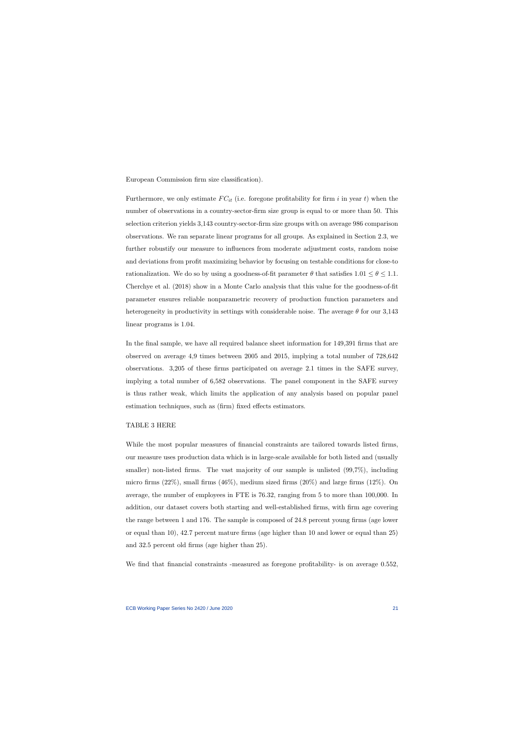European Commission firm size classification).

Furthermore, we only estimate $FC_{it}$ (i.e. foregone profitability for firm $i$ in year $t$) when the number of observations in a country-sector-firm size group is equal to or more than 50. This selection criterion yields 3,143 country-sector-firm size groups with on average 986 comparison observations. We ran separate linear programs for all groups. As explained in Section 2.3, we further robustify our measure to influences from moderate adjustment costs, random noise and deviations from profit maximizing behavior by focusing on testable conditions for close-to rationalization. We do so by using a goodness-of-fit parameter $\theta$ that satisfies $1.01 \leq \theta \leq 1.1$. Cherchye et al. (2018) show in a Monte Carlo analysis that this value for the goodness-of-fit parameter ensures reliable nonparametric recovery of production function parameters and heterogeneity in productivity in settings with considerable noise. The average $\theta$ for our 3,143 linear programs is 1.04.

In the final sample, we have all required balance sheet information for 149,391 firms that are observed on average 4,9 times between 2005 and 2015, implying a total number of 728,642 observations. 3,205 of these firms participated on average 2.1 times in the SAFE survey, implying a total number of 6,582 observations. The panel component in the SAFE survey is thus rather weak, which limits the application of any analysis based on popular panel estimation techniques, such as (firm) fixed effects estimators.

TABLE 3 HERE

While the most popular measures of financial constraints are tailored towards listed firms, our measure uses production data which is in large-scale available for both listed and (usually smaller) non-listed firms. The vast majority of our sample is unlisted (99,7%), including micro firms (22%), small firms (46%), medium sized firms (20%) and large firms (12%). On average, the number of employees in FTE is 76.32, ranging from 5 to more than 100,000. In addition, our dataset covers both starting and well-established firms, with firm age covering the range between 1 and 176. The sample is composed of 24.8 percent young firms (age lower or equal than 10), 42.7 percent mature firms (age higher than 10 and lower or equal than 25) and 32.5 percent old firms (age higher than 25).

We find that financial constraints -measured as foregone profitability- is on average 0.552,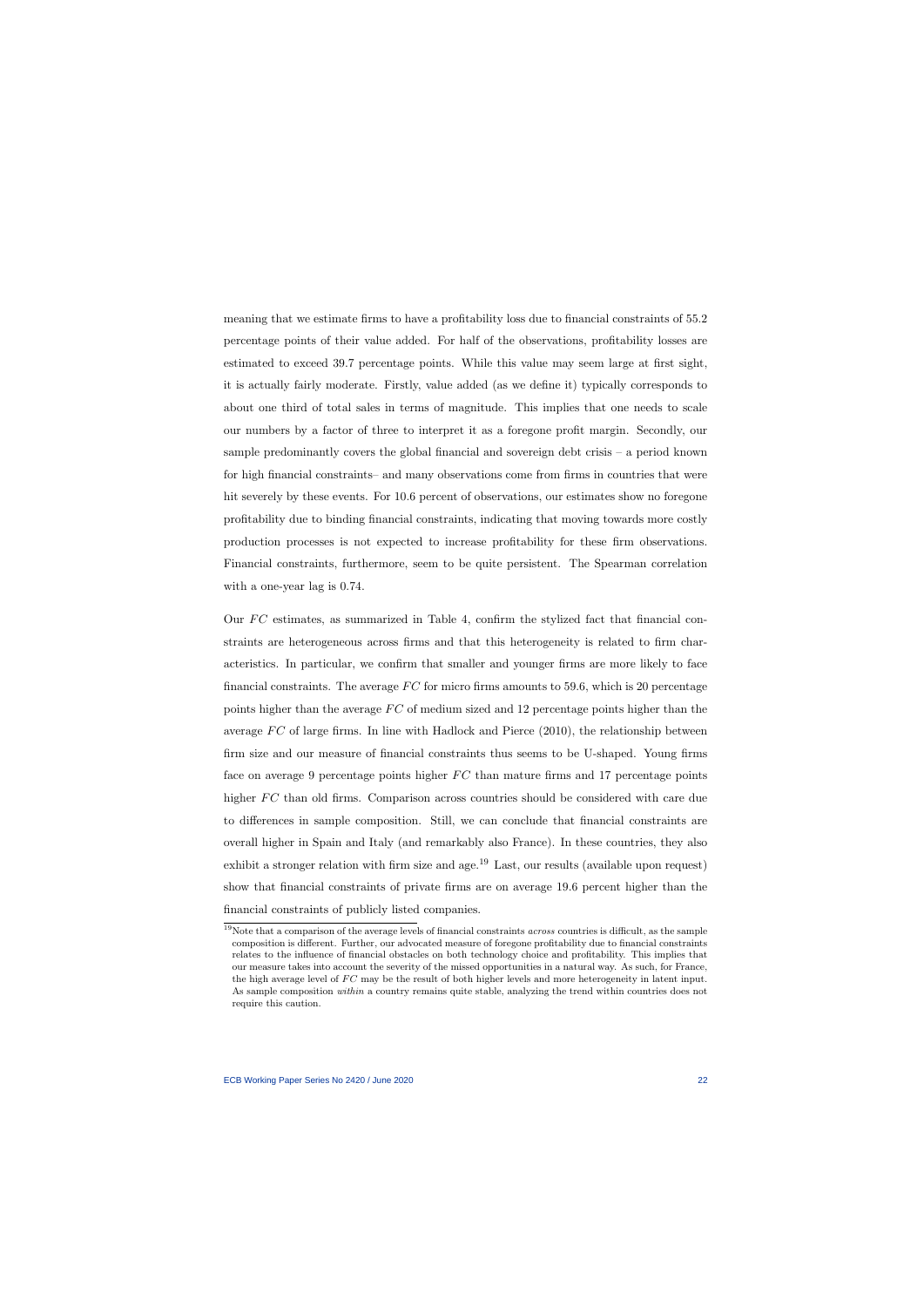meaning that we estimate firms to have a profitability loss due to financial constraints of 55.2 percentage points of their value added. For half of the observations, profitability losses are estimated to exceed 39.7 percentage points. While this value may seem large at first sight, it is actually fairly moderate. Firstly, value added (as we define it) typically corresponds to about one third of total sales in terms of magnitude. This implies that one needs to scale our numbers by a factor of three to interpret it as a foregone profit margin. Secondly, our sample predominantly covers the global financial and sovereign debt crisis – a period known for high financial constraints– and many observations come from firms in countries that were hit severely by these events. For 10.6 percent of observations, our estimates show no foregone profitability due to binding financial constraints, indicating that moving towards more costly production processes is not expected to increase profitability for these firm observations. Financial constraints, furthermore, seem to be quite persistent. The Spearman correlation with a one-year lag is 0.74.

Our $FC$ estimates, as summarized in Table 4, confirm the stylized fact that financial constraints are heterogeneous across firms and that this heterogeneity is related to firm characteristics. In particular, we confirm that smaller and younger firms are more likely to face financial constraints. The average $FC$ for micro firms amounts to 59.6, which is 20 percentage points higher than the average $FC$ of medium sized and 12 percentage points higher than the average $FC$ of large firms. In line with Hadlock and Pierce (2010), the relationship between firm size and our measure of financial constraints thus seems to be U-shaped. Young firms face on average 9 percentage points higher $FC$ than mature firms and 17 percentage points higher $FC$ than old firms. Comparison across countries should be considered with care due to differences in sample composition. Still, we can conclude that financial constraints are overall higher in Spain and Italy (and remarkably also France). In these countries, they also exhibit a stronger relation with firm size and age.[19] Last, our results (available upon request) show that financial constraints of private firms are on average 19.6 percent higher than the financial constraints of publicly listed companies.

[19] Note that a comparison of the average levels of financial constraints *across* countries is difficult, as the sample composition is different. Further, our advocated measure of foregone profitability due to financial constraints relates to the influence of financial obstacles on both technology choice and profitability. This implies that our measure takes into account the severity of the missed opportunities in a natural way. As such, for France, the high average level of $FC$ may be the result of both higher levels and more heterogeneity in latent input. As sample composition *within* a country remains quite stable, analyzing the trend within countries does not require this caution.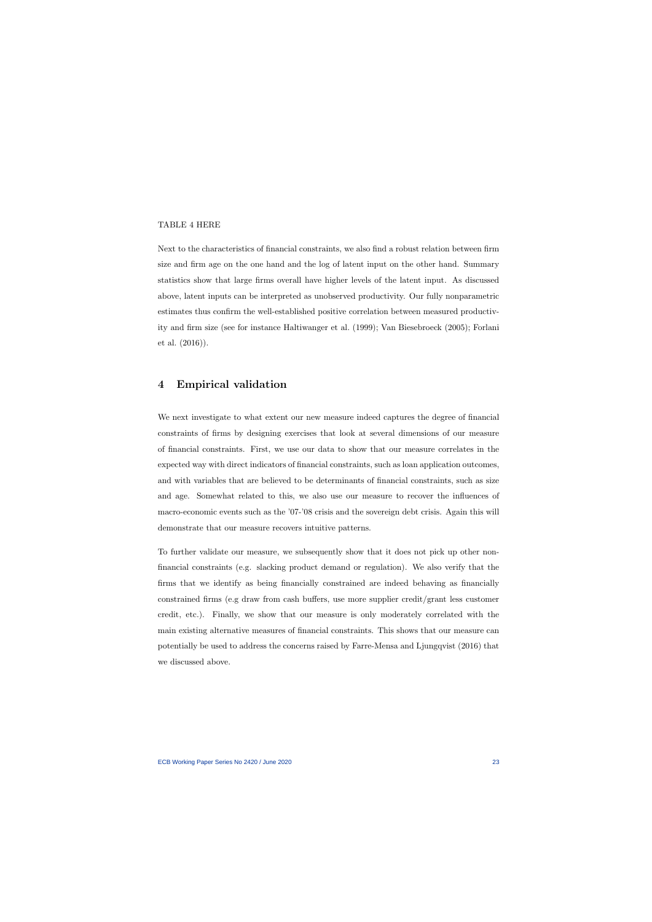TABLE 4 HERE

Next to the characteristics of financial constraints, we also find a robust relation between firm size and firm age on the one hand and the log of latent input on the other hand. Summary statistics show that large firms overall have higher levels of the latent input. As discussed above, latent inputs can be interpreted as unobserved productivity. Our fully nonparametric estimates thus confirm the well-established positive correlation between measured productivity and firm size (see for instance Haltiwanger et al. (1999); Van Biesebroeck (2005); Forlani et al. (2016)).

# 4 Empirical validation

We next investigate to what extent our new measure indeed captures the degree of financial constraints of firms by designing exercises that look at several dimensions of our measure of financial constraints. First, we use our data to show that our measure correlates in the expected way with direct indicators of financial constraints, such as loan application outcomes, and with variables that are believed to be determinants of financial constraints, such as size and age. Somewhat related to this, we also use our measure to recover the influences of macro-economic events such as the '07-'08 crisis and the sovereign debt crisis. Again this will demonstrate that our measure recovers intuitive patterns.

To further validate our measure, we subsequently show that it does not pick up other non-financial constraints (e.g. slacking product demand or regulation). We also verify that the firms that we identify as being financially constrained are indeed behaving as financially constrained firms (e.g draw from cash buffers, use more supplier credit/grant less customer credit, etc.). Finally, we show that our measure is only moderately correlated with the main existing alternative measures of financial constraints. This shows that our measure can potentially be used to address the concerns raised by Farre-Mensa and Ljungqvist (2016) that we discussed above.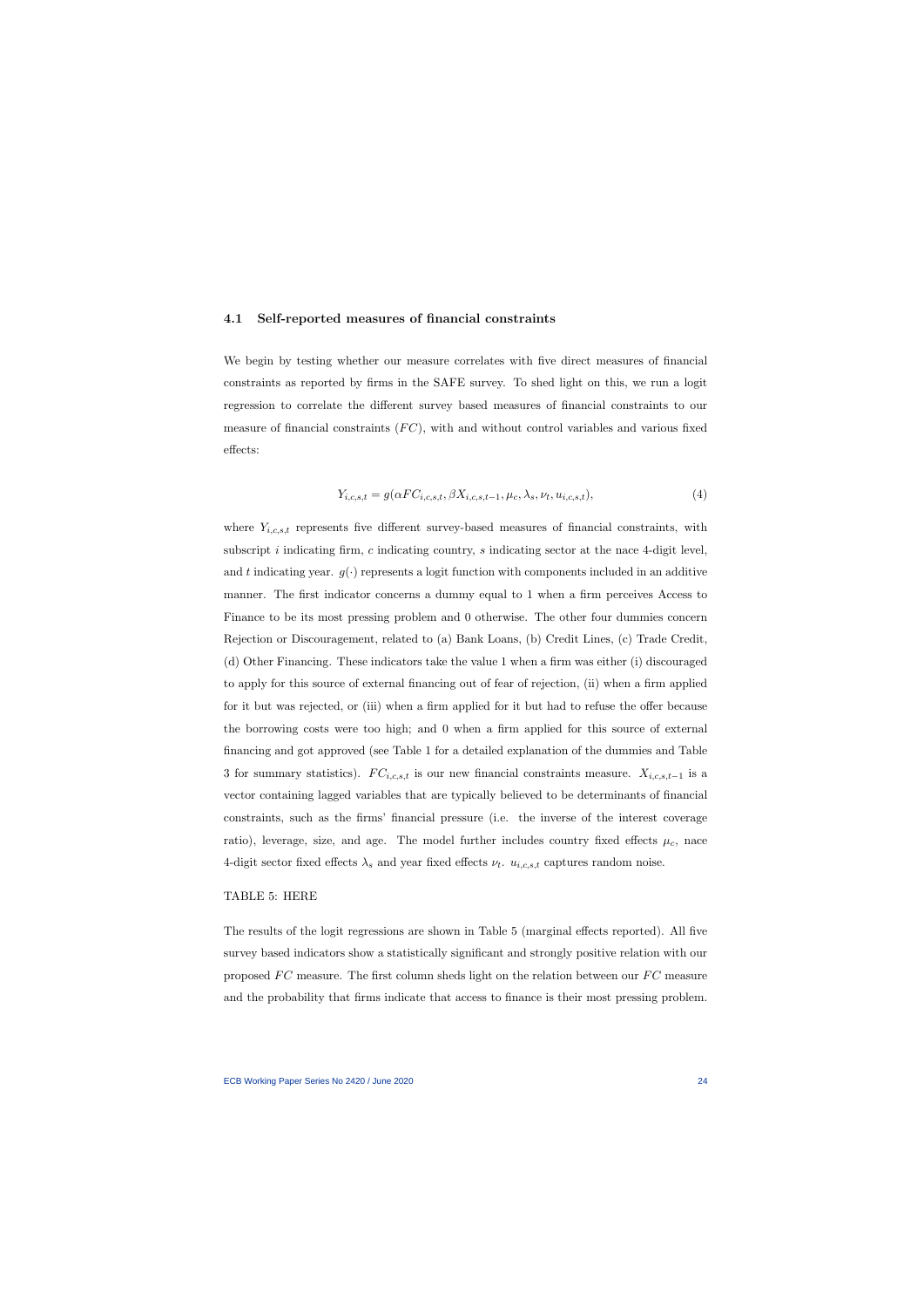### 4.1 Self-reported measures of financial constraints

We begin by testing whether our measure correlates with five direct measures of financial constraints as reported by firms in the SAFE survey. To shed light on this, we run a logit regression to correlate the different survey based measures of financial constraints to our measure of financial constraints ($FC$), with and without control variables and various fixed effects:

$$Y_{i,c,s,t} = g(\alpha FC_{i,c,s,t}, \beta X_{i,c,s,t-1}, \mu_c, \lambda_s, \nu_t, u_{i,c,s,t}), \tag{4}$$

where $Y_{i,c,s,t}$ represents five different survey-based measures of financial constraints, with subscript $i$ indicating firm, $c$ indicating country, $s$ indicating sector at the nace 4-digit level, and $t$ indicating year. $g(\cdot)$ represents a logit function with components included in an additive manner. The first indicator concerns a dummy equal to 1 when a firm perceives Access to Finance to be its most pressing problem and 0 otherwise. The other four dummies concern Rejection or Discouragement, related to (a) Bank Loans, (b) Credit Lines, (c) Trade Credit, (d) Other Financing. These indicators take the value 1 when a firm was either (i) discouraged to apply for this source of external financing out of fear of rejection, (ii) when a firm applied for it but was rejected, or (iii) when a firm applied for it but had to refuse the offer because the borrowing costs were too high; and 0 when a firm applied for this source of external financing and got approved (see Table 1 for a detailed explanation of the dummies and Table 3 for summary statistics). $FC_{i,c,s,t}$ is our new financial constraints measure. $X_{i,c,s,t-1}$ is a vector containing lagged variables that are typically believed to be determinants of financial constraints, such as the firms' financial pressure (i.e. the inverse of the interest coverage ratio), leverage, size, and age. The model further includes country fixed effects $\mu_c$, nace 4-digit sector fixed effects $\lambda_s$ and year fixed effects $\nu_t$. $u_{i,c,s,t}$ captures random noise.

TABLE 5: HERE

The results of the logit regressions are shown in Table 5 (marginal effects reported). All five survey based indicators show a statistically significant and strongly positive relation with our proposed $FC$ measure. The first column sheds light on the relation between our $FC$ measure and the probability that firms indicate that access to finance is their most pressing problem.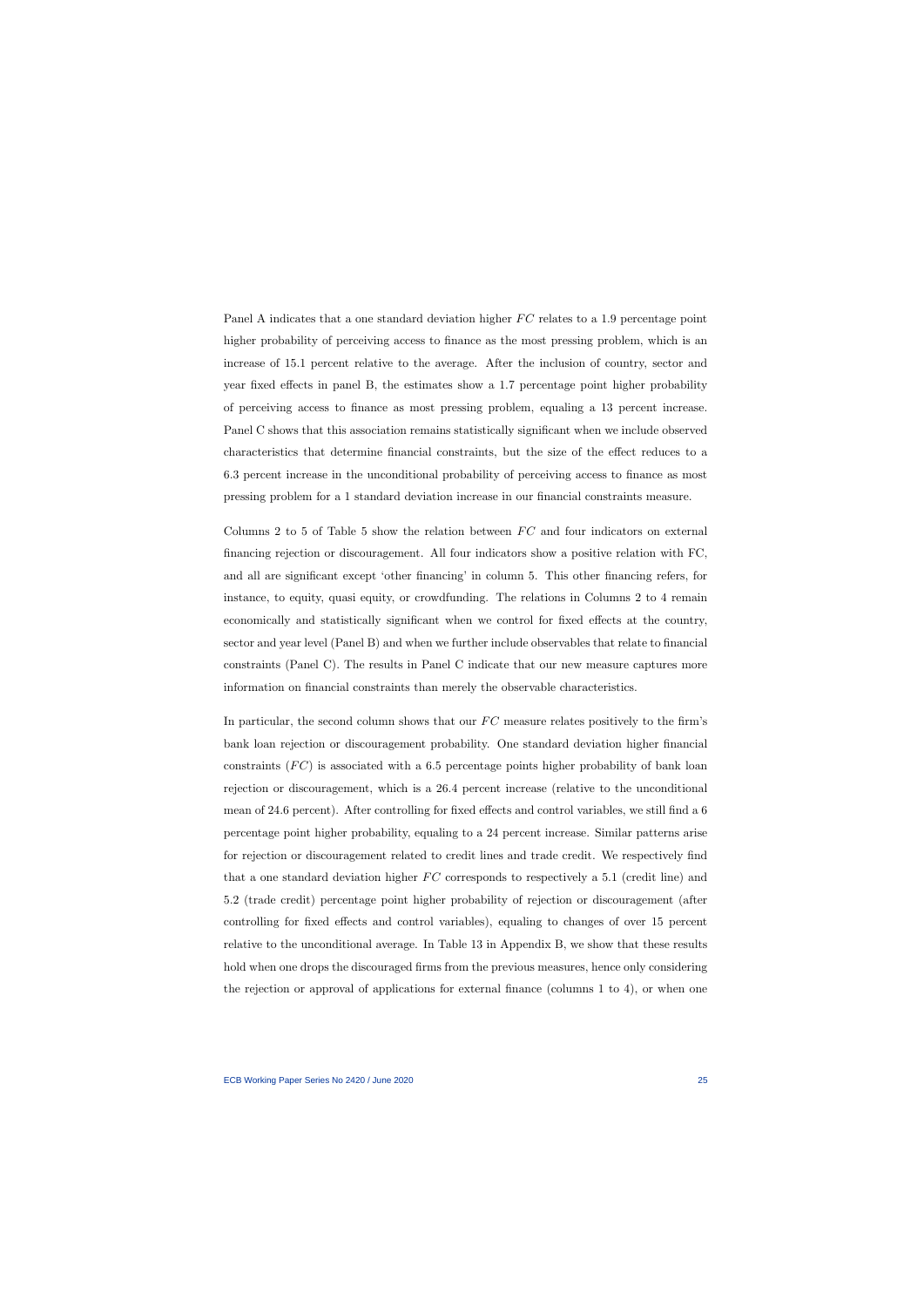Panel A indicates that a one standard deviation higher $FC$ relates to a 1.9 percentage point higher probability of perceiving access to finance as the most pressing problem, which is an increase of 15.1 percent relative to the average. After the inclusion of country, sector and year fixed effects in panel B, the estimates show a 1.7 percentage point higher probability of perceiving access to finance as most pressing problem, equaling a 13 percent increase. Panel C shows that this association remains statistically significant when we include observed characteristics that determine financial constraints, but the size of the effect reduces to a 6.3 percent increase in the unconditional probability of perceiving access to finance as most pressing problem for a 1 standard deviation increase in our financial constraints measure.

Columns 2 to 5 of Table 5 show the relation between $FC$ and four indicators on external financing rejection or discouragement. All four indicators show a positive relation with FC, and all are significant except 'other financing' in column 5. This other financing refers, for instance, to equity, quasi equity, or crowdfunding. The relations in Columns 2 to 4 remain economically and statistically significant when we control for fixed effects at the country, sector and year level (Panel B) and when we further include observables that relate to financial constraints (Panel C). The results in Panel C indicate that our new measure captures more information on financial constraints than merely the observable characteristics.

In particular, the second column shows that our $FC$ measure relates positively to the firm's bank loan rejection or discouragement probability. One standard deviation higher financial constraints ($FC$) is associated with a 6.5 percentage points higher probability of bank loan rejection or discouragement, which is a 26.4 percent increase (relative to the unconditional mean of 24.6 percent). After controlling for fixed effects and control variables, we still find a 6 percentage point higher probability, equaling to a 24 percent increase. Similar patterns arise for rejection or discouragement related to credit lines and trade credit. We respectively find that a one standard deviation higher $FC$ corresponds to respectively a 5.1 (credit line) and 5.2 (trade credit) percentage point higher probability of rejection or discouragement (after controlling for fixed effects and control variables), equaling to changes of over 15 percent relative to the unconditional average. In Table 13 in Appendix B, we show that these results hold when one drops the discouraged firms from the previous measures, hence only considering the rejection or approval of applications for external finance (columns 1 to 4), or when one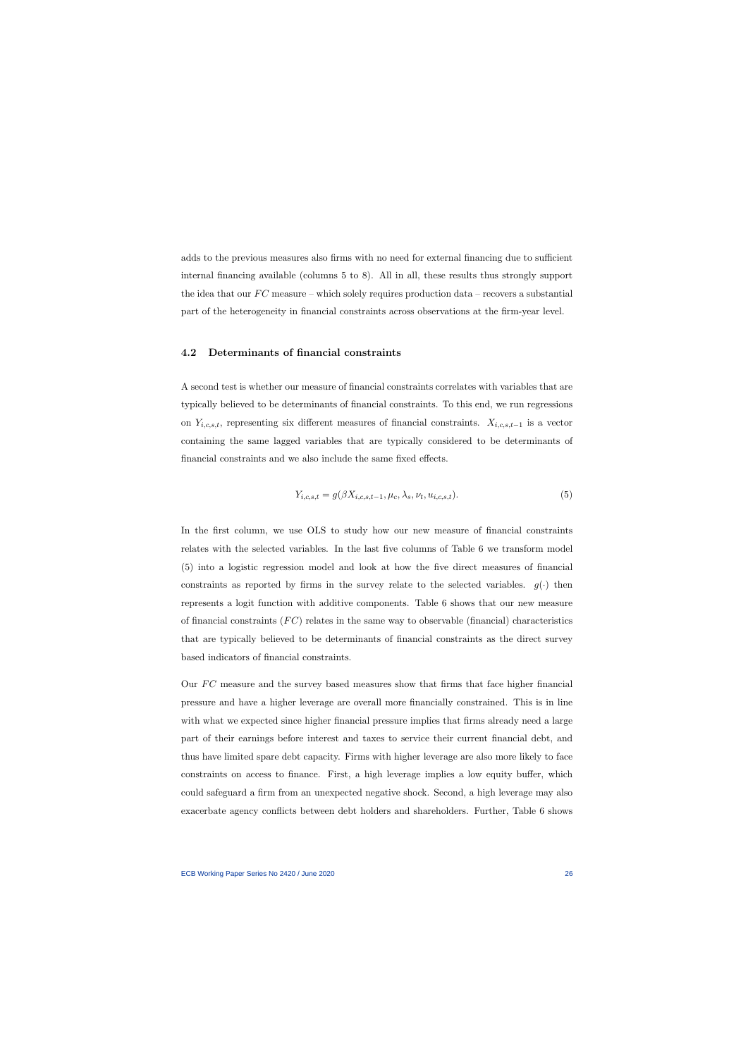adds to the previous measures also firms with no need for external financing due to sufficient internal financing available (columns 5 to 8). All in all, these results thus strongly support the idea that our $FC$ measure – which solely requires production data – recovers a substantial part of the heterogeneity in financial constraints across observations at the firm-year level.

### 4.2 Determinants of financial constraints

A second test is whether our measure of financial constraints correlates with variables that are typically believed to be determinants of financial constraints. To this end, we run regressions on $Y_{i,c,s,t}$, representing six different measures of financial constraints. $X_{i,c,s,t-1}$ is a vector containing the same lagged variables that are typically considered to be determinants of financial constraints and we also include the same fixed effects.

$$Y_{i,c,s,t} = g(\beta X_{i,c,s,t-1}, \mu_c, \lambda_s, \nu_t, u_{i,c,s,t}). \tag{5}$$

In the first column, we use OLS to study how our new measure of financial constraints relates with the selected variables. In the last five columns of Table 6 we transform model (5) into a logistic regression model and look at how the five direct measures of financial constraints as reported by firms in the survey relate to the selected variables. $g(\cdot)$ then represents a logit function with additive components. Table 6 shows that our new measure of financial constraints ($FC$) relates in the same way to observable (financial) characteristics that are typically believed to be determinants of financial constraints as the direct survey based indicators of financial constraints.

Our $FC$ measure and the survey based measures show that firms that face higher financial pressure and have a higher leverage are overall more financially constrained. This is in line with what we expected since higher financial pressure implies that firms already need a large part of their earnings before interest and taxes to service their current financial debt, and thus have limited spare debt capacity. Firms with higher leverage are also more likely to face constraints on access to finance. First, a high leverage implies a low equity buffer, which could safeguard a firm from an unexpected negative shock. Second, a high leverage may also exacerbate agency conflicts between debt holders and shareholders. Further, Table 6 shows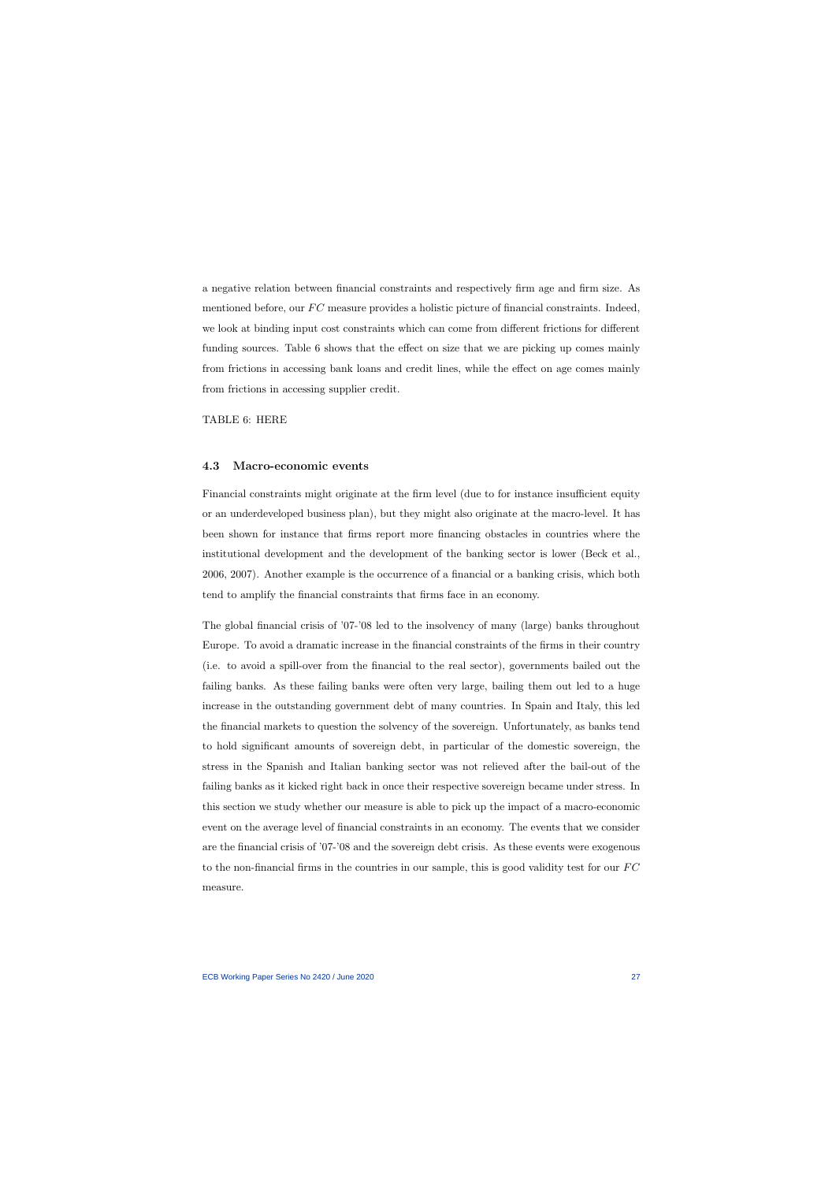a negative relation between financial constraints and respectively firm age and firm size. As mentioned before, our $FC$ measure provides a holistic picture of financial constraints. Indeed, we look at binding input cost constraints which can come from different frictions for different funding sources. Table 6 shows that the effect on size that we are picking up comes mainly from frictions in accessing bank loans and credit lines, while the effect on age comes mainly from frictions in accessing supplier credit.

TABLE 6: HERE

### 4.3 Macro-economic events

Financial constraints might originate at the firm level (due to for instance insufficient equity or an underdeveloped business plan), but they might also originate at the macro-level. It has been shown for instance that firms report more financing obstacles in countries where the institutional development and the development of the banking sector is lower (Beck et al., 2006, 2007). Another example is the occurrence of a financial or a banking crisis, which both tend to amplify the financial constraints that firms face in an economy.

The global financial crisis of '07-'08 led to the insolvency of many (large) banks throughout Europe. To avoid a dramatic increase in the financial constraints of the firms in their country (i.e. to avoid a spill-over from the financial to the real sector), governments bailed out the failing banks. As these failing banks were often very large, bailing them out led to a huge increase in the outstanding government debt of many countries. In Spain and Italy, this led the financial markets to question the solvency of the sovereign. Unfortunately, as banks tend to hold significant amounts of sovereign debt, in particular of the domestic sovereign, the stress in the Spanish and Italian banking sector was not relieved after the bail-out of the failing banks as it kicked right back in once their respective sovereign became under stress. In this section we study whether our measure is able to pick up the impact of a macro-economic event on the average level of financial constraints in an economy. The events that we consider are the financial crisis of '07-'08 and the sovereign debt crisis. As these events were exogenous to the non-financial firms in the countries in our sample, this is good validity test for our $FC$ measure.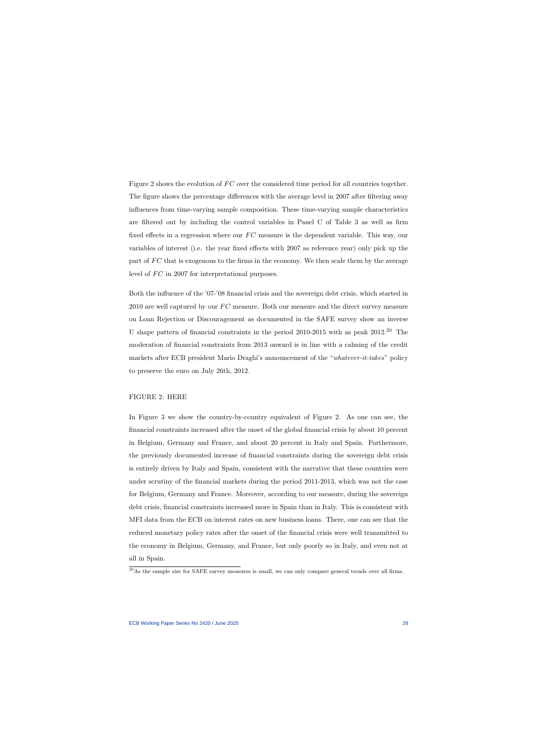Figure 2 shows the evolution of $FC$ over the considered time period for all countries together. The figure shows the percentage differences with the average level in 2007 after filtering away influences from time-varying sample composition. These time-varying sample characteristics are filtered out by including the control variables in Panel C of Table 3 as well as firm fixed effects in a regression where our $FC$ measure is the dependent variable. This way, our variables of interest (i.e. the year fixed effects with 2007 as reference year) only pick up the part of $FC$ that is exogenous to the firms in the economy. We then scale them by the average level of $FC$ in 2007 for interpretational purposes.

Both the influence of the '07-'08 financial crisis and the sovereign debt crisis, which started in 2010 are well captured by our $FC$ measure. Both our measure and the direct survey measure on Loan Rejection or Discouragement as documented in the SAFE survey show an inverse U shape pattern of financial constraints in the period 2010-2015 with as peak 2012.[20] The moderation of financial constraints from 2013 onward is in line with a calming of the credit markets after ECB president Mario Draghi's announcement of the "*whatever-it-takes*" policy to preserve the euro on July 26th, 2012.

FIGURE 2: HERE

In Figure 3 we show the country-by-country equivalent of Figure 2. As one can see, the financial constraints increased after the onset of the global financial crisis by about 10 percent in Belgium, Germany and France, and about 20 percent in Italy and Spain. Furthermore, the previously documented increase of financial constraints during the sovereign debt crisis is entirely driven by Italy and Spain, consistent with the narrative that these countries were under scrutiny of the financial markets during the period 2011-2013, which was not the case for Belgium, Germany and France. Moreover, according to our measure, during the sovereign debt crisis, financial constraints increased more in Spain than in Italy. This is consistent with MFI data from the ECB on interest rates on new business loans. There, one can see that the reduced monetary policy rates after the onset of the financial crisis were well transmitted to the economy in Belgium, Germany, and France, but only poorly so in Italy, and even not at all in Spain.

[20] As the sample size for SAFE survey measures is small, we can only compare general trends over all firms.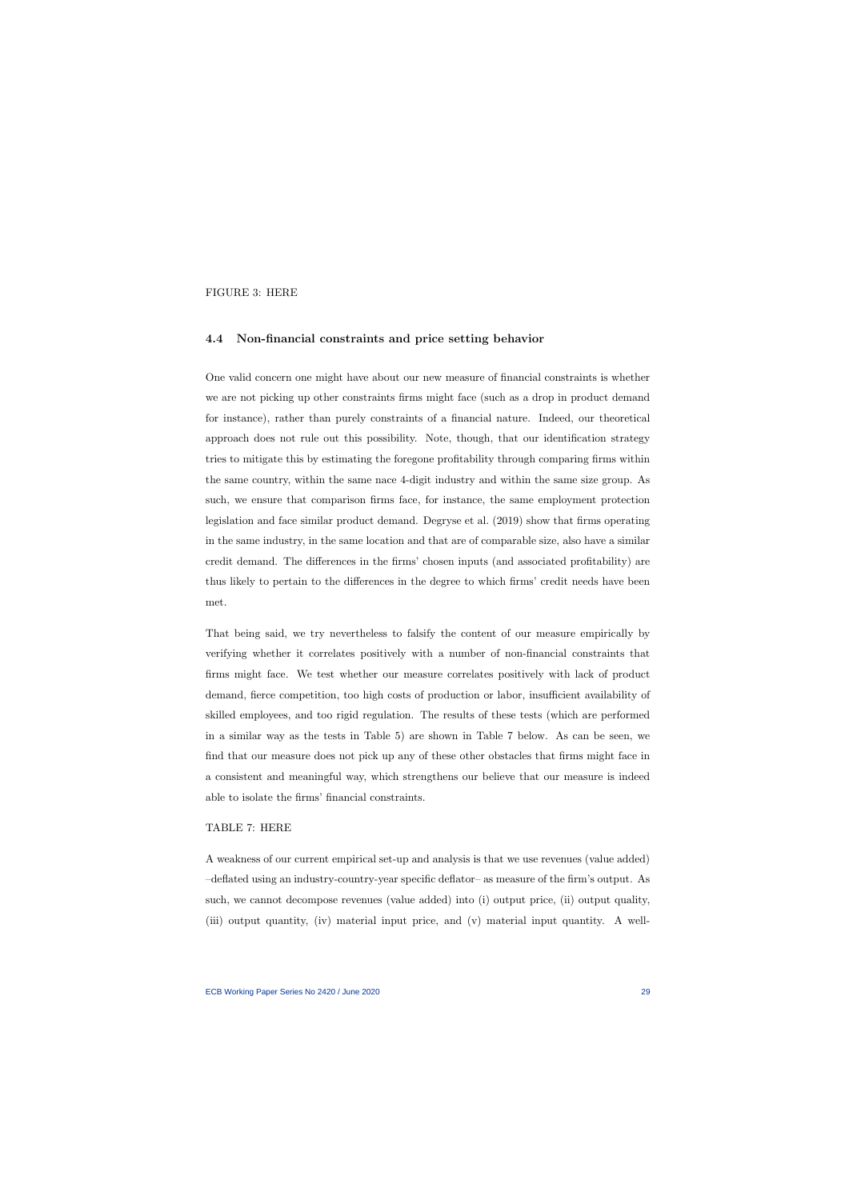FIGURE 3: HERE

### 4.4 Non-financial constraints and price setting behavior

One valid concern one might have about our new measure of financial constraints is whether we are not picking up other constraints firms might face (such as a drop in product demand for instance), rather than purely constraints of a financial nature. Indeed, our theoretical approach does not rule out this possibility. Note, though, that our identification strategy tries to mitigate this by estimating the foregone profitability through comparing firms within the same country, within the same nace 4-digit industry and within the same size group. As such, we ensure that comparison firms face, for instance, the same employment protection legislation and face similar product demand. Degryse et al. (2019) show that firms operating in the same industry, in the same location and that are of comparable size, also have a similar credit demand. The differences in the firms' chosen inputs (and associated profitability) are thus likely to pertain to the differences in the degree to which firms' credit needs have been met.

That being said, we try nevertheless to falsify the content of our measure empirically by verifying whether it correlates positively with a number of non-financial constraints that firms might face. We test whether our measure correlates positively with lack of product demand, fierce competition, too high costs of production or labor, insufficient availability of skilled employees, and too rigid regulation. The results of these tests (which are performed in a similar way as the tests in Table 5) are shown in Table 7 below. As can be seen, we find that our measure does not pick up any of these other obstacles that firms might face in a consistent and meaningful way, which strengthens our believe that our measure is indeed able to isolate the firms' financial constraints.

TABLE 7: HERE

A weakness of our current empirical set-up and analysis is that we use revenues (value added) –deflated using an industry-country-year specific deflator– as measure of the firm's output. As such, we cannot decompose revenues (value added) into (i) output price, (ii) output quality, (iii) output quantity, (iv) material input price, and (v) material input quantity. A well-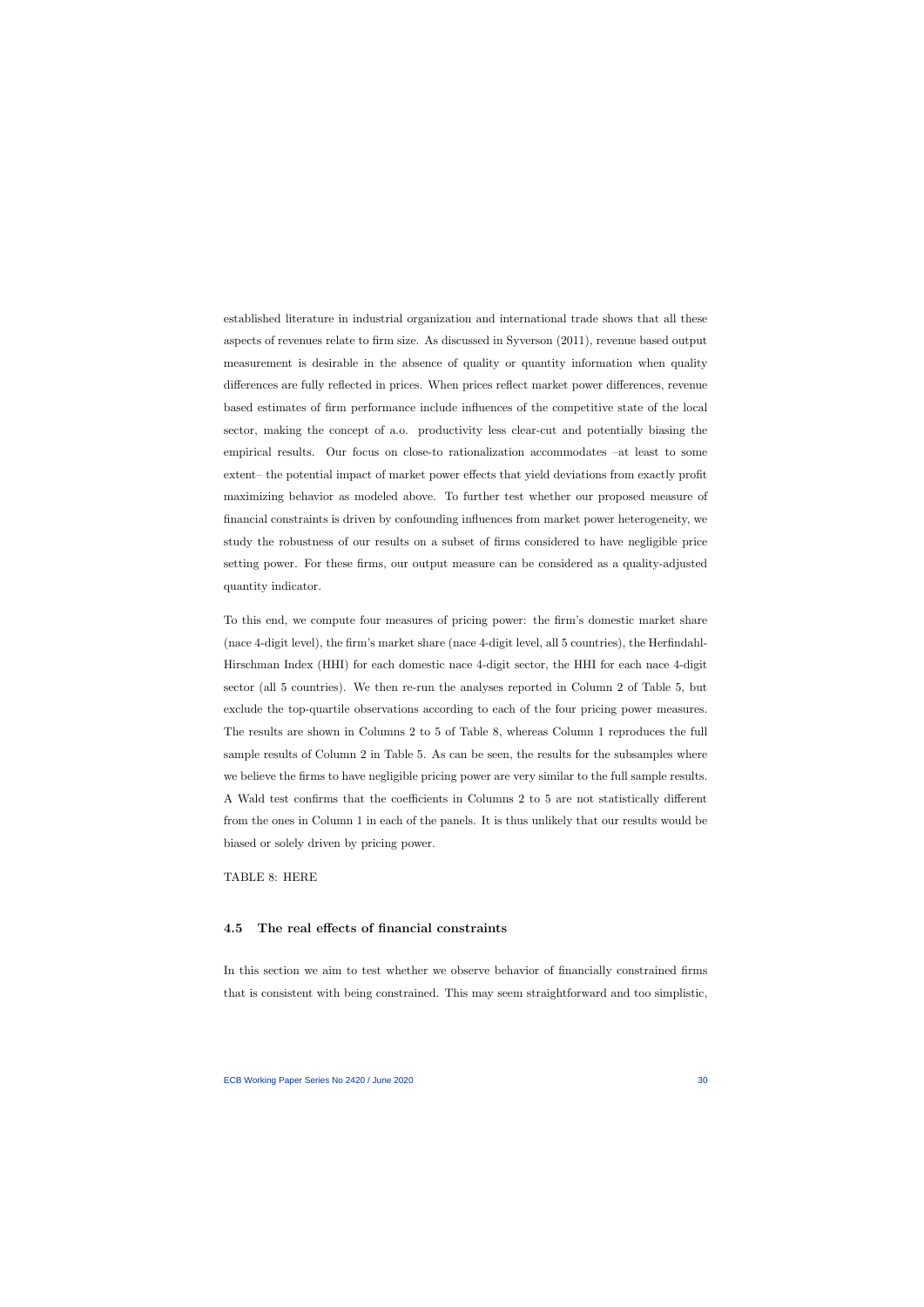established literature in industrial organization and international trade shows that all these aspects of revenues relate to firm size. As discussed in Syverson (2011), revenue based output measurement is desirable in the absence of quality or quantity information when quality differences are fully reflected in prices. When prices reflect market power differences, revenue based estimates of firm performance include influences of the competitive state of the local sector, making the concept of a.o. productivity less clear-cut and potentially biasing the empirical results. Our focus on close-to rationalization accommodates –at least to some extent– the potential impact of market power effects that yield deviations from exactly profit maximizing behavior as modeled above. To further test whether our proposed measure of financial constraints is driven by confounding influences from market power heterogeneity, we study the robustness of our results on a subset of firms considered to have negligible price setting power. For these firms, our output measure can be considered as a quality-adjusted quantity indicator.

To this end, we compute four measures of pricing power: the firm's domestic market share (nace 4-digit level), the firm's market share (nace 4-digit level, all 5 countries), the Herfindahl-Hirschman Index (HHI) for each domestic nace 4-digit sector, the HHI for each nace 4-digit sector (all 5 countries). We then re-run the analyses reported in Column 2 of Table 5, but exclude the top-quartile observations according to each of the four pricing power measures. The results are shown in Columns 2 to 5 of Table 8, whereas Column 1 reproduces the full sample results of Column 2 in Table 5. As can be seen, the results for the subsamples where we believe the firms to have negligible pricing power are very similar to the full sample results. A Wald test confirms that the coefficients in Columns 2 to 5 are not statistically different from the ones in Column 1 in each of the panels. It is thus unlikely that our results would be biased or solely driven by pricing power.

TABLE 8: HERE

### 4.5 The real effects of financial constraints

In this section we aim to test whether we observe behavior of financially constrained firms that is consistent with being constrained. This may seem straightforward and too simplistic,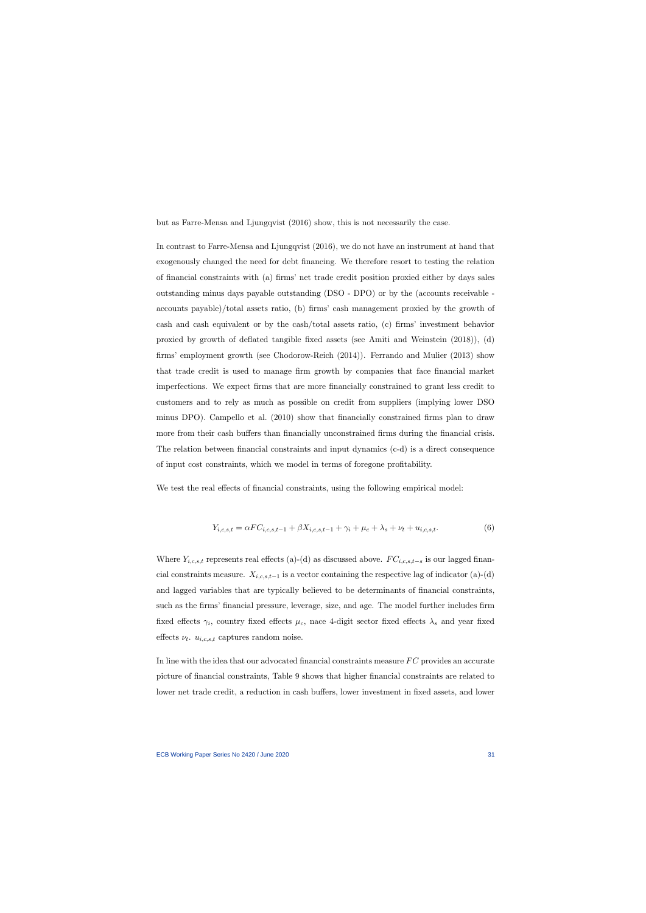but as Farre-Mensa and Ljungqvist (2016) show, this is not necessarily the case.

In contrast to Farre-Mensa and Ljungqvist (2016), we do not have an instrument at hand that exogenously changed the need for debt financing. We therefore resort to testing the relation of financial constraints with (a) firms' net trade credit position proxied either by days sales outstanding minus days payable outstanding (DSO - DPO) or by the (accounts receivable - accounts payable)/total assets ratio, (b) firms' cash management proxied by the growth of cash and cash equivalent or by the cash/total assets ratio, (c) firms' investment behavior proxied by growth of deflated tangible fixed assets (see Amiti and Weinstein (2018)), (d) firms' employment growth (see Chodorow-Reich (2014)). Ferrando and Mulier (2013) show that trade credit is used to manage firm growth by companies that face financial market imperfections. We expect firms that are more financially constrained to grant less credit to customers and to rely as much as possible on credit from suppliers (implying lower DSO minus DPO). Campello et al. (2010) show that financially constrained firms plan to draw more from their cash buffers than financially unconstrained firms during the financial crisis. The relation between financial constraints and input dynamics (c-d) is a direct consequence of input cost constraints, which we model in terms of foregone profitability.

We test the real effects of financial constraints, using the following empirical model:

$$Y_{i,c,s,t} = \alpha FC_{i,c,s,t-1} + \beta X_{i,c,s,t-1} + \gamma_i + \mu_c + \lambda_s + \nu_t + u_{i,c,s,t}. \tag{6}$$

Where $Y_{i,c,s,t}$ represents real effects (a)-(d) as discussed above. $FC_{i,c,s,t-s}$ is our lagged financial constraints measure. $X_{i,c,s,t-1}$ is a vector containing the respective lag of indicator (a)-(d) and lagged variables that are typically believed to be determinants of financial constraints, such as the firms' financial pressure, leverage, size, and age. The model further includes firm fixed effects $\gamma_i$, country fixed effects $\mu_c$, nace 4-digit sector fixed effects $\lambda_s$ and year fixed effects $\nu_t$. $u_{i,c,s,t}$ captures random noise.

In line with the idea that our advocated financial constraints measure $FC$ provides an accurate picture of financial constraints, Table 9 shows that higher financial constraints are related to lower net trade credit, a reduction in cash buffers, lower investment in fixed assets, and lower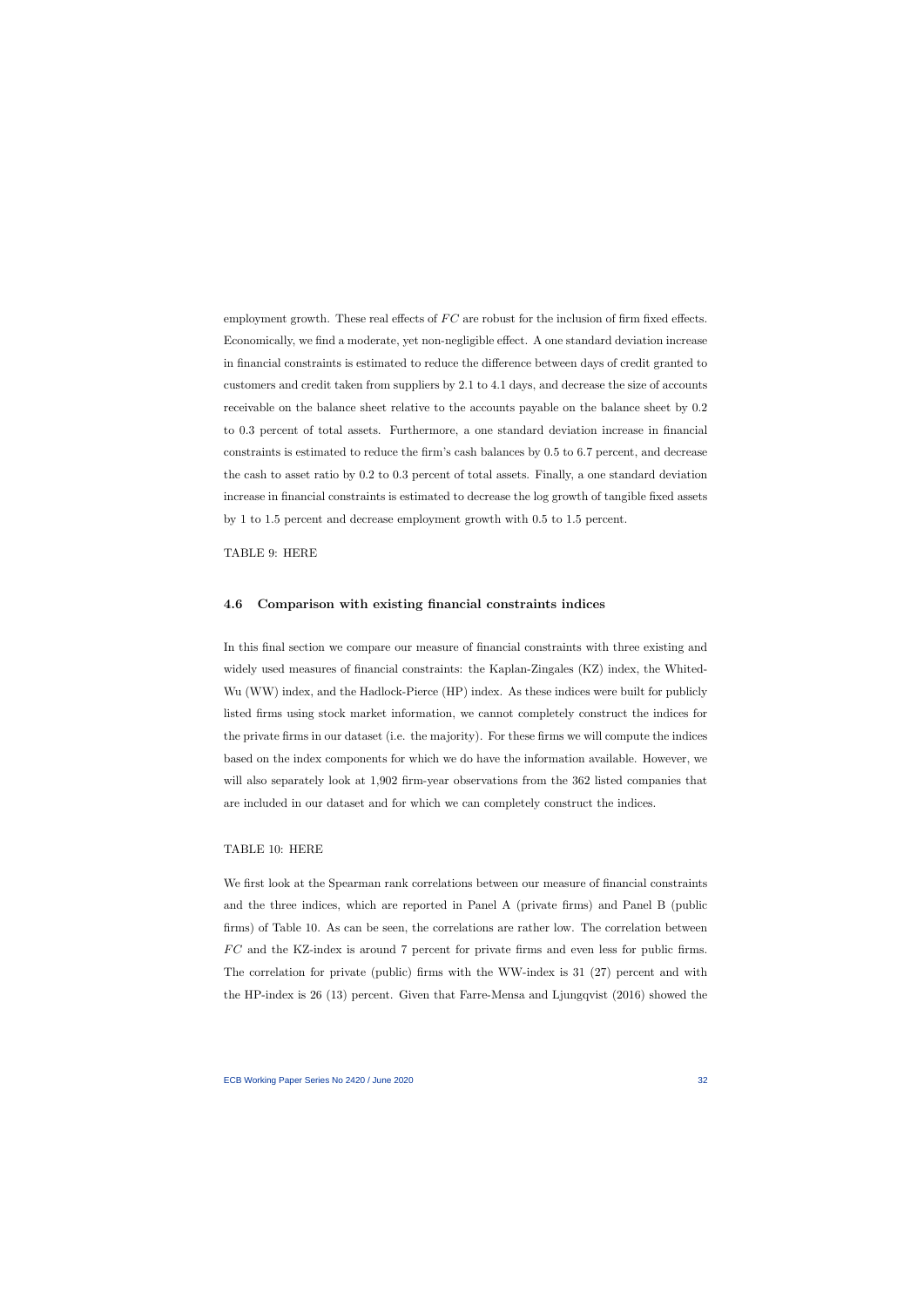employment growth. These real effects of $FC$ are robust for the inclusion of firm fixed effects. Economically, we find a moderate, yet non-negligible effect. A one standard deviation increase in financial constraints is estimated to reduce the difference between days of credit granted to customers and credit taken from suppliers by 2.1 to 4.1 days, and decrease the size of accounts receivable on the balance sheet relative to the accounts payable on the balance sheet by 0.2 to 0.3 percent of total assets. Furthermore, a one standard deviation increase in financial constraints is estimated to reduce the firm's cash balances by 0.5 to 6.7 percent, and decrease the cash to asset ratio by 0.2 to 0.3 percent of total assets. Finally, a one standard deviation increase in financial constraints is estimated to decrease the log growth of tangible fixed assets by 1 to 1.5 percent and decrease employment growth with 0.5 to 1.5 percent.

TABLE 9: HERE

### 4.6 Comparison with existing financial constraints indices

In this final section we compare our measure of financial constraints with three existing and widely used measures of financial constraints: the Kaplan-Zingales (KZ) index, the Whited-Wu (WW) index, and the Hadlock-Pierce (HP) index. As these indices were built for publicly listed firms using stock market information, we cannot completely construct the indices for the private firms in our dataset (i.e. the majority). For these firms we will compute the indices based on the index components for which we do have the information available. However, we will also separately look at 1,902 firm-year observations from the 362 listed companies that are included in our dataset and for which we can completely construct the indices.

TABLE 10: HERE

We first look at the Spearman rank correlations between our measure of financial constraints and the three indices, which are reported in Panel A (private firms) and Panel B (public firms) of Table 10. As can be seen, the correlations are rather low. The correlation between $FC$ and the KZ-index is around 7 percent for private firms and even less for public firms. The correlation for private (public) firms with the WW-index is 31 (27) percent and with the HP-index is 26 (13) percent. Given that Farre-Mensa and Ljungqvist (2016) showed the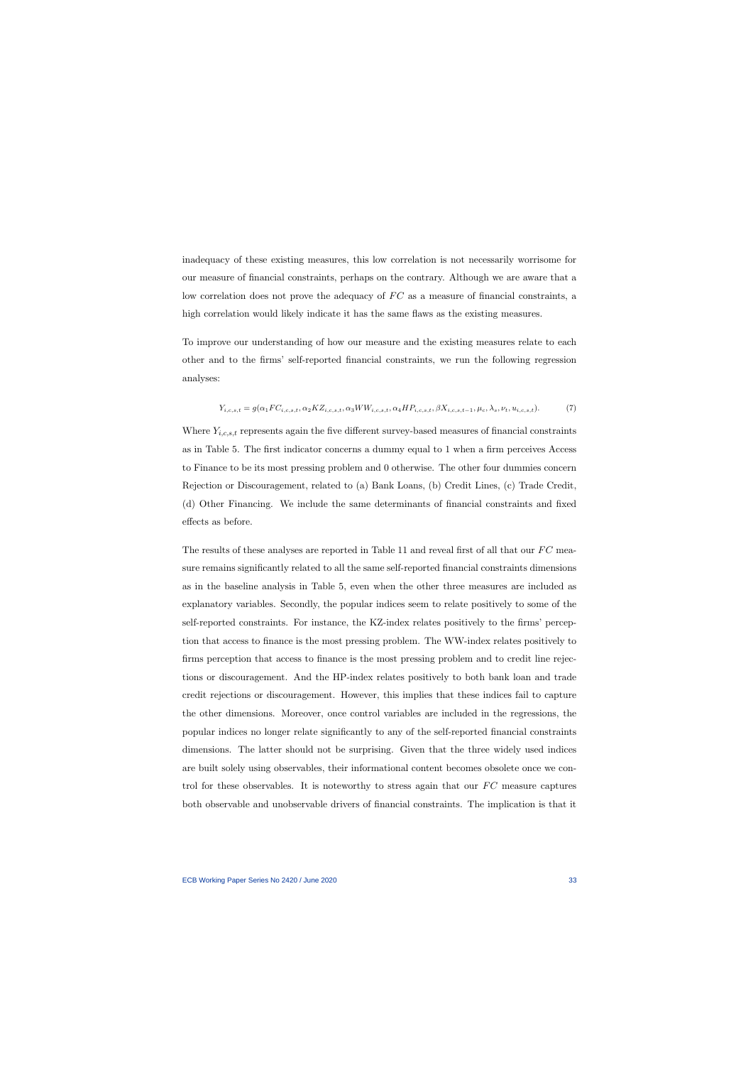inadequacy of these existing measures, this low correlation is not necessarily worrisome for our measure of financial constraints, perhaps on the contrary. Although we are aware that a low correlation does not prove the adequacy of $FC$ as a measure of financial constraints, a high correlation would likely indicate it has the same flaws as the existing measures.

To improve our understanding of how our measure and the existing measures relate to each other and to the firms' self-reported financial constraints, we run the following regression analyses:

$$Y_{i,c,s,t} = g(\alpha_1 FC_{i,c,s,t}, \alpha_2 KZ_{i,c,s,t}, \alpha_3 WW_{i,c,s,t}, \alpha_4 HP_{i,c,s,t}, \beta X_{i,c,s,t-1}, \mu_c, \lambda_s, \nu_t, u_{i,c,s,t}). \tag{7}$$

Where $Y_{i,c,s,t}$ represents again the five different survey-based measures of financial constraints as in Table 5. The first indicator concerns a dummy equal to 1 when a firm perceives Access to Finance to be its most pressing problem and 0 otherwise. The other four dummies concern Rejection or Discouragement, related to (a) Bank Loans, (b) Credit Lines, (c) Trade Credit, (d) Other Financing. We include the same determinants of financial constraints and fixed effects as before.

The results of these analyses are reported in Table 11 and reveal first of all that our $FC$ measure remains significantly related to all the same self-reported financial constraints dimensions as in the baseline analysis in Table 5, even when the other three measures are included as explanatory variables. Secondly, the popular indices seem to relate positively to some of the self-reported constraints. For instance, the KZ-index relates positively to the firms' perception that access to finance is the most pressing problem. The WW-index relates positively to firms perception that access to finance is the most pressing problem and to credit line rejections or discouragement. And the HP-index relates positively to both bank loan and trade credit rejections or discouragement. However, this implies that these indices fail to capture the other dimensions. Moreover, once control variables are included in the regressions, the popular indices no longer relate significantly to any of the self-reported financial constraints dimensions. The latter should not be surprising. Given that the three widely used indices are built solely using observables, their informational content becomes obsolete once we control for these observables. It is noteworthy to stress again that our $FC$ measure captures both observable and unobservable drivers of financial constraints. The implication is that it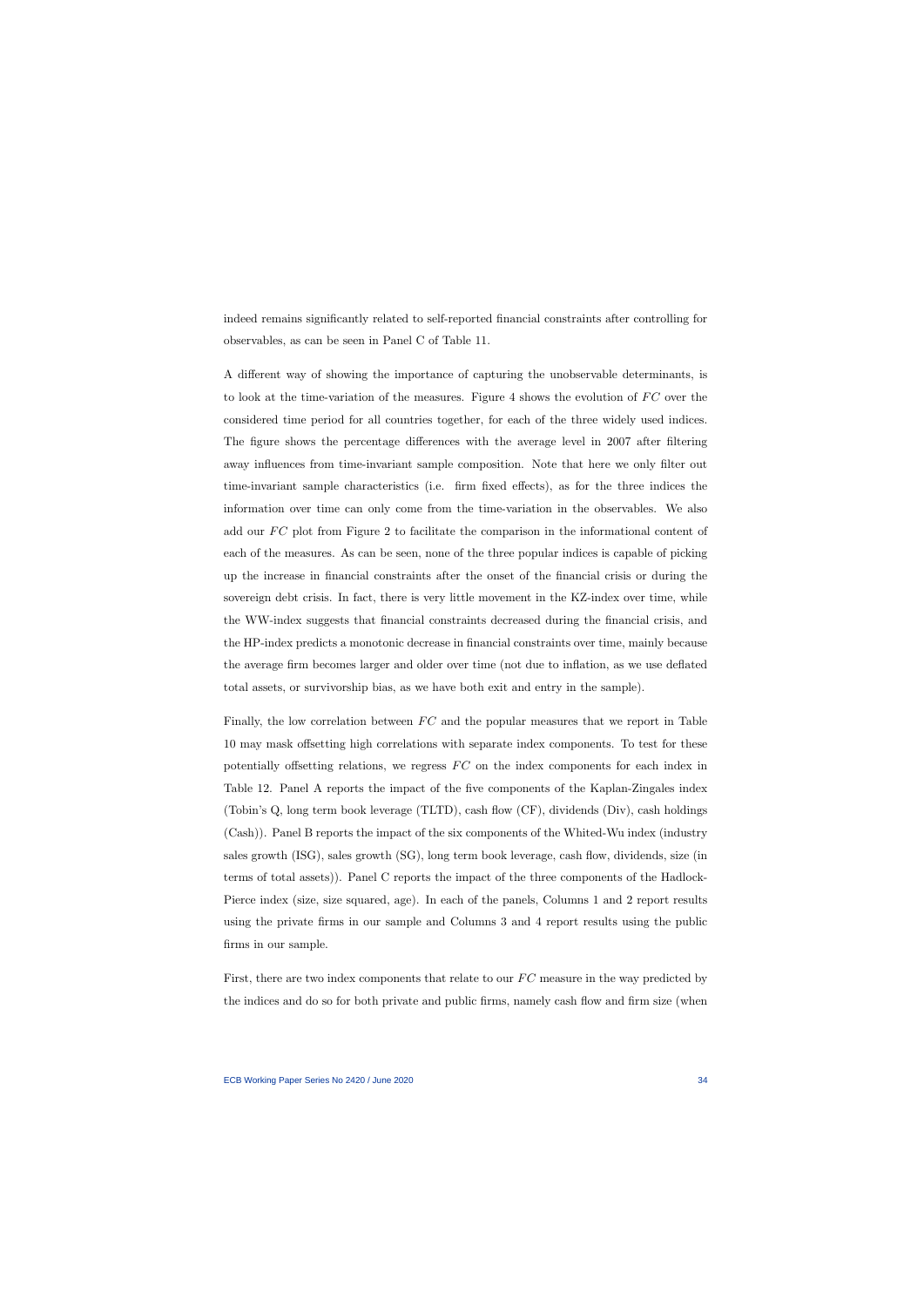indeed remains significantly related to self-reported financial constraints after controlling for observables, as can be seen in Panel C of Table 11.

A different way of showing the importance of capturing the unobservable determinants, is to look at the time-variation of the measures. Figure 4 shows the evolution of $FC$ over the considered time period for all countries together, for each of the three widely used indices. The figure shows the percentage differences with the average level in 2007 after filtering away influences from time-invariant sample composition. Note that here we only filter out time-invariant sample characteristics (i.e. firm fixed effects), as for the three indices the information over time can only come from the time-variation in the observables. We also add our $FC$ plot from Figure 2 to facilitate the comparison in the informational content of each of the measures. As can be seen, none of the three popular indices is capable of picking up the increase in financial constraints after the onset of the financial crisis or during the sovereign debt crisis. In fact, there is very little movement in the KZ-index over time, while the WW-index suggests that financial constraints decreased during the financial crisis, and the HP-index predicts a monotonic decrease in financial constraints over time, mainly because the average firm becomes larger and older over time (not due to inflation, as we use deflated total assets, or survivorship bias, as we have both exit and entry in the sample).

Finally, the low correlation between $FC$ and the popular measures that we report in Table 10 may mask offsetting high correlations with separate index components. To test for these potentially offsetting relations, we regress $FC$ on the index components for each index in Table 12. Panel A reports the impact of the five components of the Kaplan-Zingales index (Tobin's Q, long term book leverage (TLTD), cash flow (CF), dividends (Div), cash holdings (Cash)). Panel B reports the impact of the six components of the Whited-Wu index (industry sales growth (ISG), sales growth (SG), long term book leverage, cash flow, dividends, size (in terms of total assets)). Panel C reports the impact of the three components of the Hadlock-Pierce index (size, size squared, age). In each of the panels, Columns 1 and 2 report results using the private firms in our sample and Columns 3 and 4 report results using the public firms in our sample.

First, there are two index components that relate to our $FC$ measure in the way predicted by the indices and do so for both private and public firms, namely cash flow and firm size (when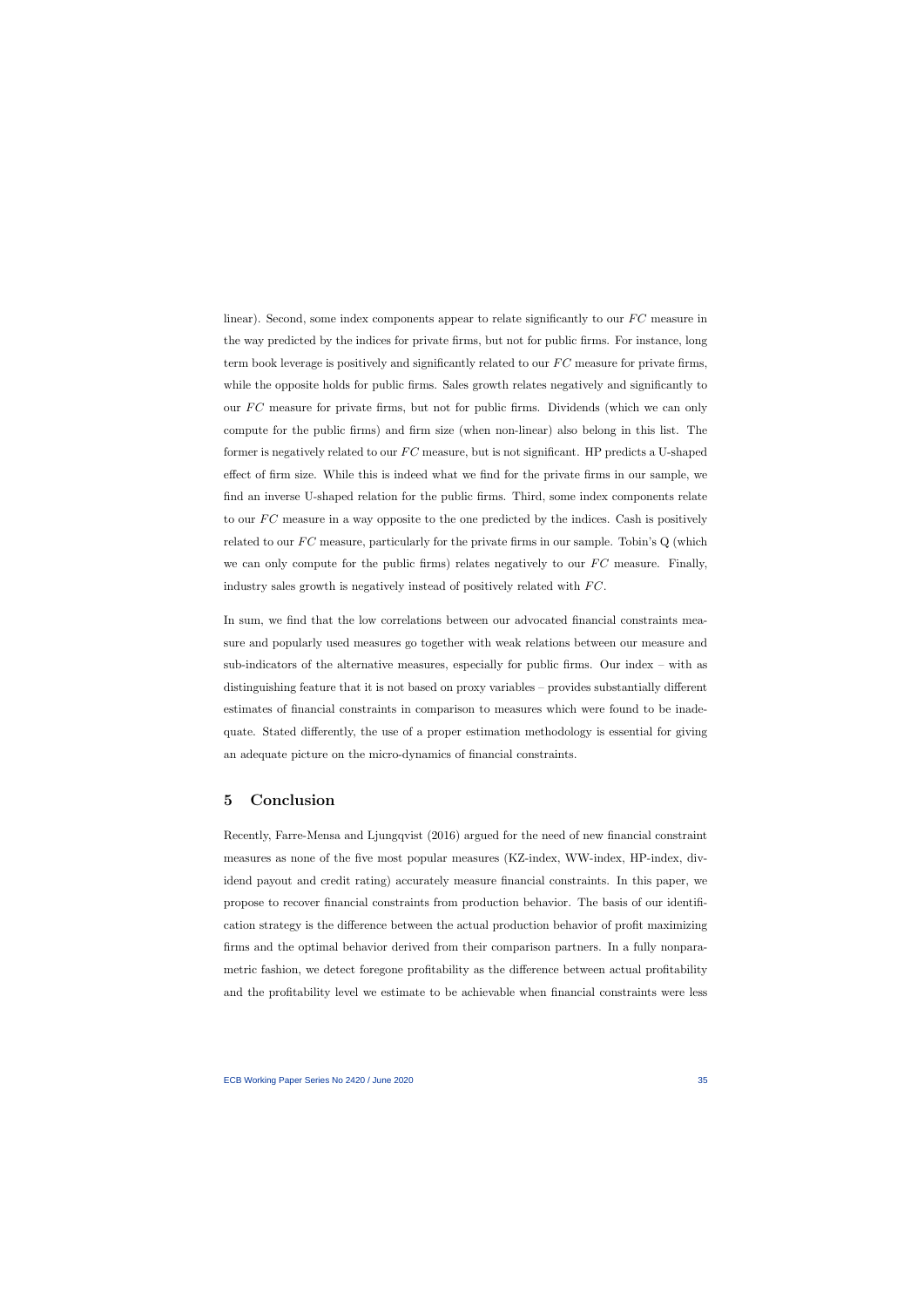linear). Second, some index components appear to relate significantly to our $FC$ measure in the way predicted by the indices for private firms, but not for public firms. For instance, long term book leverage is positively and significantly related to our $FC$ measure for private firms, while the opposite holds for public firms. Sales growth relates negatively and significantly to our $FC$ measure for private firms, but not for public firms. Dividends (which we can only compute for the public firms) and firm size (when non-linear) also belong in this list. The former is negatively related to our $FC$ measure, but is not significant. HP predicts a U-shaped effect of firm size. While this is indeed what we find for the private firms in our sample, we find an inverse U-shaped relation for the public firms. Third, some index components relate to our $FC$ measure in a way opposite to the one predicted by the indices. Cash is positively related to our $FC$ measure, particularly for the private firms in our sample. Tobin's Q (which we can only compute for the public firms) relates negatively to our $FC$ measure. Finally, industry sales growth is negatively instead of positively related with $FC$.

In sum, we find that the low correlations between our advocated financial constraints measure and popularly used measures go together with weak relations between our measure and sub-indicators of the alternative measures, especially for public firms. Our index – with as distinguishing feature that it is not based on proxy variables – provides substantially different estimates of financial constraints in comparison to measures which were found to be inadequate. Stated differently, the use of a proper estimation methodology is essential for giving an adequate picture on the micro-dynamics of financial constraints.

## 5 Conclusion

Recently, Farre-Mensa and Ljungqvist (2016) argued for the need of new financial constraint measures as none of the five most popular measures (KZ-index, WW-index, HP-index, dividend payout and credit rating) accurately measure financial constraints. In this paper, we propose to recover financial constraints from production behavior. The basis of our identification strategy is the difference between the actual production behavior of profit maximizing firms and the optimal behavior derived from their comparison partners. In a fully nonparametric fashion, we detect foregone profitability as the difference between actual profitability and the profitability level we estimate to be achievable when financial constraints were less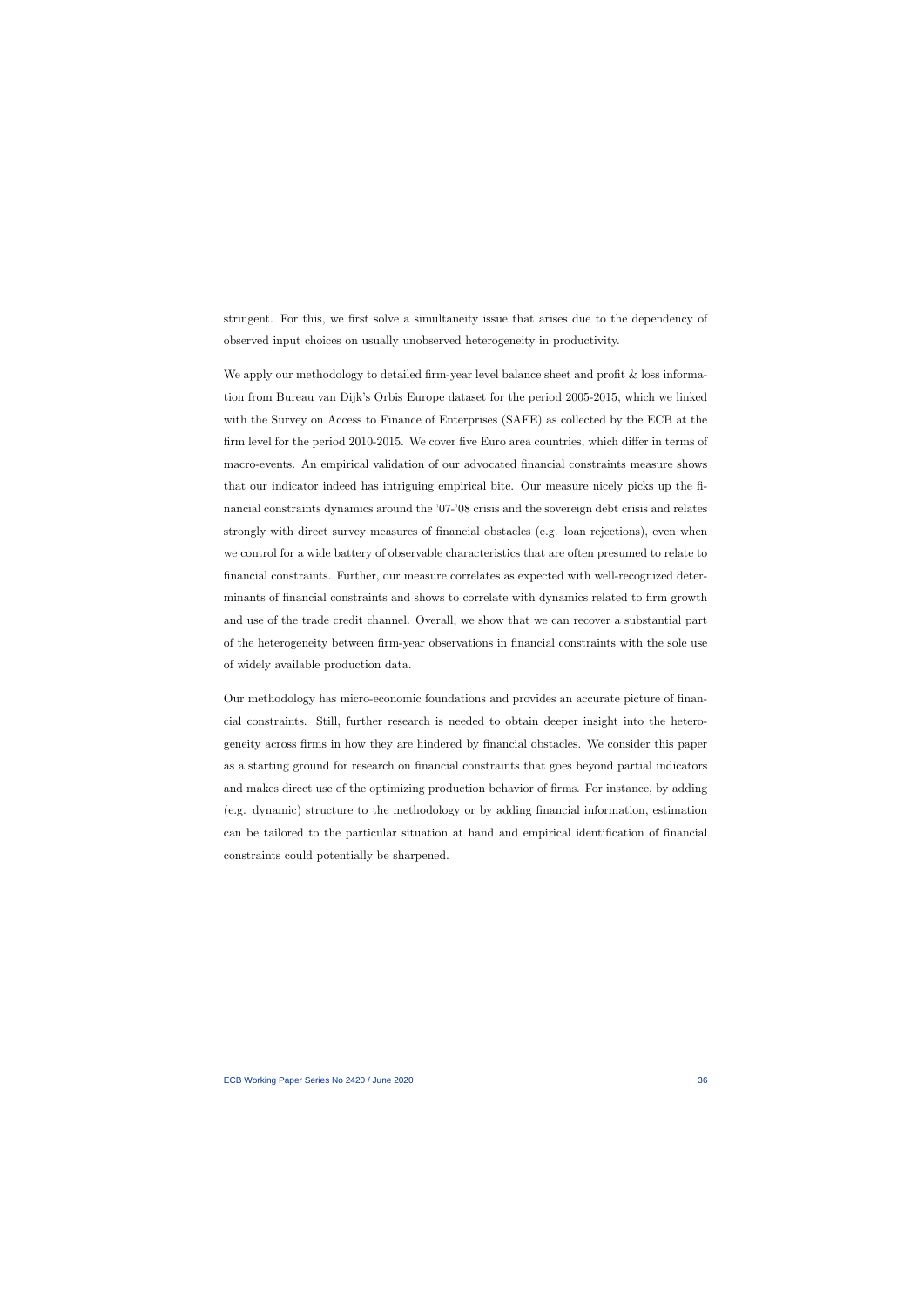stringent. For this, we first solve a simultaneity issue that arises due to the dependency of observed input choices on usually unobserved heterogeneity in productivity.

We apply our methodology to detailed firm-year level balance sheet and profit & loss information from Bureau van Dijk's Orbis Europe dataset for the period 2005-2015, which we linked with the Survey on Access to Finance of Enterprises (SAFE) as collected by the ECB at the firm level for the period 2010-2015. We cover five Euro area countries, which differ in terms of macro-events. An empirical validation of our advocated financial constraints measure shows that our indicator indeed has intriguing empirical bite. Our measure nicely picks up the financial constraints dynamics around the '07-'08 crisis and the sovereign debt crisis and relates strongly with direct survey measures of financial obstacles (e.g. loan rejections), even when we control for a wide battery of observable characteristics that are often presumed to relate to financial constraints. Further, our measure correlates as expected with well-recognized determinants of financial constraints and shows to correlate with dynamics related to firm growth and use of the trade credit channel. Overall, we show that we can recover a substantial part of the heterogeneity between firm-year observations in financial constraints with the sole use of widely available production data.

Our methodology has micro-economic foundations and provides an accurate picture of financial constraints. Still, further research is needed to obtain deeper insight into the heterogeneity across firms in how they are hindered by financial obstacles. We consider this paper as a starting ground for research on financial constraints that goes beyond partial indicators and makes direct use of the optimizing production behavior of firms. For instance, by adding (e.g. dynamic) structure to the methodology or by adding financial information, estimation can be tailored to the particular situation at hand and empirical identification of financial constraints could potentially be sharpened.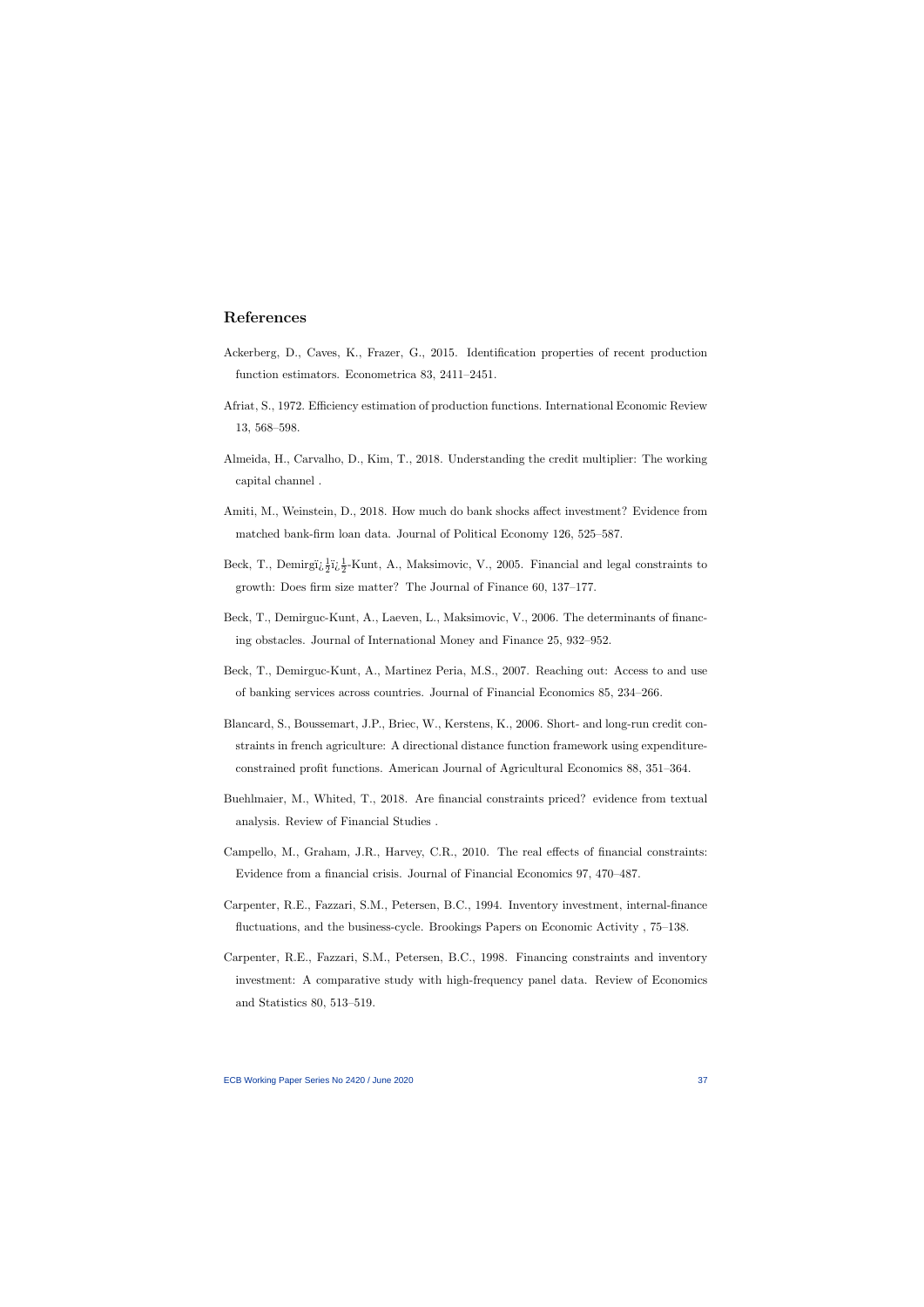## References

Ackerberg, D., Caves, K., Frazer, G., 2015. Identification properties of recent production function estimators. Econometrica 83, 2411–2451.

Afriat, S., 1972. Efficiency estimation of production functions. International Economic Review 13, 568–598.

Almeida, H., Carvalho, D., Kim, T., 2018. Understanding the credit multiplier: The working capital channel .

Amiti, M., Weinstein, D., 2018. How much do bank shocks affect investment? Evidence from matched bank-firm loan data. Journal of Political Economy 126, 525–587.

Beck, T., Demirgï¿½ï¿½-Kunt, A., Maksimovic, V., 2005. Financial and legal constraints to growth: Does firm size matter? The Journal of Finance 60, 137–177.

Beck, T., Demirguc-Kunt, A., Laeven, L., Maksimovic, V., 2006. The determinants of financing obstacles. Journal of International Money and Finance 25, 932–952.

Beck, T., Demirguc-Kunt, A., Martinez Peria, M.S., 2007. Reaching out: Access to and use of banking services across countries. Journal of Financial Economics 85, 234–266.

Blancard, S., Boussemart, J.P., Briec, W., Kerstens, K., 2006. Short- and long-run credit constraints in french agriculture: A directional distance function framework using expenditure-constrained profit functions. American Journal of Agricultural Economics 88, 351–364.

Buehlmaier, M., Whited, T., 2018. Are financial constraints priced? evidence from textual analysis. Review of Financial Studies .

Campello, M., Graham, J.R., Harvey, C.R., 2010. The real effects of financial constraints: Evidence from a financial crisis. Journal of Financial Economics 97, 470–487.

Carpenter, R.E., Fazzari, S.M., Petersen, B.C., 1994. Inventory investment, internal-finance fluctuations, and the business-cycle. Brookings Papers on Economic Activity , 75–138.

Carpenter, R.E., Fazzari, S.M., Petersen, B.C., 1998. Financing constraints and inventory investment: A comparative study with high-frequency panel data. Review of Economics and Statistics 80, 513–519.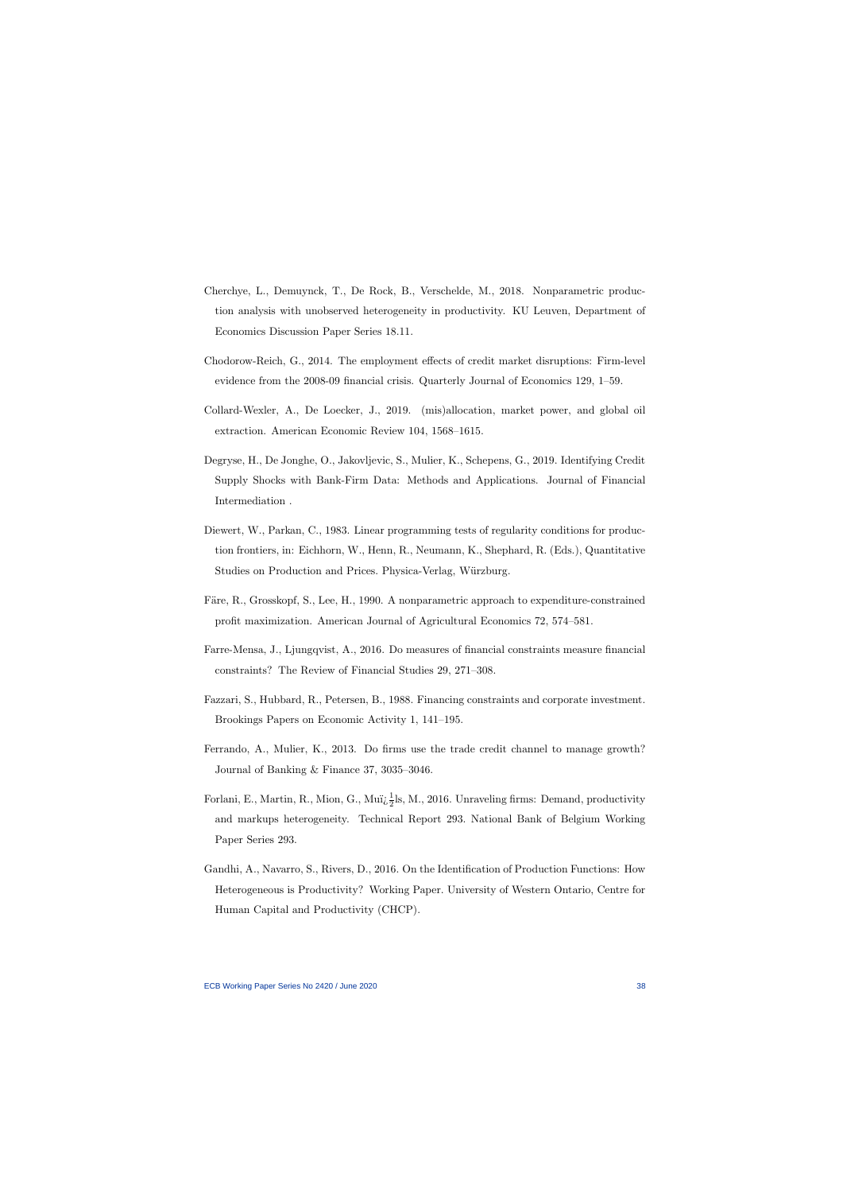Cherchye, L., Demuynck, T., De Rock, B., Verschelde, M., 2018. Nonparametric production analysis with unobserved heterogeneity in productivity. KU Leuven, Department of Economics Discussion Paper Series 18.11.

Chodorow-Reich, G., 2014. The employment effects of credit market disruptions: Firm-level evidence from the 2008-09 financial crisis. Quarterly Journal of Economics 129, 1–59.

Collard-Wexler, A., De Loecker, J., 2019. (mis)allocation, market power, and global oil extraction. American Economic Review 104, 1568–1615.

Degryse, H., De Jonghe, O., Jakovljevic, S., Mulier, K., Schepens, G., 2019. Identifying Credit Supply Shocks with Bank-Firm Data: Methods and Applications. Journal of Financial Intermediation .

Diewert, W., Parkan, C., 1983. Linear programming tests of regularity conditions for production frontiers, in: Eichhorn, W., Henn, R., Neumann, K., Shephard, R. (Eds.), Quantitative Studies on Production and Prices. Physica-Verlag, Würzburg.

Färe, R., Grosskopf, S., Lee, H., 1990. A nonparametric approach to expenditure-constrained profit maximization. American Journal of Agricultural Economics 72, 574–581.

Farre-Mensa, J., Ljungqvist, A., 2016. Do measures of financial constraints measure financial constraints? The Review of Financial Studies 29, 271–308.

Fazzari, S., Hubbard, R., Petersen, B., 1988. Financing constraints and corporate investment. Brookings Papers on Economic Activity 1, 141–195.

Ferrando, A., Mulier, K., 2013. Do firms use the trade credit channel to manage growth? Journal of Banking & Finance 37, 3035–3046.

Forlani, E., Martin, R., Mion, G., Muï¿½ls, M., 2016. Unraveling firms: Demand, productivity and markups heterogeneity. Technical Report 293. National Bank of Belgium Working Paper Series 293.

Gandhi, A., Navarro, S., Rivers, D., 2016. On the Identification of Production Functions: How Heterogeneous is Productivity? Working Paper. University of Western Ontario, Centre for Human Capital and Productivity (CHCP).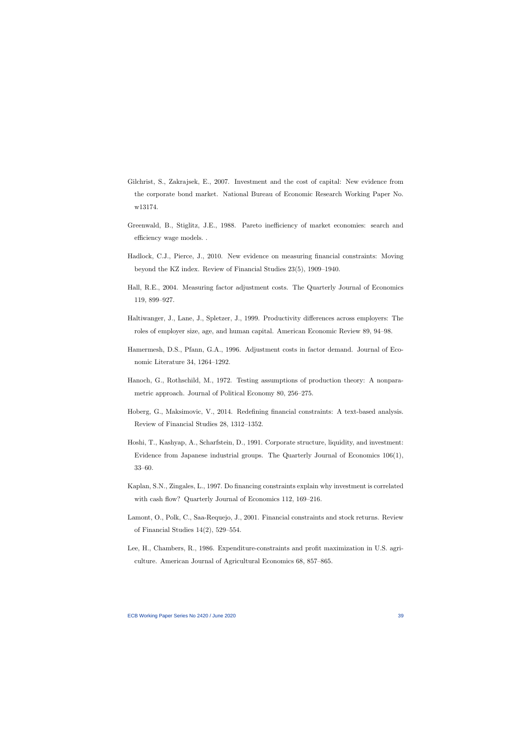Gilchrist, S., Zakrajsek, E., 2007. Investment and the cost of capital: New evidence from the corporate bond market. National Bureau of Economic Research Working Paper No. w13174.

Greenwald, B., Stiglitz, J.E., 1988. Pareto inefficiency of market economies: search and efficiency wage models. .

Hadlock, C.J., Pierce, J., 2010. New evidence on measuring financial constraints: Moving beyond the KZ index. Review of Financial Studies 23(5), 1909–1940.

Hall, R.E., 2004. Measuring factor adjustment costs. The Quarterly Journal of Economics 119, 899–927.

Haltiwanger, J., Lane, J., Spletzer, J., 1999. Productivity differences across employers: The roles of employer size, age, and human capital. American Economic Review 89, 94–98.

Hamermesh, D.S., Pfann, G.A., 1996. Adjustment costs in factor demand. Journal of Economic Literature 34, 1264–1292.

Hanoch, G., Rothschild, M., 1972. Testing assumptions of production theory: A nonparametric approach. Journal of Political Economy 80, 256–275.

Hoberg, G., Maksimovic, V., 2014. Redefining financial constraints: A text-based analysis. Review of Financial Studies 28, 1312–1352.

Hoshi, T., Kashyap, A., Scharfstein, D., 1991. Corporate structure, liquidity, and investment: Evidence from Japanese industrial groups. The Quarterly Journal of Economics 106(1), 33–60.

Kaplan, S.N., Zingales, L., 1997. Do financing constraints explain why investment is correlated with cash flow? Quarterly Journal of Economics 112, 169–216.

Lamont, O., Polk, C., Saa-Requejo, J., 2001. Financial constraints and stock returns. Review of Financial Studies 14(2), 529–554.

Lee, H., Chambers, R., 1986. Expenditure-constraints and profit maximization in U.S. agriculture. American Journal of Agricultural Economics 68, 857–865.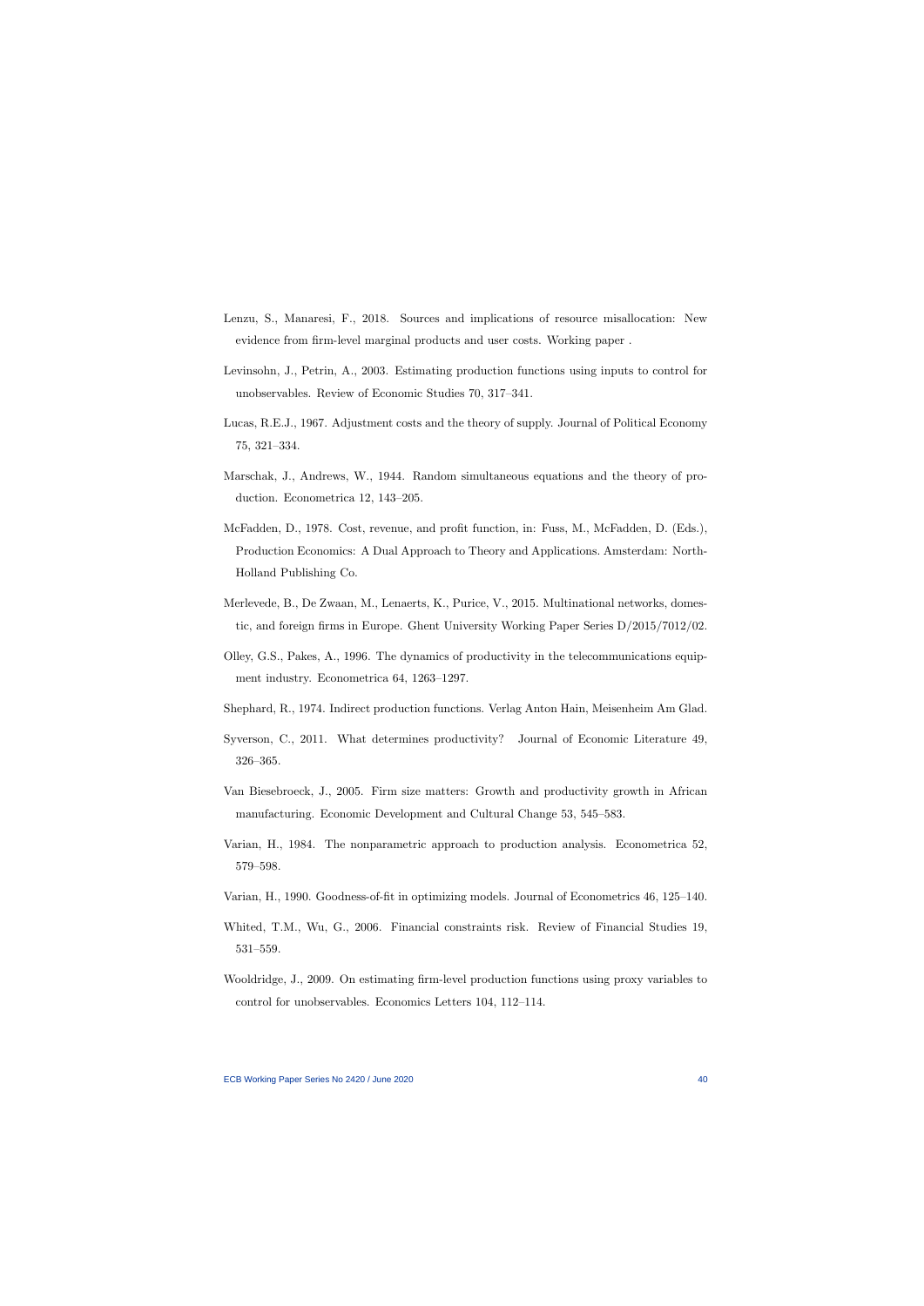Lenzu, S., Manaresi, F., 2018. Sources and implications of resource misallocation: New evidence from firm-level marginal products and user costs. Working paper .

Levinsohn, J., Petrin, A., 2003. Estimating production functions using inputs to control for unobservables. Review of Economic Studies 70, 317–341.

Lucas, R.E.J., 1967. Adjustment costs and the theory of supply. Journal of Political Economy 75, 321–334.

Marschak, J., Andrews, W., 1944. Random simultaneous equations and the theory of production. Econometrica 12, 143–205.

McFadden, D., 1978. Cost, revenue, and profit function, in: Fuss, M., McFadden, D. (Eds.), Production Economics: A Dual Approach to Theory and Applications. Amsterdam: North-Holland Publishing Co.

Merlevede, B., De Zwaan, M., Lenaerts, K., Purice, V., 2015. Multinational networks, domestic, and foreign firms in Europe. Ghent University Working Paper Series D/2015/7012/02.

Olley, G.S., Pakes, A., 1996. The dynamics of productivity in the telecommunications equipment industry. Econometrica 64, 1263–1297.

Shephard, R., 1974. Indirect production functions. Verlag Anton Hain, Meisenheim Am Glad.

Syverson, C., 2011. What determines productivity? Journal of Economic Literature 49, 326–365.

Van Biesebroeck, J., 2005. Firm size matters: Growth and productivity growth in African manufacturing. Economic Development and Cultural Change 53, 545–583.

Varian, H., 1984. The nonparametric approach to production analysis. Econometrica 52, 579–598.

Varian, H., 1990. Goodness-of-fit in optimizing models. Journal of Econometrics 46, 125–140.

Whited, T.M., Wu, G., 2006. Financial constraints risk. Review of Financial Studies 19, 531–559.

Wooldridge, J., 2009. On estimating firm-level production functions using proxy variables to control for unobservables. Economics Letters 104, 112–114.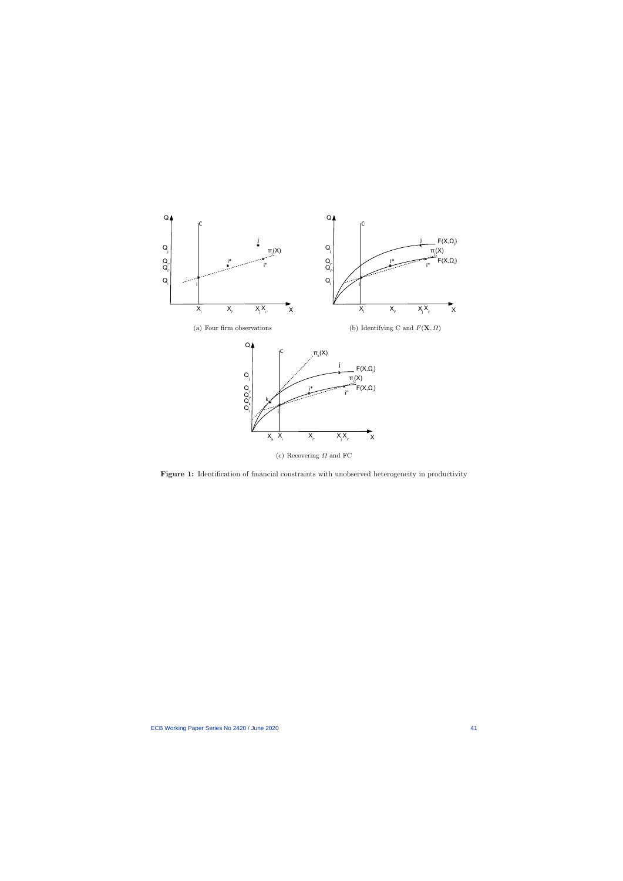(a) Four firm observations

(b) Identifying C and $F(\mathbf{X}, \Omega)$

(c) Recovering $\Omega$ and FC

**Figure 1:** Identification of financial constraints with unobserved heterogeneity in productivity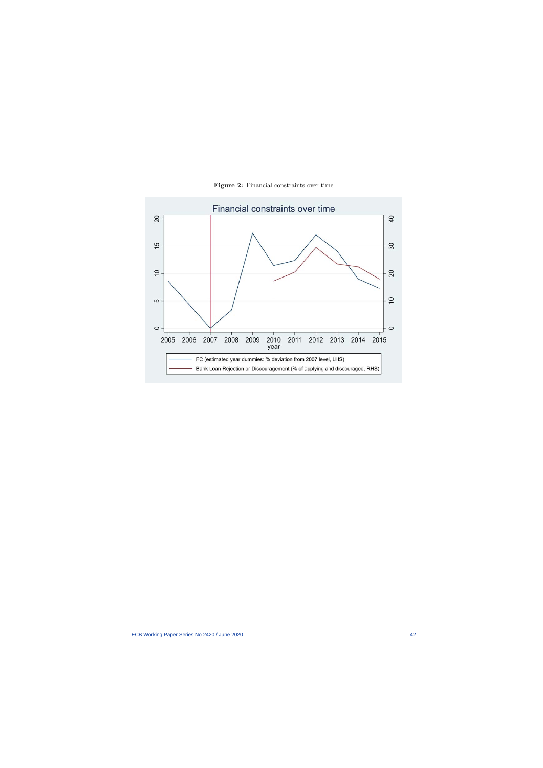**Figure 2:** Financial constraints over time

Financial constraints over time

FC (estimated year dummies: % deviation from 2007 level, LHS)

Bank Loan Rejection or Discouragement (% of applying and discouraged, RHS)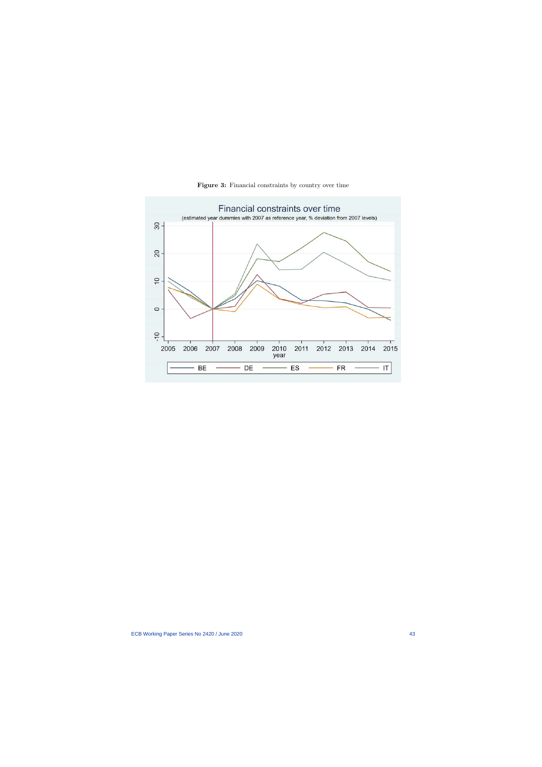**Figure 3:** Financial constraints by country over time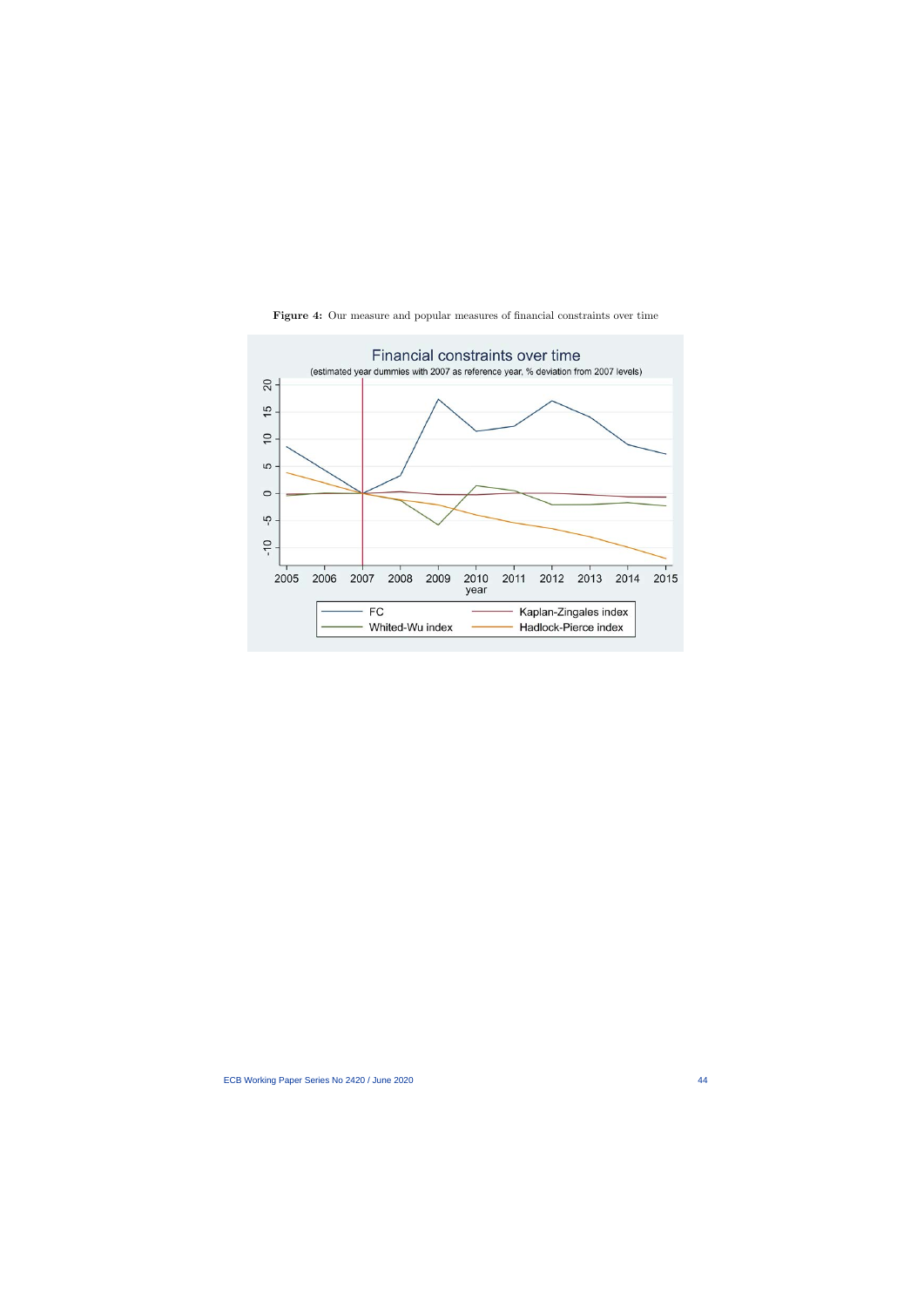**Figure 4:** Our measure and popular measures of financial constraints over time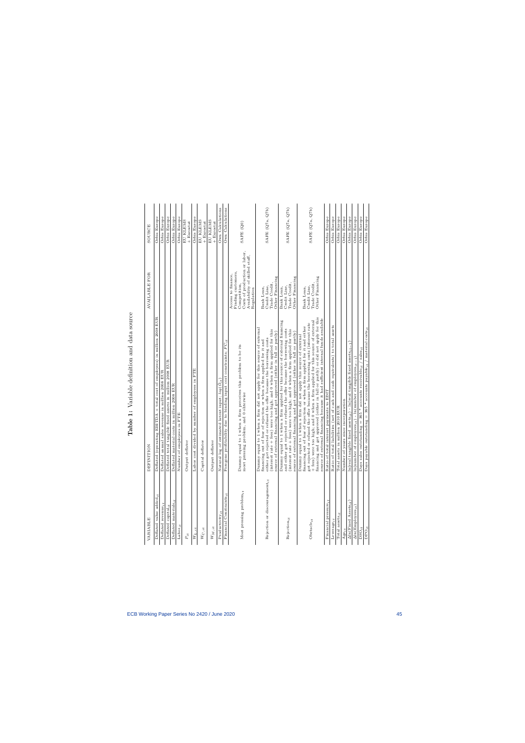**Table 1:** Variable definition and data source

| VARIABLE | DEFINITION | AVAILABLE FOR | SOURCE |
|---|---|---|---|
| Deflated value added$_{it}$ | Deflated (operating EBITDA + total cost of employees) in million 2008 EUR | | Orbis Europe |
| Deflated revenue$_{it}$ | Deflated annual sales revenue in million 2008 EUR | | Orbis Europe |
| Deflated capital$_{it}$ | Deflated total tangible fixed assets in million 2008 EUR | | Orbis Europe |
| Deflated materials$_{it}$ | Deflated material costs in million 2008 EUR | | Orbis Europe |
| Labor$_{it}$ | Number of employees in FTE | | Orbis Europe |
| $P_{it}$ | Output deflator | | EU KLEMS + Eurostat |
| $W_{L,it}$ | Labor cost divided by number of employees in FTE | | Orbis Europe |
| $W_{C,it}$ | Capital deflator | | EU KLEMS + Eurostat |
| $W_{M,it}$ | Output deflator | | EU KLEMS + Eurostat |
| Productivity$_{it}$ | Natural log of estimated latent input: $log(\Omega_{it})$ | | Own Calculations |
| Financial Constraints$_{it}$ | Foregone profitability due to binding input cost constraints, $FC_{it}$ | | Own Calculations |
| Most pressing problem$_{it}$ | Dummy equal to 1 when a firm perceives this problem to be its most pressing problem, and 0 otherwise | Access to finance, Finding customers, Competition, Costs of production or labor, Availability of skilled staff, Regulation | SAFE (Q0) |
| Rejection or discouragement$_{it}$ | Dummy equal to 1 when a firm did not apply for this source of external financing out of fear of rejection or when a firm applied for it and either got rejected or refused the offer because the borrowing costs (interest rate + fees) were too high; and 0 when a firm applied for this source of external financing and got approved (either in full or partly) | Bank Loan, Credit Line, Trade Credit, Other Financing | SAFE (Q7a, Q7b) |
| Rejection$_{it}$ | Dummy equal to 1 when a firm applied for this source of external financing and either got rejected or refused the offer because the borrowing costs (interest rate + fees) were too high; and 0 when a firm applied for this source of external financing and got approved (either in full or partly) | Bank Loan, Credit Line, Trade Credit, Other Financing | SAFE (Q7a, Q7b) |
| Obstacle$_{it}$ | Dummy equal to 1 when a firm did not apply for this source of external financing out of fear of rejection or when a firm applied for it and either got rejected or refused the offer because the borrowing costs (interest rate + fees) were too high; and 0 when a firm applied for this source of external financing and got approved (either in full or partly) or did not apply for this source of external financing because it had sufficient internal funds available | Bank Loan, Credit Line, Trade Credit, Other Financing | SAFE (Q7a, Q7b) |
| Financial pressure$_{it}$ | Ratio of total interest payments to EBIT | | Orbis Europe |
| Leverage$_{it}$ | Ratio of total liabilities (net of cash and cash equivalents) to total assets | | Orbis Europe |
| Total assets$_{it}$ | Total assets in million 2010 EUR | | Orbis Europe |
| Age$_{it}$ | Number of years since incorporation | | Orbis Europe |
| $\Delta$ln(Fixed Assets$_{it}$) | ln(real tangible fixed assets$_{it}$) - ln(real tangible fixed assets$_{it-1}$) | | Orbis Europe |
| $\Delta$ln(Employees$_{it}$) | ln(number of employees$_{it}$) - ln(number of employees$_{it-1}$) | | Orbis Europe |
| DSO$_{it}$ | Days sales outstanding = 365 * accounts receivable$_{it}$ / sales$_{it}$ | | Orbis Europe |
| DPO$_{it}$ | Days payable outstanding = 365 * accounts payable$_{it}$ / material costs$_{it}$ | | Orbis Europe |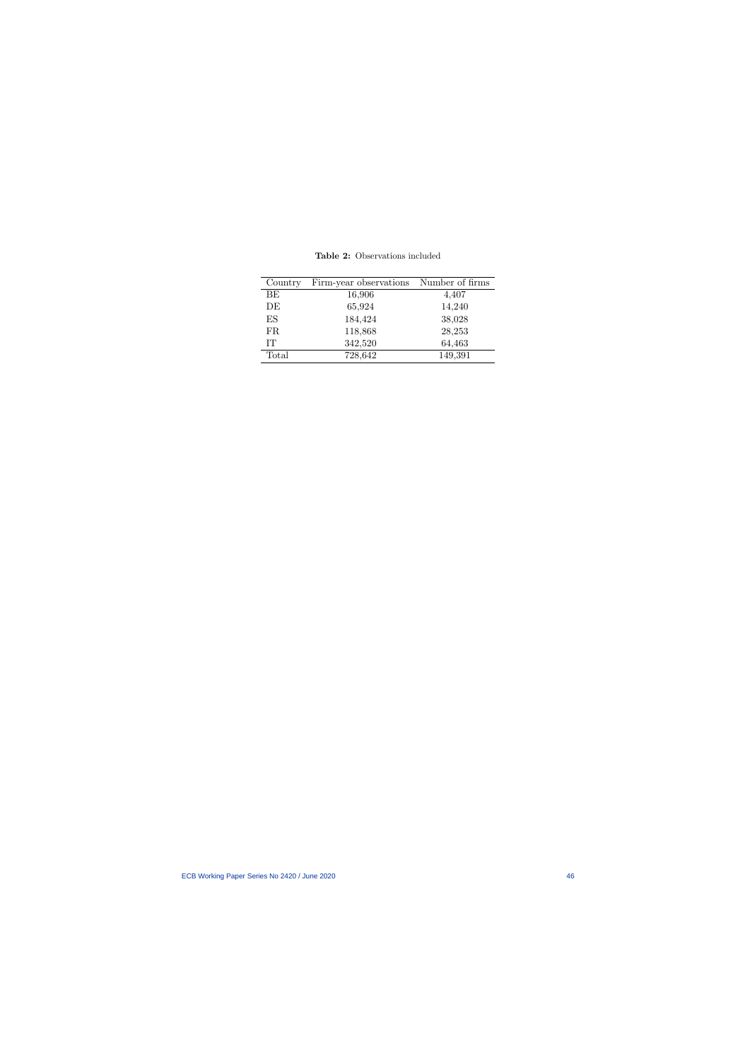**Table 2:** Observations included

| Country | Firm-year observations | Number of firms |
|---|---|---|
| BE | 16,906 | 4,407 |
| DE | 65,924 | 14,240 |
| ES | 184,424 | 38,028 |
| FR | 118,868 | 28,253 |
| IT | 342,520 | 64,463 |
| Total | 728,642 | 149,391 |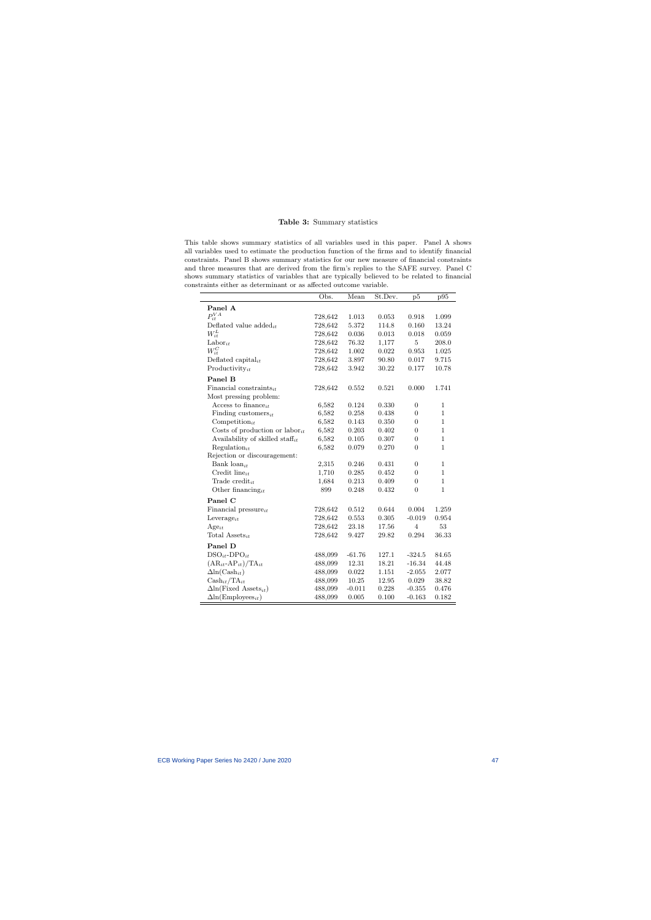**Table 3:** Summary statistics

This table shows summary statistics of all variables used in this paper. Panel A shows all variables used to estimate the production function of the firms and to identify financial constraints. Panel B shows summary statistics for our new measure of financial constraints and three measures that are derived from the firm's replies to the SAFE survey. Panel C shows summary statistics of variables that are typically believed to be related to financial constraints either as determinant or as affected outcome variable.

| | Obs. | Mean | St.Dev. | p5 | p95 |
|---|---|---|---|---|---|
| **Panel A** | | | | | |
| $P_{it}^{VA}$ | 728,642 | 1.013 | 0.053 | 0.918 | 1.099 |
| Deflated value added$_{it}$ | 728,642 | 5.372 | 114.8 | 0.160 | 13.24 |
| $W_{it}^{L}$ | 728,642 | 0.036 | 0.013 | 0.018 | 0.059 |
| Labor$_{it}$ | 728,642 | 76.32 | 1,177 | 5 | 208.0 |
| $W_{it}^{C}$ | 728,642 | 1.002 | 0.022 | 0.953 | 1.025 |
| Deflated capital$_{it}$ | 728,642 | 3.897 | 90.80 | 0.017 | 9.715 |
| Productivity$_{it}$ | 728,642 | 3.942 | 30.22 | 0.177 | 10.78 |
| **Panel B** | | | | | |
| Financial constraints$_{it}$ | 728,642 | 0.552 | 0.521 | 0.000 | 1.741 |
| Most pressing problem: | | | | | |
| Access to finance$_{it}$ | 6,582 | 0.124 | 0.330 | 0 | 1 |
| Finding customers$_{it}$ | 6,582 | 0.258 | 0.438 | 0 | 1 |
| Competition$_{it}$ | 6,582 | 0.143 | 0.350 | 0 | 1 |
| Costs of production or labor$_{it}$ | 6,582 | 0.203 | 0.402 | 0 | 1 |
| Availability of skilled staff$_{it}$ | 6,582 | 0.105 | 0.307 | 0 | 1 |
| Regulation$_{it}$ | 6,582 | 0.079 | 0.270 | 0 | 1 |
| Rejection or discouragement: | | | | | |
| Bank loan$_{it}$ | 2,315 | 0.246 | 0.431 | 0 | 1 |
| Credit line$_{it}$ | 1,710 | 0.285 | 0.452 | 0 | 1 |
| Trade credit$_{it}$ | 1,684 | 0.213 | 0.409 | 0 | 1 |
| Other financing$_{it}$ | 899 | 0.248 | 0.432 | 0 | 1 |
| **Panel C** | | | | | |
| Financial pressure$_{it}$ | 728,642 | 0.512 | 0.644 | 0.004 | 1.259 |
| Leverage$_{it}$ | 728,642 | 0.553 | 0.305 | -0.019 | 0.954 |
| Age$_{it}$ | 728,642 | 23.18 | 17.56 | 4 | 53 |
| Total Assets$_{it}$ | 728,642 | 9.427 | 29.82 | 0.294 | 36.33 |
| **Panel D** | | | | | |
| DSO$_{it}$-DPO$_{it}$ | 488,099 | -61.76 | 127.1 | -324.5 | 84.65 |
| (AR$_{it}$-AP$_{it}$)/TA$_{it}$ | 488,099 | 12.31 | 18.21 | -16.34 | 44.48 |
| $\Delta$ln(Cash$_{it}$) | 488,099 | 0.022 | 1.151 | -2.055 | 2.077 |
| Cash$_{it}$/TA$_{it}$ | 488,099 | 10.25 | 12.95 | 0.029 | 38.82 |
| $\Delta$ln(Fixed Assets$_{it}$) | 488,099 | -0.011 | 0.228 | -0.355 | 0.476 |
| $\Delta$ln(Employees$_{it}$) | 488,099 | 0.005 | 0.100 | -0.163 | 0.182 |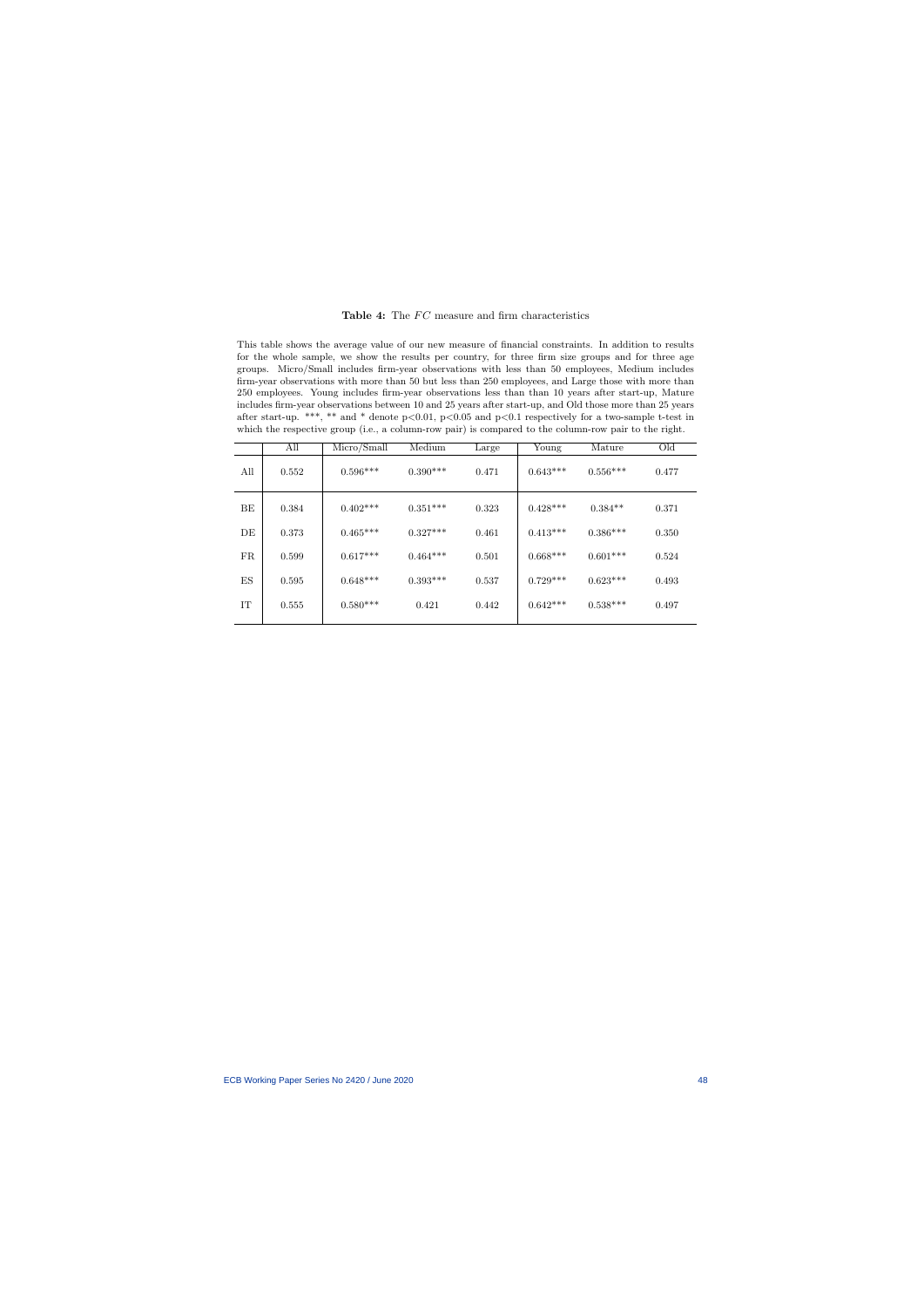**Table 4:** The $FC$ measure and firm characteristics

This table shows the average value of our new measure of financial constraints. In addition to results for the whole sample, we show the results per country, for three firm size groups and for three age groups. Micro/Small includes firm-year observations with less than 50 employees, Medium includes firm-year observations with more than 50 but less than 250 employees, and Large those with more than 250 employees. Young includes firm-year observations less than than 10 years after start-up, Mature includes firm-year observations between 10 and 25 years after start-up, and Old those more than 25 years after start-up. ***, ** and * denote p<0.01, p<0.05 and p<0.1 respectively for a two-sample t-test in which the respective group (i.e., a column-row pair) is compared to the column-row pair to the right.

| | All | Micro/Small | Medium | Large | Young | Mature | Old |
|---|---|---|---|---|---|---|---|
| All | 0.552 | 0.596*** | 0.390*** | 0.471 | 0.643*** | 0.556*** | 0.477 |
| BE | 0.384 | 0.402*** | 0.351*** | 0.323 | 0.428*** | 0.384** | 0.371 |
| DE | 0.373 | 0.465*** | 0.327*** | 0.461 | 0.413*** | 0.386*** | 0.350 |
| FR | 0.599 | 0.617*** | 0.464*** | 0.501 | 0.668*** | 0.601*** | 0.524 |
| ES | 0.595 | 0.648*** | 0.393*** | 0.537 | 0.729*** | 0.623*** | 0.493 |
| IT | 0.555 | 0.580*** | 0.421 | 0.442 | 0.642*** | 0.538*** | 0.497 |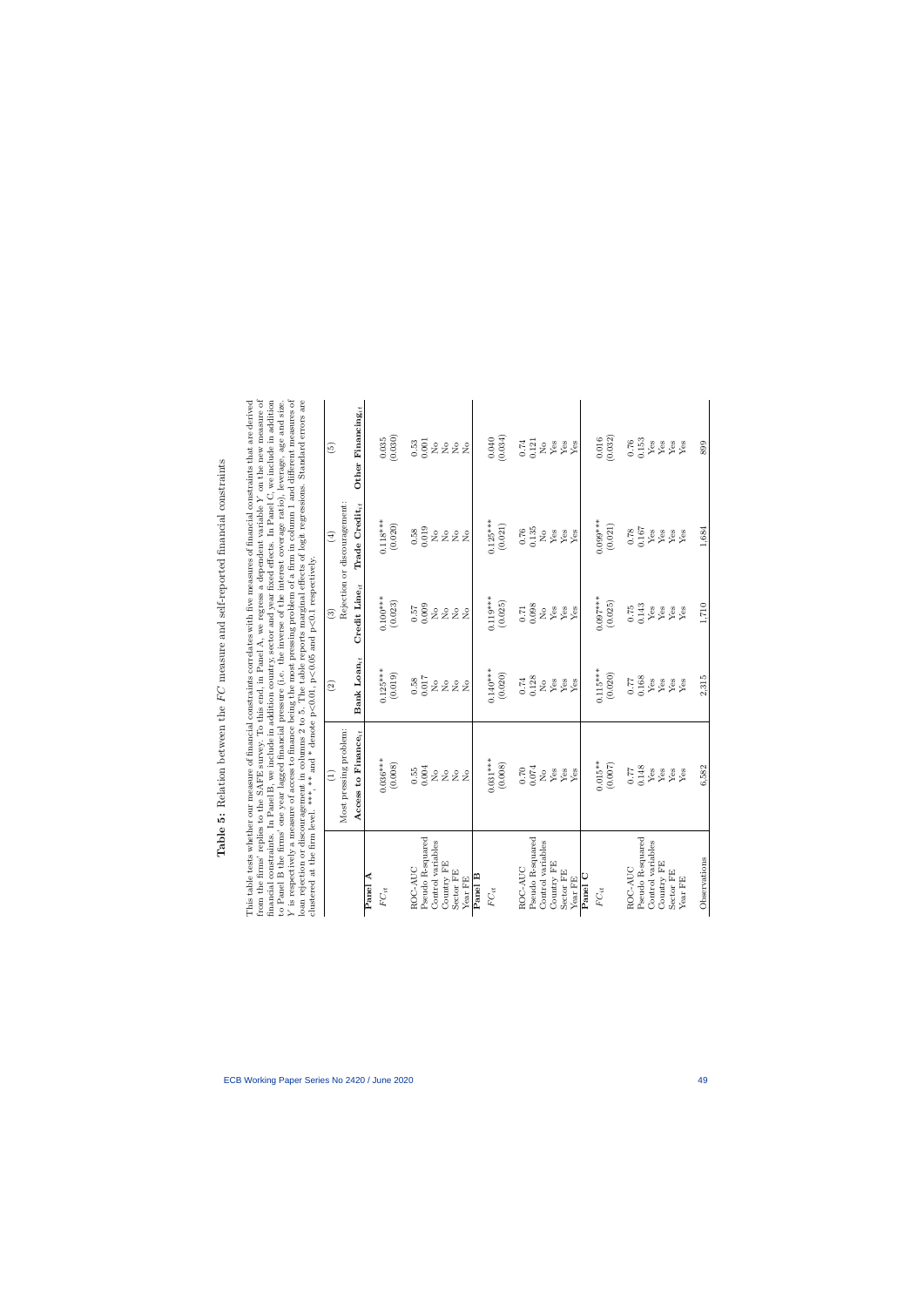**Table 5:** Relation between the $FC$ measure and self-reported financial constraints

This table tests whether our measure of financial constraints correlates with five measures of financial constraints that are derived from the firms' replies to the SAFE survey. To this end, in Panel A, we regress a dependent variable $Y$ on the new measure of financial constraints. In Panel B, we include in addition country, sector and year fixed effects. In Panel C, we include in addition to Panel B the firms' one year lagged financial pressure (i.e. the inverse of the interest coverage ratio), leverage, age and size. $Y$ is respectively a measure of access to finance being the most pressing problem of a firm in column 1 and different measures of loan rejection or discouragement in columns 2 to 5. The table reports marginal effects of logit regressions. Standard errors are clustered at the firm level. ***, ** and * denote p<0.01, p<0.05 and p<0.1 respectively.

| | (1) | (2) | (3) | (4) | (5) |
|---|---|---|---|---|---|
| | Most pressing problem: | | Rejection or discouragement: | | |
| | **Access to Finance**$_{it}$ | **Bank Loan**$_{it}$ | **Credit Line**$_{it}$ | **Trade Credit**$_{it}$ | **Other Financing**$_{it}$ |
| **Panel A** | | | | | |
| $FC_{it}$ | 0.036*** | 0.125*** | 0.100*** | 0.118*** | 0.035 |
| | (0.008) | (0.019) | (0.023) | (0.020) | (0.030) |
| ROC-AUC | 0.55 | 0.58 | 0.57 | 0.58 | 0.53 |
| Pseudo R-squared | 0.004 | 0.017 | 0.009 | 0.019 | 0.001 |
| Control variables | No | No | No | No | No |
| Country FE | No | No | No | No | No |
| Sector FE | No | No | No | No | No |
| Year FE | No | No | No | No | No |
| **Panel B** | | | | | |
| $FC_{it}$ | 0.031*** | 0.140*** | 0.119*** | 0.125*** | 0.040 |
| | (0.008) | (0.020) | (0.025) | (0.021) | (0.034) |
| ROC-AUC | 0.70 | 0.74 | 0.71 | 0.76 | 0.74 |
| Pseudo R-squared | 0.074 | 0.128 | 0.098 | 0.135 | 0.121 |
| Control variables | No | No | No | No | No |
| Country FE | Yes | Yes | Yes | Yes | Yes |
| Sector FE | Yes | Yes | Yes | Yes | Yes |
| Year FE | Yes | Yes | Yes | Yes | Yes |
| **Panel C** | | | | | |
| $FC_{it}$ | 0.015** | 0.115*** | 0.097*** | 0.099*** | 0.016 |
| | (0.007) | (0.020) | (0.025) | (0.021) | (0.032) |
| ROC-AUC | 0.77 | 0.77 | 0.75 | 0.78 | 0.76 |
| Pseudo R-squared | 0.148 | 0.168 | 0.143 | 0.167 | 0.153 |
| Control variables | Yes | Yes | Yes | Yes | Yes |
| Country FE | Yes | Yes | Yes | Yes | Yes |
| Sector FE | Yes | Yes | Yes | Yes | Yes |
| Year FE | Yes | Yes | Yes | Yes | Yes |
| Observations | 6,582 | 2,315 | 1,710 | 1,684 | 899 |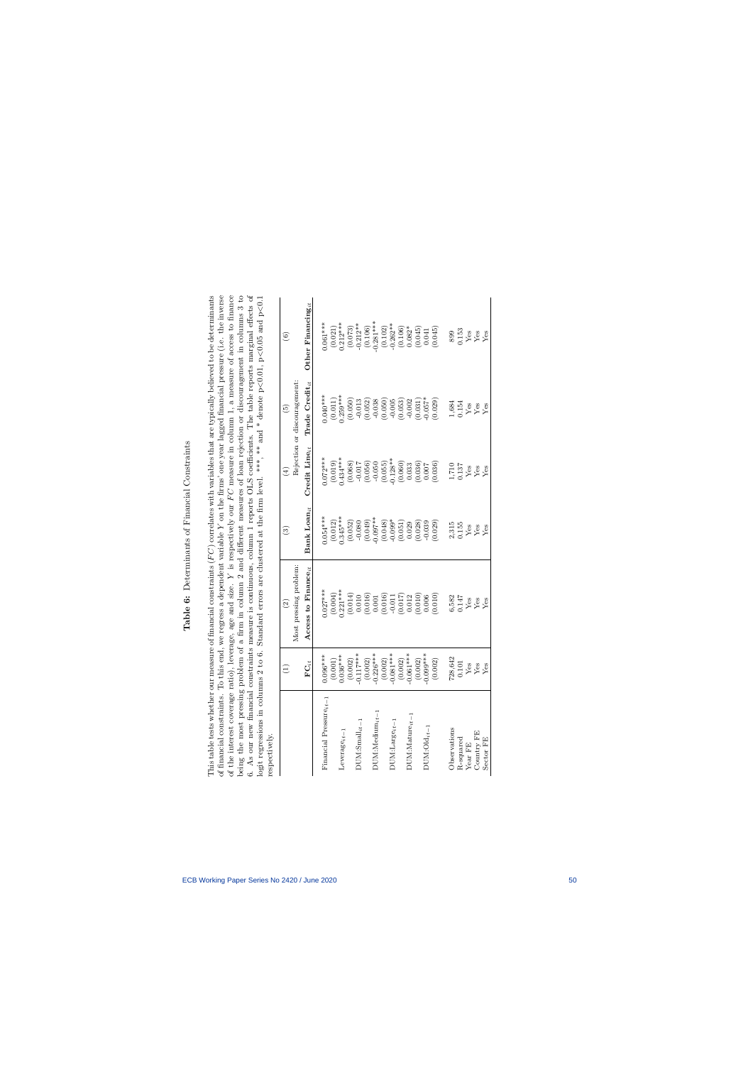# Table 6: Determinants of Financial Constraints

This table tests whether our measure of financial constraints ($FC$) correlates with variables that are typically believed to be determinants of financial constraints. To this end, we regress a dependent variable $Y$ on the firms' one year lagged financial pressure (i.e. the inverse of the interest coverage ratio), leverage, age and size. $Y$ is respectively our $FC$ measure in column 1, a measure of access to finance being the most pressing problem of a firm in column 2 and different measures of loan rejection or discouragement in columns 3 to 6. As our new financial constraints measure is continuous, column 1 reports OLS coefficients. The table reports marginal effects of logit regressions in columns 2 to 6. Standard errors are clustered at the firm level. ***, ** and * denote p<0.01, p<0.05 and p<0.1 respectively.

| | (1) | (2) | (3) | (4) | (5) | (6) |
|---|---|---|---|---|---|---|
| | | Most pressing problem: | Rejection or discouragement: | | | |
| | $FC_{it}$ | Access to $Finance_{it}$ | Bank $Loan_{it}$ | Credit $Line_{it}$ | Trade $Credit_{it}$ | Other $Financing_{it}$ |
| Financial $Pressure_{it-1}$ | 0.096*** | 0.027*** | 0.054*** | 0.072*** | 0.040*** | 0.061*** |
| | (0.001) | (0.004) | (0.012) | (0.019) | (0.011) | (0.021) |
| $Leverage_{it-1}$ | 0.036*** | 0.221*** | 0.345*** | 0.434*** | 0.259*** | 0.212*** |
| | (0.002) | (0.014) | (0.052) | (0.068) | (0.050) | (0.073) |
| $DUM{:}Small_{it-1}$ | -0.117*** | 0.010 | -0.080 | -0.017 | -0.013 | -0.212** |
| | (0.002) | (0.016) | (0.049) | (0.056) | (0.052) | (0.106) |
| $DUM{:}Medium_{it-1}$ | -0.226*** | 0.001 | -0.097** | -0.050 | -0.038 | -0.281*** |
| | (0.002) | (0.016) | (0.048) | (0.055) | (0.050) | (0.102) |
| $DUM{:}Large_{it-1}$ | -0.081*** | -0.011 | -0.099* | -0.128** | -0.005 | -0.262** |
| | (0.002) | (0.017) | (0.051) | (0.060) | (0.053) | (0.106) |
| $DUM{:}Mature_{it-1}$ | -0.061*** | 0.012 | 0.029 | 0.033 | -0.002 | 0.082* |
| | (0.002) | (0.010) | (0.028) | (0.036) | (0.031) | (0.045) |
| $DUM{:}Old_{it-1}$ | -0.099*** | 0.006 | -0.039 | 0.007 | -0.057* | 0.041 |
| | (0.002) | (0.010) | (0.029) | (0.036) | (0.029) | (0.045) |
| Observations | 728,642 | 6,582 | 2,315 | 1,710 | 1,684 | 899 |
| R-squared | 0.101 | 0.147 | 0.155 | 0.137 | 0.154 | 0.153 |
| Year FE | Yes | Yes | Yes | Yes | Yes | Yes |
| Country FE | Yes | Yes | Yes | Yes | Yes | Yes |
| Sector FE | Yes | Yes | Yes | Yes | Yes | Yes |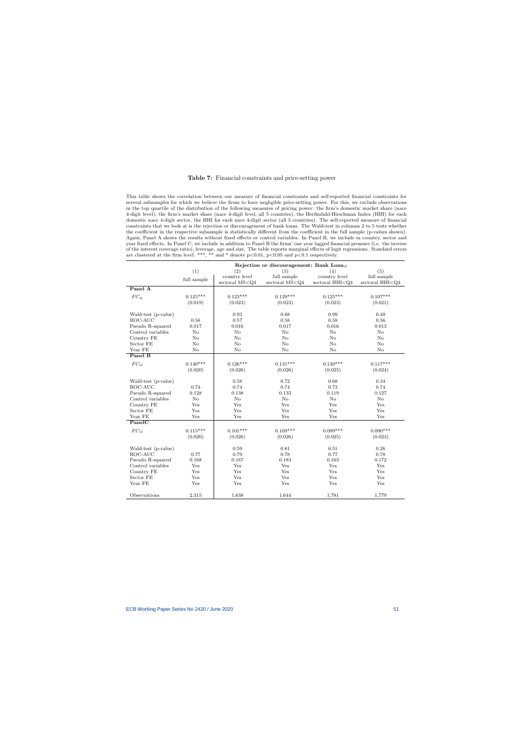**Table 7:** Financial constraints and price-setting power

This table shows the correlation between our measure of financial constraints and self-reported financial constraints for several subsamples for which we believe the firms to have negligible price-setting power. For this, we exclude observations in the top quartile of the distribution of the following measures of pricing power: the firm's domestic market share (nace 4-digit level), the firm's market share (nace 4-digit level, all 5 countries), the Herfindahl-Hirschman Index (HHI) for each domestic nace 4-digit sector, the HHI for each nace 4-digit sector (all 5 countries). The self-reported measure of financial constraints that we look at is the rejection or discouragement of bank loans. The Wald-test in columns 2 to 5 tests whether the coefficient in the respective subsample is statistically different from the coefficient in the full sample (p-values shown). Again, Panel A shows the results without fixed effects or control variables. In Panel B, we include in country, sector and year fixed effects. In Panel C, we include in addition to Panel B the firms' one year lagged financial pressure (i.e. the inverse of the interest coverage ratio), leverage, age and size. The table reports marginal effects of logit regressions. Standard errors are clustered at the firm level. ***, ** and * denote p<0.01, p<0.05 and p<0.1 respectively.

| | Rejection or discouragement: Bank Loan$_{it}$ | | | | |
|---|---|---|---|---|---|
| | (1) | (2) | (3) | (4) | (5) |
| | full sample | country level sectoral MS<Q4 | full sample sectoral MS<Q4 | country level sectoral HHI<Q4 | full sample sectoral HHI<Q4 |
| **Panel A** | | | | | |
| $FC_{it}$ | 0.125*** | 0.123*** | 0.129*** | 0.125*** | 0.107*** |
| | (0.019) | (0.023) | (0.023) | (0.023) | (0.021) |
| Wald-test (p-value) | | 0.93 | 0.88 | 0.99 | 0.40 |
| ROC-AUC | 0.58 | 0.57 | 0.58 | 0.58 | 0.56 |
| Pseudo R-squared | 0.017 | 0.016 | 0.017 | 0.016 | 0.013 |
| Control variables | No | No | No | No | No |
| Country FE | No | No | No | No | No |
| Sector FE | No | No | No | No | No |
| Year FE | No | No | No | No | No |
| **Panel B** | | | | | |
| $FC_{it}$ | 0.140*** | 0.126*** | 0.131*** | 0.130*** | 0.117*** |
| | (0.020) | (0.026) | (0.026) | (0.025) | (0.024) |
| Wald-test (p-value) | | 0.58 | 0.72 | 0.68 | 0.34 |
| ROC-AUC | 0.74 | 0.74 | 0.74 | 0.73 | 0.74 |
| Pseudo R-squared | 0.128 | 0.138 | 0.133 | 0.119 | 0.127 |
| Control variables | No | No | No | No | No |
| Country FE | Yes | Yes | Yes | Yes | Yes |
| Sector FE | Yes | Yes | Yes | Yes | Yes |
| Year FE | Yes | Yes | Yes | Yes | Yes |
| **PanelC** | | | | | |
| $FC_{it}$ | 0.115*** | 0.101*** | 0.109*** | 0.099*** | 0.090*** |
| | (0.020) | (0.026) | (0.026) | (0.025) | (0.023) |
| Wald-test (p-value) | | 0.59 | 0.81 | 0.51 | 0.26 |
| ROC-AUC | 0.77 | 0.79 | 0.78 | 0.77 | 0.78 |
| Pseudo R-squared | 0.168 | 0.187 | 0.183 | 0.163 | 0.172 |
| Control variables | Yes | Yes | Yes | Yes | Yes |
| Country FE | Yes | Yes | Yes | Yes | Yes |
| Sector FE | Yes | Yes | Yes | Yes | Yes |
| Year FE | Yes | Yes | Yes | Yes | Yes |
| Observations | 2,315 | 1,638 | 1,644 | 1,781 | 1,779 |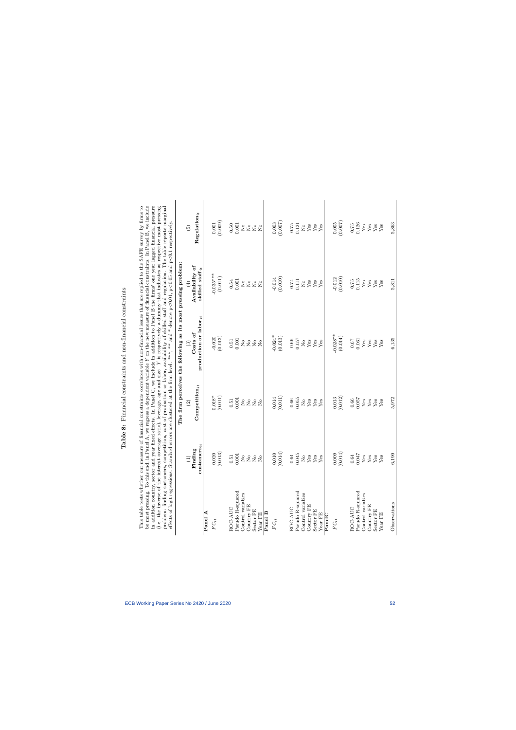**Table 8:** Financial constraints and non-financial constraints

This table tests whether our measure of financial constraints correlates with non-financial issues that are replied to the SAFE survey by firms to be most pressing. To this end, in Panel A, we regress a dependent variable $Y$ on the new measure of financial constraints. In Panel B, we include in addition country, sector and year fixed effects. In Panel C, we include in addition to Panel B the firms' one year lagged financial pressure (i.e. the inverse of the interest coverage ratio), leverage, age and size. $Y$ is respectively a dummy that indicates as respective most pressing problem: finding customers, competition, cost of production or labor, availability of skilled staff and regulation. The table reports marginal effects of logit regressions. Standard errors are clustered at the firm level. ***, ** and * denote p<0.01, p<0.05 and p<0.1 respectively.

| | The firm perceives the following as its most pressing problem: | | | | |
|---|---|---|---|---|---|
| | (1) Finding customers$_{it}$ | (2) Competition$_{it}$ | (3) Costs of production or labor$_{it}$ | (4) Availability of skilled staff$_{it}$ | (5) Regulation$_{it}$ |
| **Panel A** | | | | | |
| $FC_{it}$ | 0.020 | 0.018* | -0.020 | -0.035*** | 0.001 |
| | (0.013) | (0.011) | (0.013) | (0.011) | (0.009) |
| ROC-AUC | 0.51 | 0.51 | 0.51 | 0.54 | 0.50 |
| Pseudo R-squared | 0.001 | 0.001 | 0.001 | 0.001 | 0.001 |
| Control variables | No | No | No | No | No |
| Country FE | No | No | No | No | No |
| Sector FE | No | No | No | No | No |
| Year FE | No | No | No | No | No |
| **Panel B** | | | | | |
| $FC_{it}$ | 0.010 | 0.014 | -0.024* | -0.014 | 0.003 |
| | (0.014) | (0.011) | (0.013) | (0.010) | (0.007) |
| ROC-AUC | 0.64 | 0.66 | 0.66 | 0.74 | 0.75 |
| Pseudo R-squared | 0.045 | 0.055 | 0.057 | 0.111 | 0.121 |
| Control variables | No | No | No | No | No |
| Country FE | Yes | Yes | Yes | Yes | Yes |
| Sector FE | Yes | Yes | Yes | Yes | Yes |
| Year FE | Yes | Yes | Yes | Yes | Yes |
| **PanelC** | | | | | |
| $FC_{it}$ | 0.009 | 0.013 | -0.028** | -0.012 | 0.005 |
| | (0.014) | (0.012) | (0.014) | (0.010) | (0.007) |
| ROC-AUC | 0.64 | 0.66 | 0.67 | 0.75 | 0.75 |
| Pseudo R-squared | 0.047 | 0.057 | 0.061 | 0.115 | 0.126 |
| Control variables | Yes | Yes | Yes | Yes | Yes |
| Country FE | Yes | Yes | Yes | Yes | Yes |
| Sector FE | Yes | Yes | Yes | Yes | Yes |
| Year FE | Yes | Yes | Yes | Yes | Yes |
| Observations | 6,190 | 5,972 | 6,135 | 5,811 | 5,863 |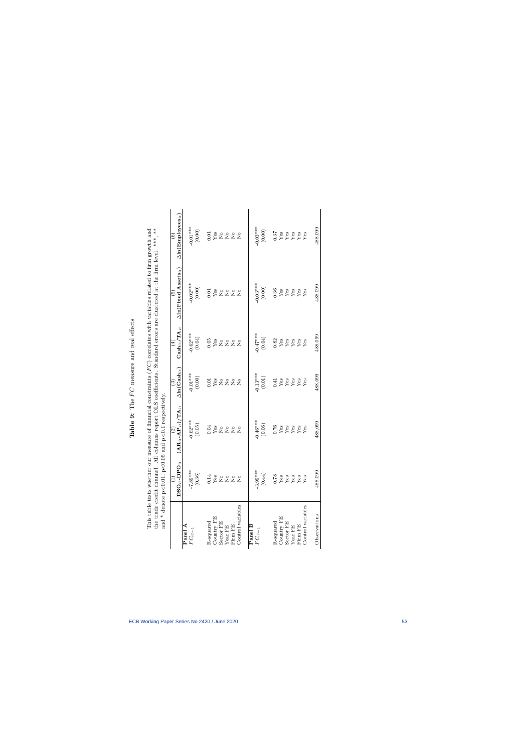**Table 9:** The $FC$ measure and real effects

This table tests whether our measure of financial constraints ($FC$) correlates with variables related to firm growth and the trade credit channel. All columns report OLS coefficients. Standard errors are clustered at the firm level. ***, ** and * denote p<0.01, p<0.05 and p<0.1 respectively.

| | (1) | (2) | (3) | (4) | (5) | (6) |
|---|---|---|---|---|---|---|
| | **DSO$_{it}$-DPO$_{it}$** | **(AR$_{it}$-AP$_{it}$)/TA$_{it}$** | **$\Delta$ln(Cash$_{it}$)** | **Cash$_{it}$/TA$_{it}$** | **$\Delta$ln(Fixed Assets$_{it}$)** | **$\Delta$ln(Employees$_{it}$)** |
| **Panel A** | | | | | | |
| $FC_{t-1}$ | -7.89*** | -0.62*** | -0.01*** | -0.62*** | -0.02*** | -0.01*** |
| | (0.36) | (0.05) | (0.00) | (0.04) | (0.00) | (0.00) |
| R-squared | 0.14 | 0.04 | 0.01 | 0.05 | 0.01 | 0.01 |
| Country FE | Yes | Yes | Yes | Yes | Yes | Yes |
| Sector FE | No | No | No | No | No | No |
| Year FE | No | No | No | No | No | No |
| Firm FE | No | No | No | No | No | No |
| Control variables | No | No | No | No | No | No |
| **Panel B** | | | | | | |
| $FC_{t-1}$ | -3.99*** | -0.46*** | -0.13*** | -0.47*** | -0.03*** | -0.03*** |
| | (0.44) | (0.06) | (0.01) | (0.04) | (0.00) | (0.00) |
| R-squared | 0.78 | 0.76 | 0.41 | 0.82 | 0.36 | 0.37 |
| Country FE | Yes | Yes | Yes | Yes | Yes | Yes |
| Sector FE | Yes | Yes | Yes | Yes | Yes | Yes |
| Year FE | Yes | Yes | Yes | Yes | Yes | Yes |
| Firm FE | Yes | Yes | Yes | Yes | Yes | Yes |
| Control variables | Yes | Yes | Yes | Yes | Yes | Yes |
| Observations | 488,099 | 488,099 | 488,099 | 488,099 | 488,099 | 488,099 |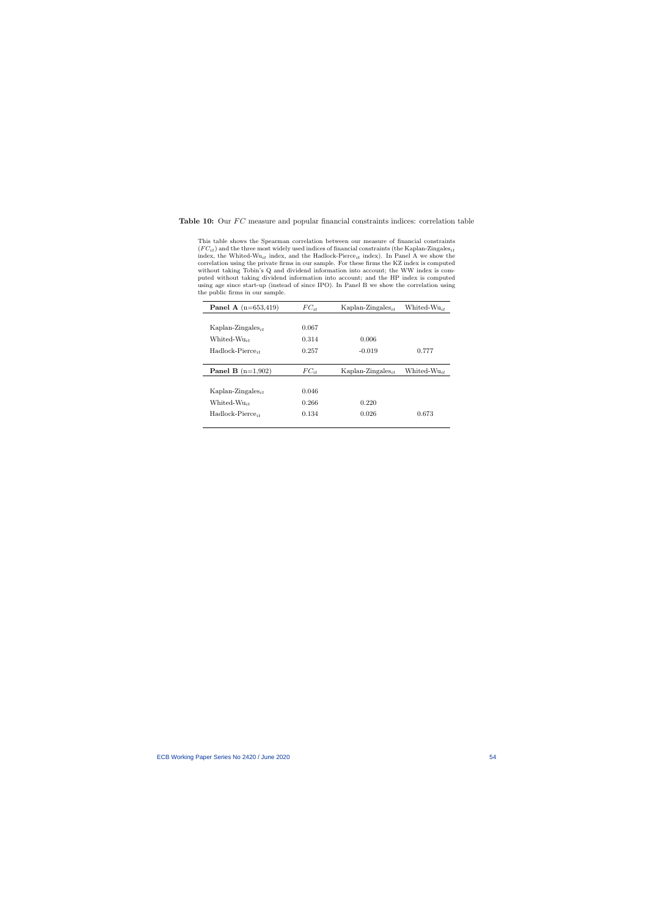**Table 10:** Our $FC$ measure and popular financial constraints indices: correlation table

This table shows the Spearman correlation between our measure of financial constraints ($FC_{it}$) and the three most widely used indices of financial constraints (the Kaplan-Zingales$_{it}$ index, the Whited-Wu$_{it}$ index, and the Hadlock-Pierce$_{it}$ index). In Panel A we show the correlation using the private firms in our sample. For these firms the KZ index is computed without taking Tobin's Q and dividend information into account; the WW index is computed without taking dividend information into account; and the HP index is computed using age since start-up (instead of since IPO). In Panel B we show the correlation using the public firms in our sample.

| **Panel A** (n=653,419) | $FC_{it}$ | Kaplan-Zingales$_{it}$ | Whited-Wu$_{it}$ |
|---|---|---|---|
| Kaplan-Zingales$_{it}$ | 0.067 | | |
| Whited-Wu$_{it}$ | 0.314 | 0.006 | |
| Hadlock-Pierce$_{it}$ | 0.257 | -0.019 | 0.777 |
| **Panel B** (n=1,902) | $FC_{it}$ | Kaplan-Zingales$_{it}$ | Whited-Wu$_{it}$ |
| Kaplan-Zingales$_{it}$ | 0.046 | | |
| Whited-Wu$_{it}$ | 0.266 | 0.220 | |
| Hadlock-Pierce$_{it}$ | 0.134 | 0.026 | 0.673 |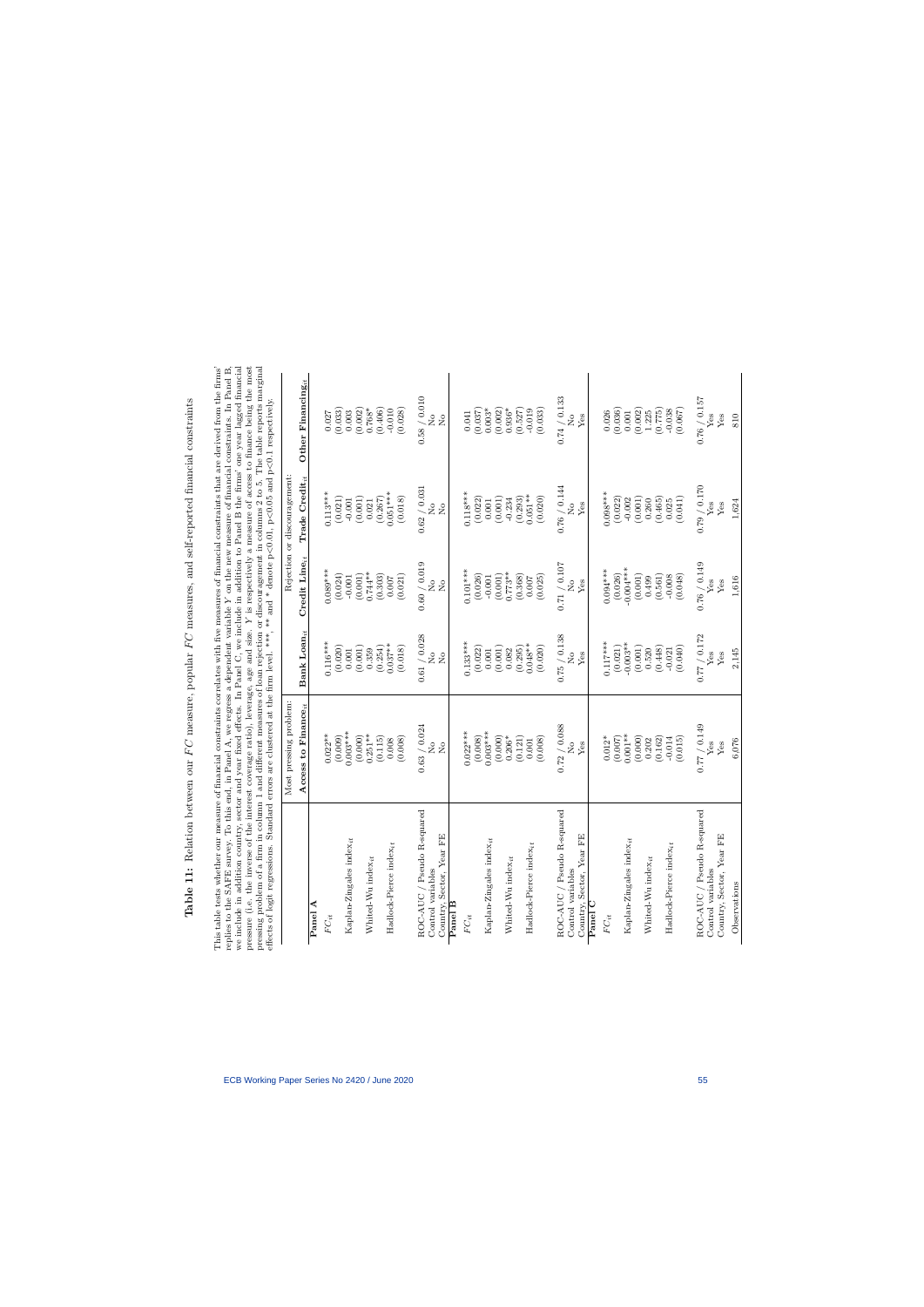**Table 11:** Relation between our $FC$ measure, popular $FC$ measures, and self-reported financial constraints

This table tests whether our measure of financial constraints correlates with five measures of financial constraints that are derived from the firms' replies to the SAFE survey. To this end, in Panel A, we regress a dependent variable $Y$ on the new measure of financial constraints. In Panel B, we include in addition country, sector and year fixed effects. In Panel C, we include in addition to Panel B the firms' one year lagged financial pressure (i.e. the inverse of the interest coverage ratio), leverage, age and size. $Y$ is respectively a measure of access to finance being the most pressing problem of a firm in column 1 and different measures of loan rejection or discouragement in columns 2 to 5. The table reports marginal effects of logit regressions. Standard errors are clustered at the firm level. \*\*\*, \*\* and \* denote p<0.01, p<0.05 and p<0.1 respectively.

| | Most pressing problem: | Rejection or discouragement: | | | |
|---|---|---|---|---|---|
| | **Access to Finance**$_{it}$ | **Bank Loan**$_{it}$ | **Credit Line**$_{it}$ | **Trade Credit**$_{it}$ | **Other Financing**$_{it}$ |
| **Panel A** | | | | | |
| $FC_{it}$ | 0.022** | 0.116*** | 0.089*** | 0.113*** | 0.027 |
| | (0.009) | (0.020) | (0.024) | (0.021) | (0.033) |
| Kaplan-Zingales index$_{it}$ | 0.003*** | 0.001 | -0.001 | -0.001 | 0.003 |
| | (0.000) | (0.001) | (0.001) | (0.001) | (0.002) |
| Whited-Wu index$_{it}$ | 0.251** | 0.359 | 0.744** | 0.021 | 0.768* |
| | (0.115) | (0.254) | (0.303) | (0.267) | (0.406) |
| Hadlock-Pierce index$_{it}$ | 0.008 | 0.037** | 0.007 | 0.051*** | -0.010 |
| | (0.008) | (0.018) | (0.021) | (0.018) | (0.028) |
| ROC-AUC / Pseudo R-squared | 0.63 / 0.024 | 0.61 / 0.028 | 0.60 / 0.019 | 0.62 / 0.031 | 0.58 / 0.010 |
| Control variables | No | No | No | No | No |
| Country, Sector, Year FE | No | No | No | No | No |
| **Panel B** | | | | | |
| $FC_{it}$ | 0.022*** | 0.133*** | 0.101*** | 0.118*** | 0.041 |
| | (0.008) | (0.022) | (0.026) | (0.022) | (0.037) |
| Kaplan-Zingales index$_{it}$ | 0.002*** | 0.001 | -0.001 | 0.001 | 0.003* |
| | (0.000) | (0.001) | (0.001) | (0.001) | (0.002) |
| Whited-Wu index$_{it}$ | 0.206* | 0.082 | 0.773** | -0.234 | 0.936* |
| | (0.121) | (0.295) | (0.368) | (0.293) | (0.527) |
| Hadlock-Pierce index$_{it}$ | 0.001 | 0.048** | 0.007 | 0.051** | -0.019 |
| | (0.008) | (0.020) | (0.025) | (0.020) | (0.033) |
| ROC-AUC / Pseudo R-squared | 0.72 / 0.088 | 0.75 / 0.138 | 0.71 / 0.107 | 0.76 / 0.144 | 0.74 / 0.133 |
| Control variables | No | No | No | No | No |
| Country, Sector, Year FE | Yes | Yes | Yes | Yes | Yes |
| **Panel C** | | | | | |
| $FC_{it}$ | 0.012* | 0.117*** | 0.094*** | 0.098*** | 0.026 |
| | (0.007) | (0.021) | (0.026) | (0.022) | (0.036) |
| Kaplan-Zingales index$_{it}$ | 0.001** | -0.003** | -0.004*** | -0.002 | 0.001 |
| | (0.000) | (0.001) | (0.001) | (0.001) | (0.002) |
| Whited-Wu index$_{it}$ | 0.202 | 0.320 | 0.499 | 0.260 | 1.225 |
| | (0.162) | (0.448) | (0.561) | (0.465) | (0.775) |
| Hadlock-Pierce index$_{it}$ | -0.014 | -0.021 | -0.008 | 0.025 | -0.038 |
| | (0.015) | (0.040) | (0.048) | (0.041) | (0.067) |
| ROC-AUC / Pseudo R-squared | 0.77 / 0.149 | 0.77 / 0.172 | 0.76 / 0.149 | 0.79 / 0.170 | 0.76 / 0.157 |
| Control variables | Yes | Yes | Yes | Yes | Yes |
| Country, Sector, Year FE | Yes | Yes | Yes | Yes | Yes |
| Observations | 6,076 | 2,145 | 1,616 | 1,624 | 810 |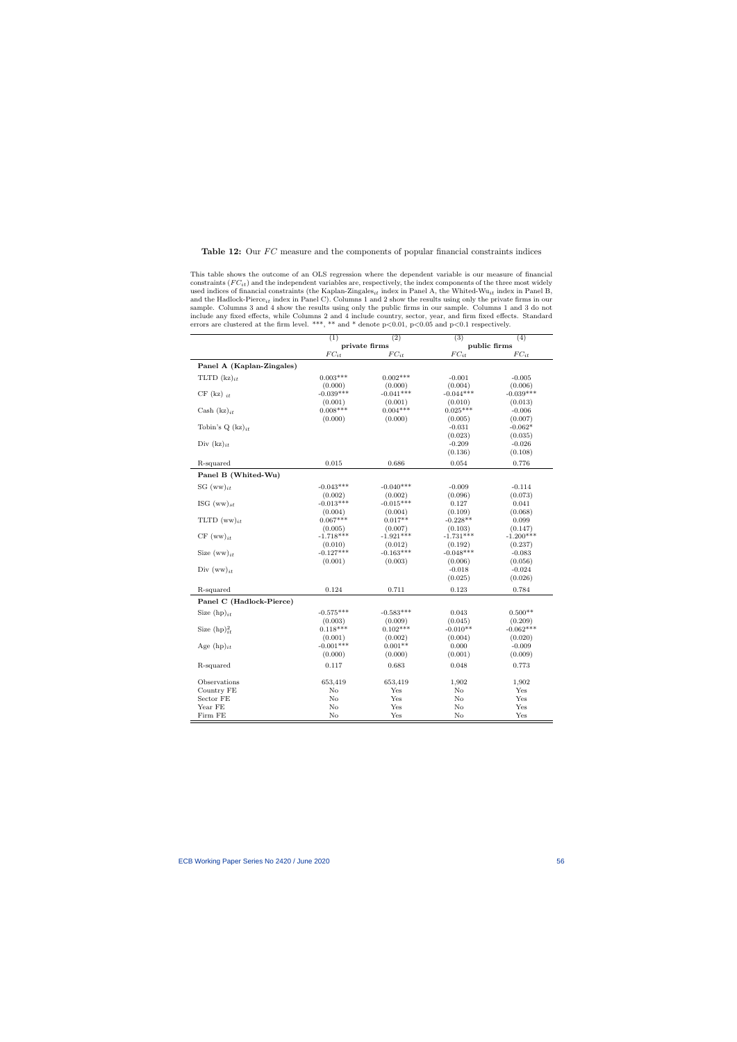**Table 12:** Our $FC$ measure and the components of popular financial constraints indices

This table shows the outcome of an OLS regression where the dependent variable is our measure of financial constraints ($FC_{it}$) and the independent variables are, respectively, the index components of the three most widely used indices of financial constraints (the Kaplan-Zingales$_{it}$ index in Panel A, the Whited-Wu$_{it}$ index in Panel B, and the Hadlock-Pierce$_{it}$ index in Panel C). Columns 1 and 2 show the results using only the private firms in our sample. Columns 3 and 4 show the results using only the public firms in our sample. Columns 1 and 3 do not include any fixed effects, while Columns 2 and 4 include country, sector, year, and firm fixed effects. Standard errors are clustered at the firm level. \*\*\*, \*\* and \* denote p<0.01, p<0.05 and p<0.1 respectively.

| | (1) | (2) | (3) | (4) |
|---|---|---|---|---|
| | private firms | | public firms | |
| | $FC_{it}$ | $FC_{it}$ | $FC_{it}$ | $FC_{it}$ |
| **Panel A (Kaplan-Zingales)** | | | | |
| TLTD $(\text{kz})_{it}$ | 0.003*** | 0.002*** | -0.001 | -0.005 |
| | (0.000) | (0.000) | (0.004) | (0.006) |
| CF $(\text{kz})_{it}$ | -0.039*** | -0.041*** | -0.044*** | -0.039*** |
| | (0.001) | (0.001) | (0.010) | (0.013) |
| Cash $(\text{kz})_{it}$ | 0.008*** | 0.004*** | 0.025*** | -0.006 |
| | (0.000) | (0.000) | (0.005) | (0.007) |
| Tobin's Q $(\text{kz})_{it}$ | | | -0.031 | -0.062* |
| | | | (0.023) | (0.035) |
| Div $(\text{kz})_{it}$ | | | -0.209 | -0.026 |
| | | | (0.136) | (0.108) |
| R-squared | 0.015 | 0.686 | 0.054 | 0.776 |
| **Panel B (Whited-Wu)** | | | | |
| SG $(\text{ww})_{it}$ | -0.043*** | -0.040*** | -0.009 | -0.114 |
| | (0.002) | (0.002) | (0.096) | (0.073) |
| ISG $(\text{ww})_{st}$ | -0.013*** | -0.015*** | 0.127 | 0.041 |
| | (0.004) | (0.004) | (0.109) | (0.068) |
| TLTD $(\text{ww})_{it}$ | 0.067*** | 0.017** | -0.228** | 0.099 |
| | (0.005) | (0.007) | (0.103) | (0.147) |
| CF $(\text{ww})_{it}$ | -1.718*** | -1.921*** | -1.731*** | -1.200*** |
| | (0.010) | (0.012) | (0.192) | (0.237) |
| Size $(\text{ww})_{it}$ | -0.127*** | -0.163*** | -0.048*** | -0.083 |
| | (0.001) | (0.003) | (0.006) | (0.056) |
| Div $(\text{ww})_{it}$ | | | -0.018 | -0.024 |
| | | | (0.025) | (0.026) |
| R-squared | 0.124 | 0.711 | 0.123 | 0.784 |
| **Panel C (Hadlock-Pierce)** | | | | |
| Size $(\text{hp})_{it}$ | -0.575*** | -0.583*** | 0.043 | 0.500** |
| | (0.003) | (0.009) | (0.045) | (0.209) |
| Size $(\text{hp})^2_{it}$ | 0.118*** | 0.102*** | -0.010** | -0.062*** |
| | (0.001) | (0.002) | (0.004) | (0.020) |
| Age $(\text{hp})_{it}$ | -0.001*** | 0.001** | 0.000 | -0.009 |
| | (0.000) | (0.000) | (0.001) | (0.009) |
| R-squared | 0.117 | 0.683 | 0.048 | 0.773 |
| Observations | 653,419 | 653,419 | 1,902 | 1,902 |
| Country FE | No | Yes | No | Yes |
| Sector FE | No | Yes | No | Yes |
| Year FE | No | Yes | No | Yes |
| Firm FE | No | Yes | No | Yes |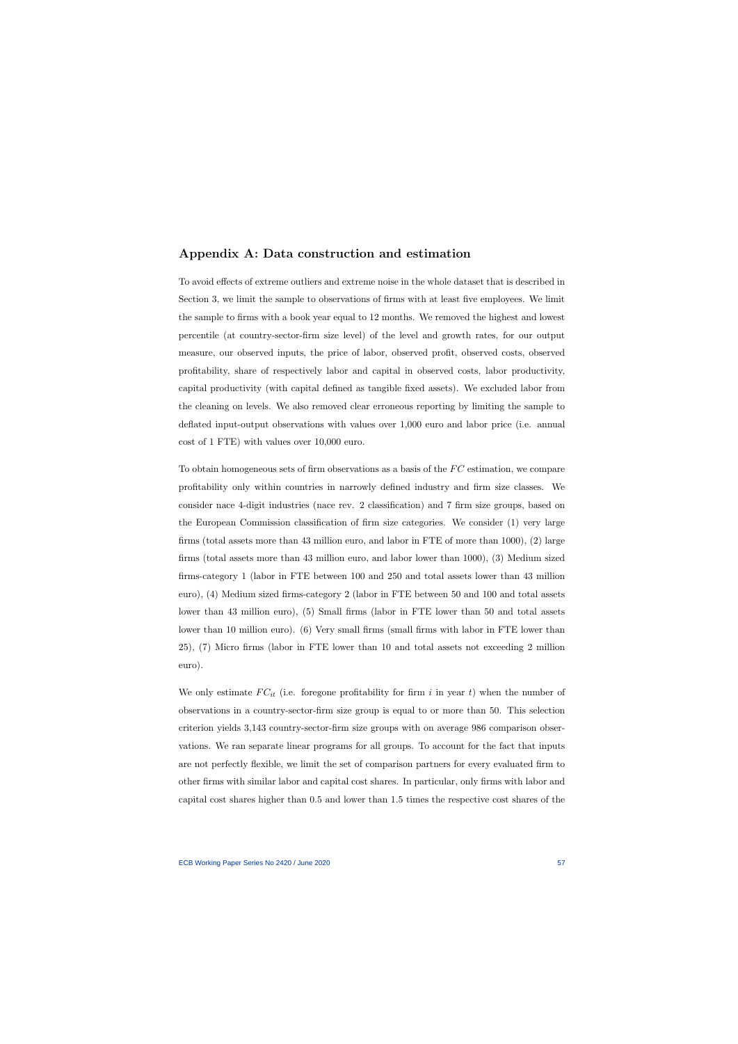## Appendix A: Data construction and estimation

To avoid effects of extreme outliers and extreme noise in the whole dataset that is described in Section 3, we limit the sample to observations of firms with at least five employees. We limit the sample to firms with a book year equal to 12 months. We removed the highest and lowest percentile (at country-sector-firm size level) of the level and growth rates, for our output measure, our observed inputs, the price of labor, observed profit, observed costs, observed profitability, share of respectively labor and capital in observed costs, labor productivity, capital productivity (with capital defined as tangible fixed assets). We excluded labor from the cleaning on levels. We also removed clear erroneous reporting by limiting the sample to deflated input-output observations with values over 1,000 euro and labor price (i.e. annual cost of 1 FTE) with values over 10,000 euro.

To obtain homogeneous sets of firm observations as a basis of the $FC$ estimation, we compare profitability only within countries in narrowly defined industry and firm size classes. We consider nace 4-digit industries (nace rev. 2 classification) and 7 firm size groups, based on the European Commission classification of firm size categories. We consider (1) very large firms (total assets more than 43 million euro, and labor in FTE of more than 1000), (2) large firms (total assets more than 43 million euro, and labor lower than 1000), (3) Medium sized firms-category 1 (labor in FTE between 100 and 250 and total assets lower than 43 million euro), (4) Medium sized firms-category 2 (labor in FTE between 50 and 100 and total assets lower than 43 million euro), (5) Small firms (labor in FTE lower than 50 and total assets lower than 10 million euro). (6) Very small firms (small firms with labor in FTE lower than 25), (7) Micro firms (labor in FTE lower than 10 and total assets not exceeding 2 million euro).

We only estimate $FC_{it}$ (i.e. foregone profitability for firm $i$ in year $t$) when the number of observations in a country-sector-firm size group is equal to or more than 50. This selection criterion yields 3,143 country-sector-firm size groups with on average 986 comparison observations. We ran separate linear programs for all groups. To account for the fact that inputs are not perfectly flexible, we limit the set of comparison partners for every evaluated firm to other firms with similar labor and capital cost shares. In particular, only firms with labor and capital cost shares higher than 0.5 and lower than 1.5 times the respective cost shares of the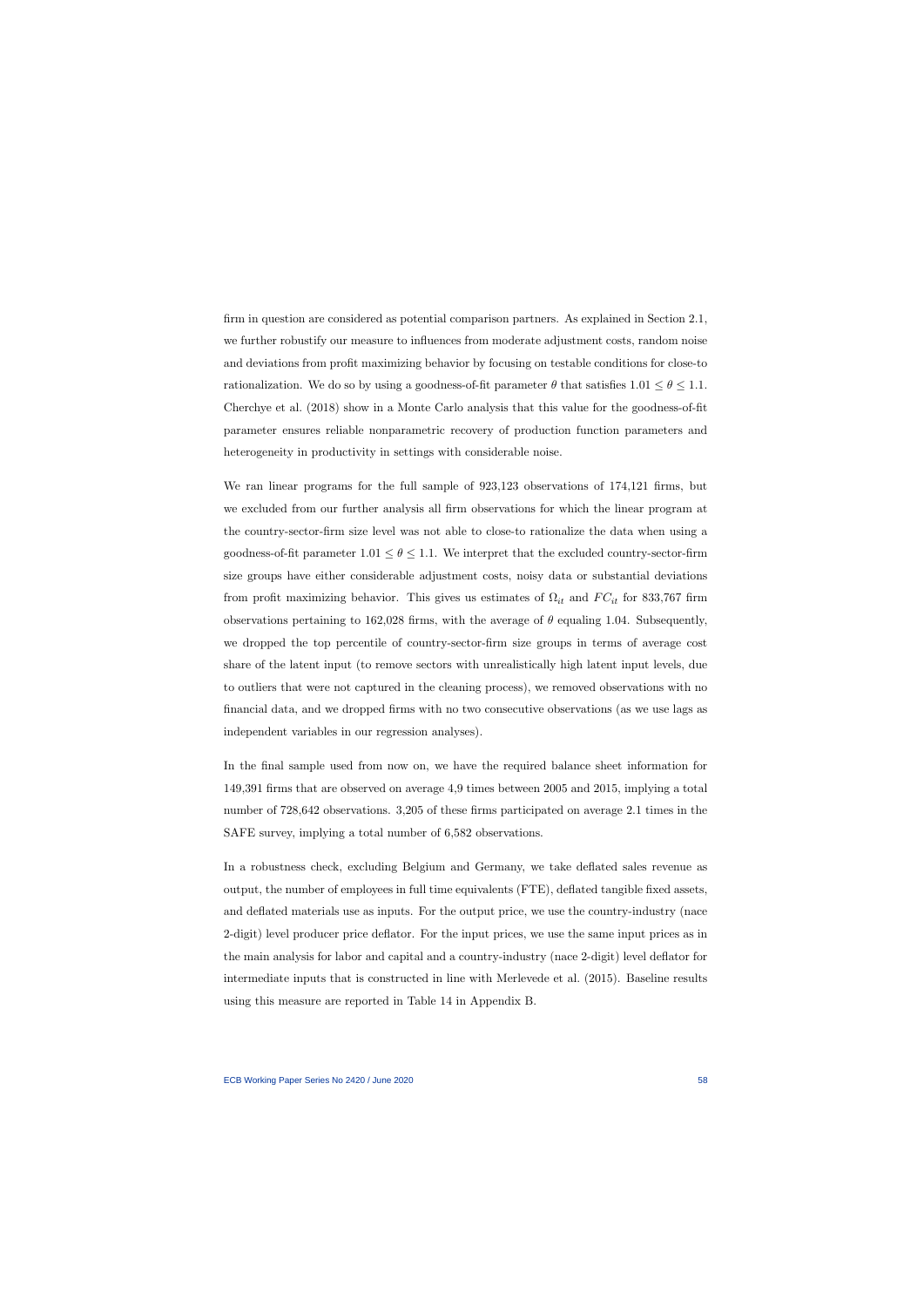firm in question are considered as potential comparison partners. As explained in Section 2.1, we further robustify our measure to influences from moderate adjustment costs, random noise and deviations from profit maximizing behavior by focusing on testable conditions for close-to rationalization. We do so by using a goodness-of-fit parameter $\theta$ that satisfies $1.01 \leq \theta \leq 1.1$. Cherchye et al. (2018) show in a Monte Carlo analysis that this value for the goodness-of-fit parameter ensures reliable nonparametric recovery of production function parameters and heterogeneity in productivity in settings with considerable noise.

We ran linear programs for the full sample of 923,123 observations of 174,121 firms, but we excluded from our further analysis all firm observations for which the linear program at the country-sector-firm size level was not able to close-to rationalize the data when using a goodness-of-fit parameter $1.01 \leq \theta \leq 1.1$. We interpret that the excluded country-sector-firm size groups have either considerable adjustment costs, noisy data or substantial deviations from profit maximizing behavior. This gives us estimates of $\Omega_{it}$ and $FC_{it}$ for 833,767 firm observations pertaining to 162,028 firms, with the average of $\theta$ equaling 1.04. Subsequently, we dropped the top percentile of country-sector-firm size groups in terms of average cost share of the latent input (to remove sectors with unrealistically high latent input levels, due to outliers that were not captured in the cleaning process), we removed observations with no financial data, and we dropped firms with no two consecutive observations (as we use lags as independent variables in our regression analyses).

In the final sample used from now on, we have the required balance sheet information for 149,391 firms that are observed on average 4,9 times between 2005 and 2015, implying a total number of 728,642 observations. 3,205 of these firms participated on average 2.1 times in the SAFE survey, implying a total number of 6,582 observations.

In a robustness check, excluding Belgium and Germany, we take deflated sales revenue as output, the number of employees in full time equivalents (FTE), deflated tangible fixed assets, and deflated materials use as inputs. For the output price, we use the country-industry (nace 2-digit) level producer price deflator. For the input prices, we use the same input prices as in the main analysis for labor and capital and a country-industry (nace 2-digit) level deflator for intermediate inputs that is constructed in line with Merlevede et al. (2015). Baseline results using this measure are reported in Table 14 in Appendix B.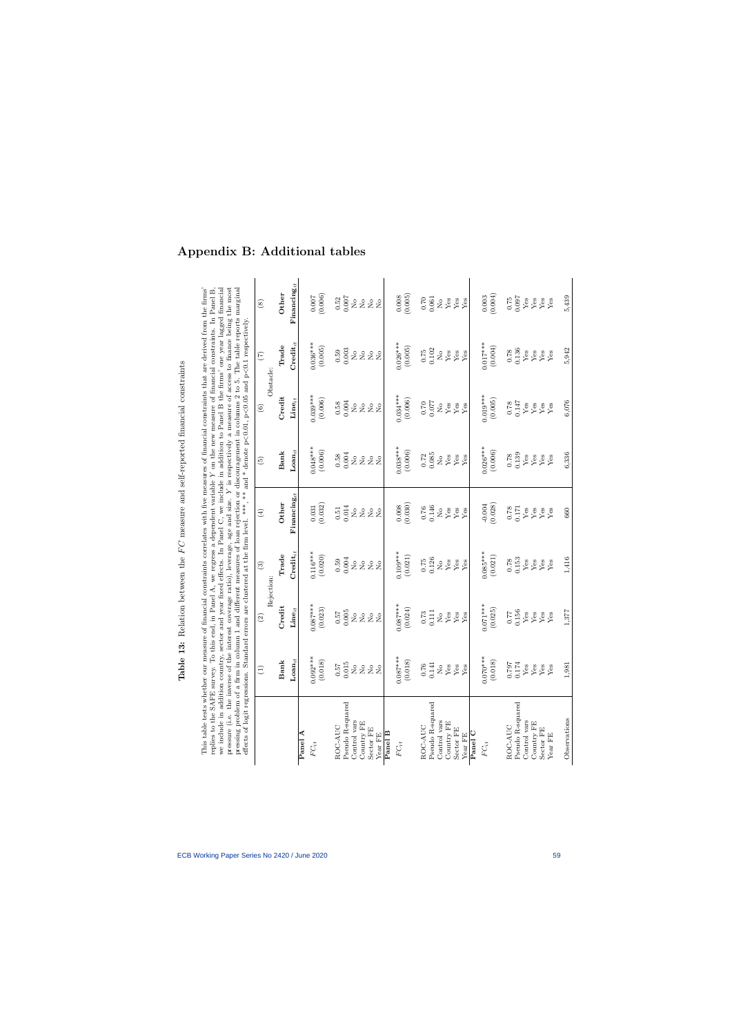# Appendix B: Additional tables

**Table 13:** Relation between the $FC$ measure and self-reported financial constraints

This table tests whether our measure of financial constraints correlates with five measures of financial constraints that are derived from the firms' replies to the SAFE survey. To this end, in Panel A, we regress a dependent variable $Y$ on the new measure of financial constraints. In Panel B, we include in addition country, sector and year fixed effects. In Panel C, we include in addition to Panel B the firms' one year lagged financial pressure (i.e. the inverse of the interest coverage ratio), leverage, age and size. $Y$ is respectively a measure of access to finance being the most pressing problem of a firm in column 1 and different measures of loan rejection or discouragement in columns 2 to 5. The table reports marginal effects of logit regressions. Standard errors are clustered at the firm level. \*\*\*, \*\* and \* denote p<0.01, p<0.05 and p<0.1 respectively.

| | (1) | (2) | (3) | (4) | (5) | (6) | (7) | (8) |
|---|---|---|---|---|---|---|---|---|
| | Rejection: | | | | Obstacle: | | | |
| | **Bank** $\textbf{Loan}_{it}$ | **Credit** $\textbf{Line}_{it}$ | **Trade** $\textbf{Credit}_{it}$ | **Other** $\textbf{Financing}_{it}$ | **Bank** $\textbf{Loan}_{it}$ | **Credit** $\textbf{Line}_{it}$ | **Trade** $\textbf{Credit}_{it}$ | **Other** $\textbf{Financing}_{it}$ |
| **Panel A** | | | | | | | | |
| $FC_{it}$ | 0.092\*\*\* | 0.087\*\*\* | 0.116\*\*\* | 0.031 | 0.048\*\*\* | 0.039\*\*\* | 0.036\*\*\* | 0.007 |
| | (0.018) | (0.023) | (0.020) | (0.032) | (0.006) | (0.006) | (0.005) | (0.006) |
| ROC-AUC | 0.57 | 0.57 | 0.59 | 0.51 | 0.58 | 0.58 | 0.59 | 0.52 |
| Pseudo R-squared | 0.015 | 0.005 | 0.004 | 0.014 | 0.004 | 0.004 | 0.003 | 0.007 |
| Control vars | No | No | No | No | No | No | No | No |
| Country FE | No | No | No | No | No | No | No | No |
| Sector FE | No | No | No | No | No | No | No | No |
| Year FE | No | No | No | No | No | No | No | No |
| **Panel B** | | | | | | | | |
| $FC_{it}$ | 0.087\*\*\* | 0.087\*\*\* | 0.109\*\*\* | 0.008 | 0.038\*\*\* | 0.034\*\*\* | 0.026\*\*\* | 0.008 |
| | (0.018) | (0.024) | (0.021) | (0.030) | (0.006) | (0.006) | (0.005) | (0.005) |
| ROC-AUC | 0.76 | 0.73 | 0.75 | 0.76 | 0.72 | 0.70 | 0.75 | 0.70 |
| Pseudo R-squared | 0.141 | 0.111 | 0.126 | 0.146 | 0.085 | 0.077 | 0.102 | 0.061 |
| Control vars | No | No | No | No | No | No | No | No |
| Country FE | Yes | Yes | Yes | Yes | Yes | Yes | Yes | Yes |
| Sector FE | Yes | Yes | Yes | Yes | Yes | Yes | Yes | Yes |
| Year FE | Yes | Yes | Yes | Yes | Yes | Yes | Yes | Yes |
| **Panel C** | | | | | | | | |
| $FC_{it}$ | 0.070\*\*\* | 0.071\*\*\* | 0.085\*\*\* | -0.004 | 0.026\*\*\* | 0.019\*\*\* | 0.017\*\*\* | 0.003 |
| | (0.018) | (0.025) | (0.021) | (0.028) | (0.006) | (0.005) | (0.004) | (0.004) |
| ROC-AUC | 0.797 | 0.77 | 0.78 | 0.78 | 0.78 | 0.78 | 0.78 | 0.75 |
| Pseudo R-squared | 0.174 | 0.156 | 0.153 | 0.171 | 0.139 | 0.147 | 0.136 | 0.097 |
| Control vars | Yes | Yes | Yes | Yes | Yes | Yes | Yes | Yes |
| Country FE | Yes | Yes | Yes | Yes | Yes | Yes | Yes | Yes |
| Sector FE | Yes | Yes | Yes | Yes | Yes | Yes | Yes | Yes |
| Year FE | Yes | Yes | Yes | Yes | Yes | Yes | Yes | Yes |
| Observations | 1,981 | 1,377 | 1,416 | 660 | 6,336 | 6,076 | 5,942 | 5,439 |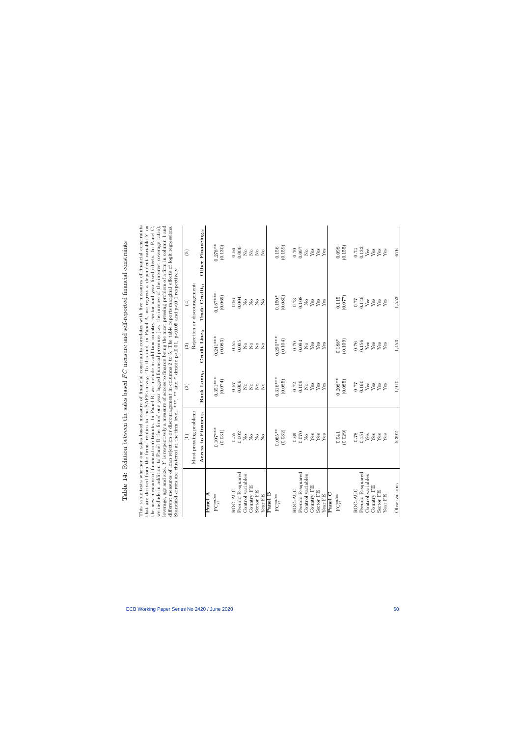**Table 14:** Relation between the sales based $FC$ measure and self-reported financial constraints

This table tests whether our sales based measure of financial constraints correlates with five measures of financial constraints that are derived from the firms' replies to the SAFE survey. To this end, in Panel A, we regress a dependent variable $Y$ on the new measure of financial constraints. In Panel B, we include in addition country, sector and year fixed effects. In Panel C, we include in addition to Panel B the firms' one year lagged financial pressure (i.e. the inverse of the interest coverage ratio), leverage, age and size. $Y$ is respectively a measure of access to finance being the most pressing problem of a firm in column 1 and different measures of loan rejection or discouragement in columns 2 to 5. The table reports marginal effects of logit regressions. Standard errors are clustered at the firm level. \*\*\*, \*\* and \* denote p<0.01, p<0.05 and p<0.1 respectively.

| | (1) | (2) | (3) | (4) | (5) |
|---|---|---|---|---|---|
| | Most pressing problem: | Rejection or discouragement: | | | |
| | **Access to Finance$_{it}$** | **Bank Loan$_{it}$** | **Credit Line$_{it}$** | **Trade Credit$_{it}$** | **Other Financing$_{it}$** |
| **Panel A** | | | | | |
| $FC_{it}^{sales}$ | 0.107\*\*\* | 0.351\*\*\* | 0.241\*\*\* | 0.187\*\*\* | 0.278\*\* |
| | (0.031) | (0.074) | (0.083) | (0.069) | (0.130) |
| ROC-AUC | 0.55 | 0.57 | 0.55 | 0.56 | 0.56 |
| Pseudo R-squared | 0.002 | 0.009 | 0.005 | 0.004 | 0.006 |
| Control variables | No | No | No | No | No |
| Country FE | No | No | No | No | No |
| Sector FE | No | No | No | No | No |
| Year FE | No | No | No | No | No |
| **Panel B** | | | | | |
| $FC_{it}^{sales}$ | 0.065\*\* | 0.316\*\*\* | 0.290\*\*\* | 0.150\* | 0.156 |
| | (0.032) | (0.085) | (0.104) | (0.080) | (0.159) |
| ROC-AUC | 0.69 | 0.72 | 0.70 | 0.73 | 0.70 |
| Pseudo R-squared | 0.070 | 0.109 | 0.094 | 0.108 | 0.097 |
| Control variables | No | No | No | No | No |
| Country FE | Yes | Yes | Yes | Yes | Yes |
| Sector FE | Yes | Yes | Yes | Yes | Yes |
| Year FE | Yes | Yes | Yes | Yes | Yes |
| **Panel C** | | | | | |
| $FC_{it}^{sales}$ | 0.041 | 0.208\*\* | 0.188\* | 0.115 | 0.098 |
| | (0.029) | (0.085) | (0.109) | (0.077) | (0.155) |
| ROC-AUC | 0.78 | 0.77 | 0.76 | 0.77 | 0.74 |
| Pseudo R-squared | 0.151 | 0.160 | 0.156 | 0.146 | 0.132 |
| Control variables | Yes | Yes | Yes | Yes | Yes |
| Country FE | Yes | Yes | Yes | Yes | Yes |
| Sector FE | Yes | Yes | Yes | Yes | Yes |
| Year FE | Yes | Yes | Yes | Yes | Yes |
| Observations | 5,392 | 1,910 | 1,453 | 1,553 | 676 |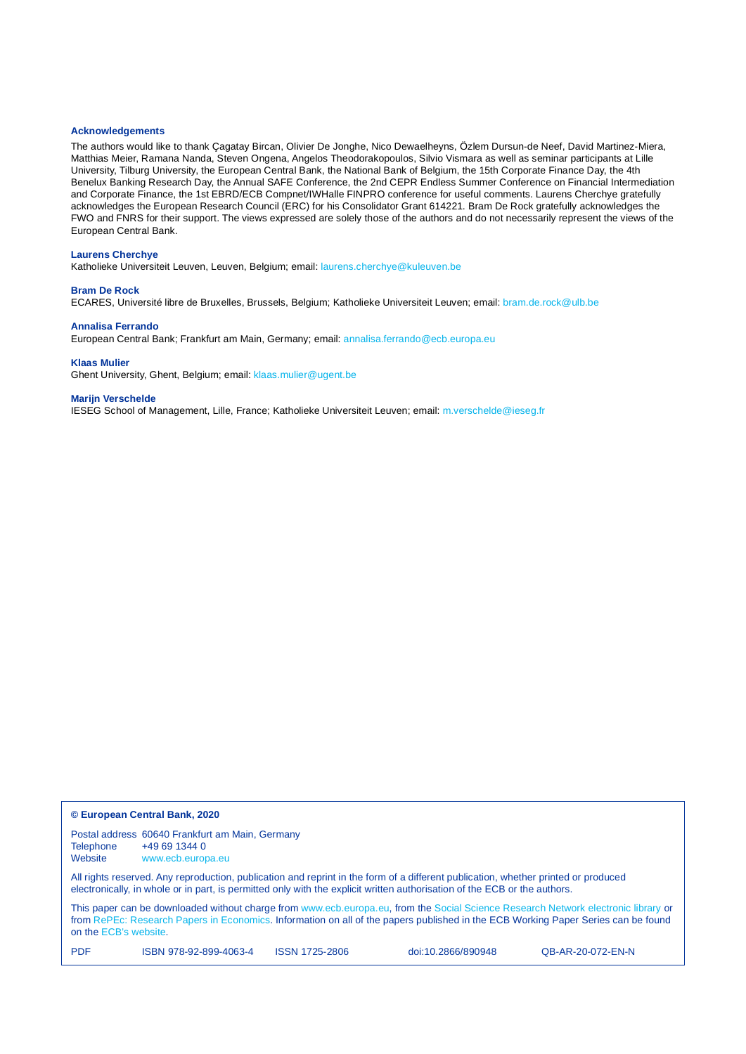### Acknowledgements

The authors would like to thank Çagatay Bircan, Olivier De Jonghe, Nico Dewaelheyns, Özlem Dursun-de Neef, David Martinez-Miera, Matthias Meier, Ramana Nanda, Steven Ongena, Angelos Theodorakopoulos, Silvio Vismara as well as seminar participants at Lille University, Tilburg University, the European Central Bank, the National Bank of Belgium, the 15th Corporate Finance Day, the 4th Benelux Banking Research Day, the Annual SAFE Conference, the 2nd CEPR Endless Summer Conference on Financial Intermediation and Corporate Finance, the 1st EBRD/ECB Compnet/IWHalle FINPRO conference for useful comments. Laurens Cherchye gratefully acknowledges the European Research Council (ERC) for his Consolidator Grant 614221. Bram De Rock gratefully acknowledges the FWO and FNRS for their support. The views expressed are solely those of the authors and do not necessarily represent the views of the European Central Bank.

**Laurens Cherchye**
Katholieke Universiteit Leuven, Leuven, Belgium; email: laurens.cherchye@kuleuven.be

**Bram De Rock**
ECARES, Université libre de Bruxelles, Brussels, Belgium; Katholieke Universiteit Leuven; email: bram.de.rock@ulb.be

**Annalisa Ferrando**
European Central Bank; Frankfurt am Main, Germany; email: annalisa.ferrando@ecb.europa.eu

**Klaas Mulier**
Ghent University, Ghent, Belgium; email: klaas.mulier@ugent.be

**Marijn Verschelde**
IESEG School of Management, Lille, France; Katholieke Universiteit Leuven; email: m.verschelde@ieseg.fr

**© European Central Bank, 2020**

Postal address 60640 Frankfurt am Main, Germany
Telephone +49 69 1344 0
Website www.ecb.europa.eu

All rights reserved. Any reproduction, publication and reprint in the form of a different publication, whether printed or produced electronically, in whole or in part, is permitted only with the explicit written authorisation of the ECB or the authors.

This paper can be downloaded without charge from www.ecb.europa.eu, from the Social Science Research Network electronic library or from RePEc: Research Papers in Economics. Information on all of the papers published in the ECB Working Paper Series can be found on the ECB's website.

| | | | | |
|---|---|---|---|---|
| PDF | ISBN 978-92-899-4063-4 | ISSN 1725-2806 | doi:10.2866/890948 | QB-AR-20-072-EN-N |